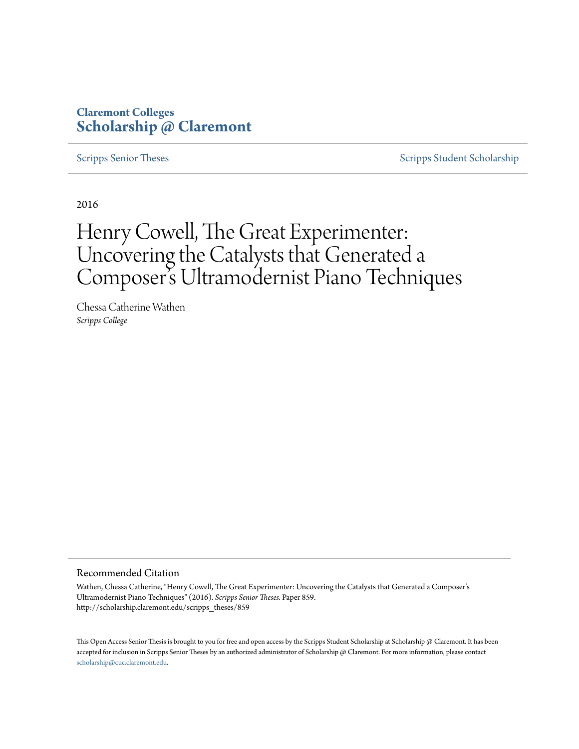Claremont Colleges
**Scholarship @ Claremont**

Scripps Senior Theses | Scripps Student Scholarship

2016

# Henry Cowell, The Great Experimenter: Uncovering the Catalysts that Generated a Composer's Ultramodernist Piano Techniques

Chessa Catherine Wathen
*Scripps College*

## Recommended Citation

Wathen, Chessa Catherine, "Henry Cowell, The Great Experimenter: Uncovering the Catalysts that Generated a Composer's Ultramodernist Piano Techniques" (2016). *Scripps Senior Theses.* Paper 859.
http://scholarship.claremont.edu/scripps_theses/859

This Open Access Senior Thesis is brought to you for free and open access by the Scripps Student Scholarship at Scholarship @ Claremont. It has been accepted for inclusion in Scripps Senior Theses by an authorized administrator of Scholarship @ Claremont. For more information, please contact scholarship@cuc.claremont.edu.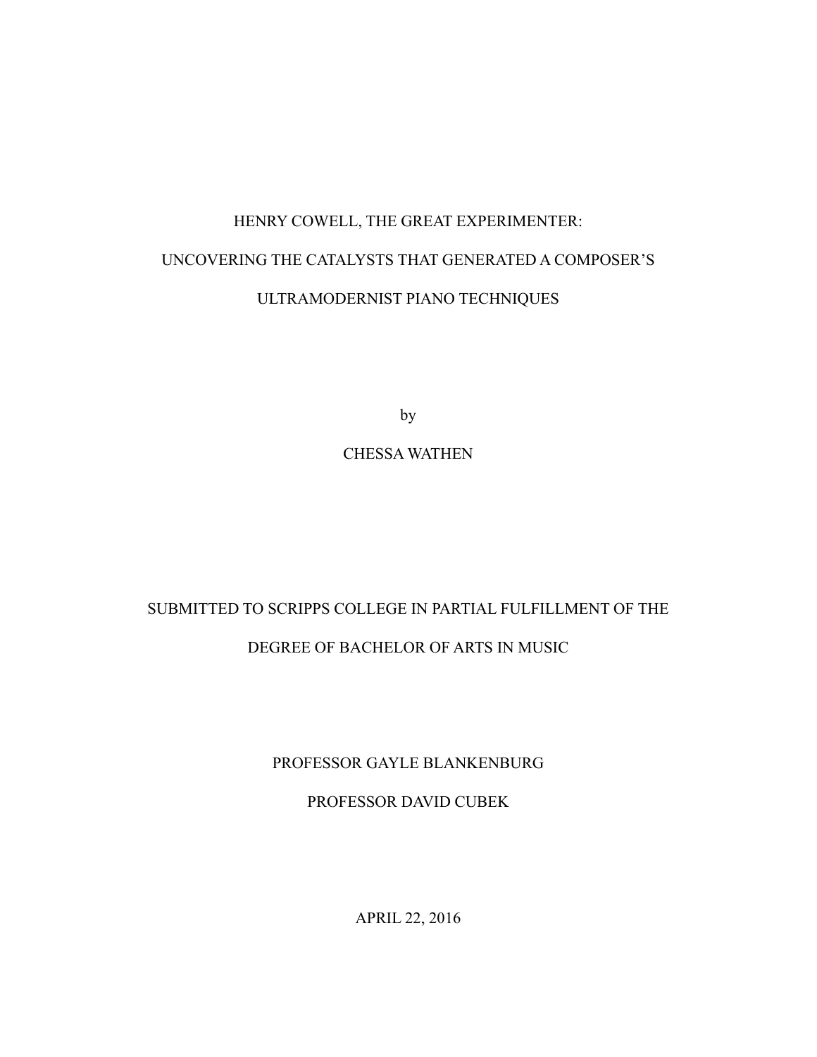# HENRY COWELL, THE GREAT EXPERIMENTER: UNCOVERING THE CATALYSTS THAT GENERATED A COMPOSER'S ULTRAMODERNIST PIANO TECHNIQUES

by

CHESSA WATHEN

SUBMITTED TO SCRIPPS COLLEGE IN PARTIAL FULFILLMENT OF THE DEGREE OF BACHELOR OF ARTS IN MUSIC

PROFESSOR GAYLE BLANKENBURG

PROFESSOR DAVID CUBEK

APRIL 22, 2016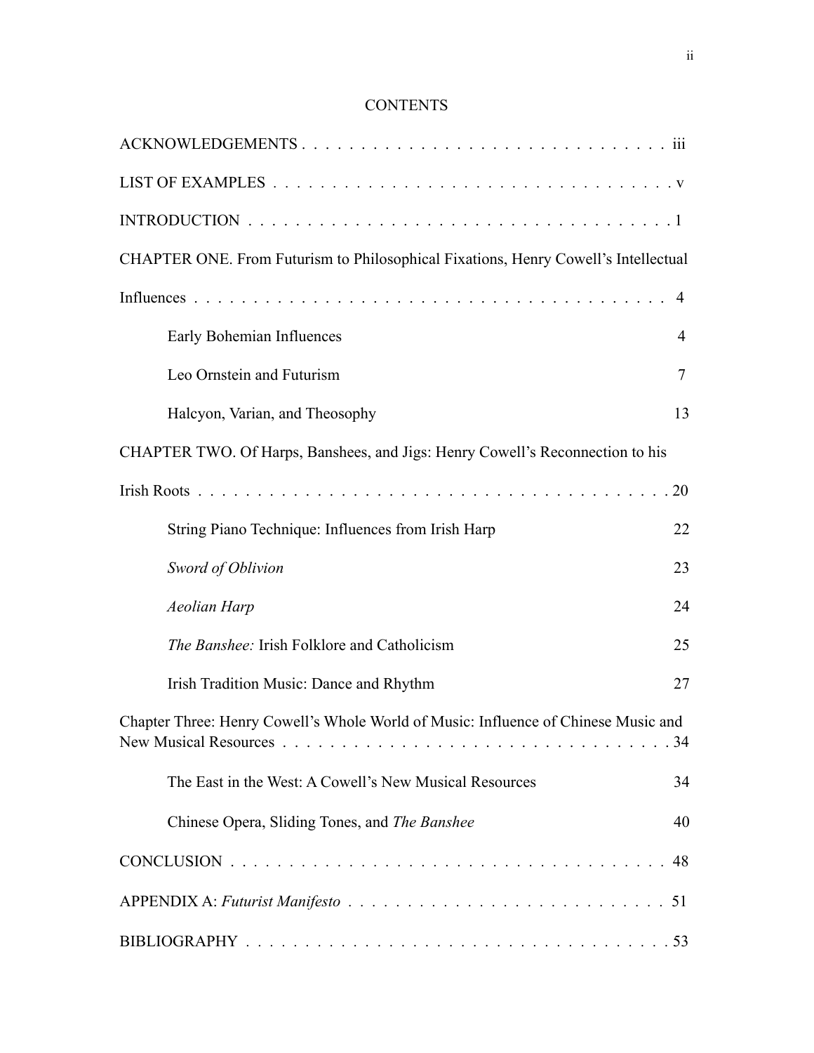# CONTENTS

ACKNOWLEDGEMENTS . . . . . . . . . . . . . . . . . . . . . . . . . . . . . . . . iii

LIST OF EXAMPLES . . . . . . . . . . . . . . . . . . . . . . . . . . . . . . . . . v

INTRODUCTION . . . . . . . . . . . . . . . . . . . . . . . . . . . . . . . . . . . 1

CHAPTER ONE. From Futurism to Philosophical Fixations, Henry Cowell's Intellectual Influences . . . . . . . . . . . . . . . . . . . . . . . . . . . . . . . . . . . . . . 4

- Early Bohemian Influences 4
- Leo Ornstein and Futurism 7
- Halcyon, Varian, and Theosophy 13

CHAPTER TWO. Of Harps, Banshees, and Jigs: Henry Cowell's Reconnection to his Irish Roots . . . . . . . . . . . . . . . . . . . . . . . . . . . . . . . . . . . . . . 20

- String Piano Technique: Influences from Irish Harp 22
- *Sword of Oblivion* 23
- *Aeolian Harp* 24
- *The Banshee:* Irish Folklore and Catholicism 25
- Irish Tradition Music: Dance and Rhythm 27

Chapter Three: Henry Cowell's Whole World of Music: Influence of Chinese Music and New Musical Resources . . . . . . . . . . . . . . . . . . . . . . . . . . . . . . . . 34

- The East in the West: A Cowell's New Musical Resources 34
- Chinese Opera, Sliding Tones, and *The Banshee* 40

CONCLUSION . . . . . . . . . . . . . . . . . . . . . . . . . . . . . . . . . . . . 48

APPENDIX A: *Futurist Manifesto* . . . . . . . . . . . . . . . . . . . . . . . . . . 51

BIBLIOGRAPHY . . . . . . . . . . . . . . . . . . . . . . . . . . . . . . . . . . . 53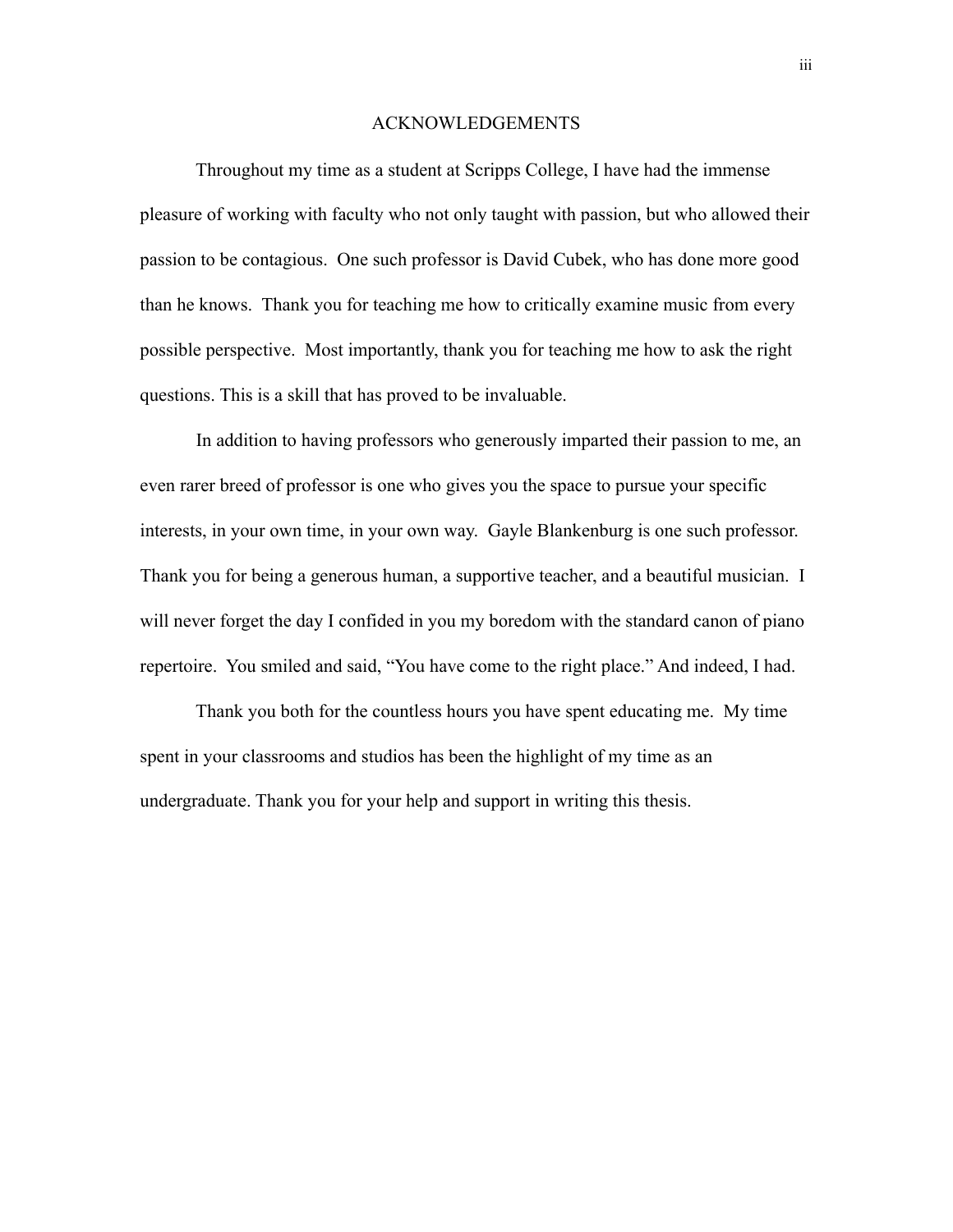# ACKNOWLEDGEMENTS

Throughout my time as a student at Scripps College, I have had the immense pleasure of working with faculty who not only taught with passion, but who allowed their passion to be contagious. One such professor is David Cubek, who has done more good than he knows. Thank you for teaching me how to critically examine music from every possible perspective. Most importantly, thank you for teaching me how to ask the right questions. This is a skill that has proved to be invaluable.

In addition to having professors who generously imparted their passion to me, an even rarer breed of professor is one who gives you the space to pursue your specific interests, in your own time, in your own way. Gayle Blankenburg is one such professor. Thank you for being a generous human, a supportive teacher, and a beautiful musician. I will never forget the day I confided in you my boredom with the standard canon of piano repertoire. You smiled and said, "You have come to the right place." And indeed, I had.

Thank you both for the countless hours you have spent educating me. My time spent in your classrooms and studios has been the highlight of my time as an undergraduate. Thank you for your help and support in writing this thesis.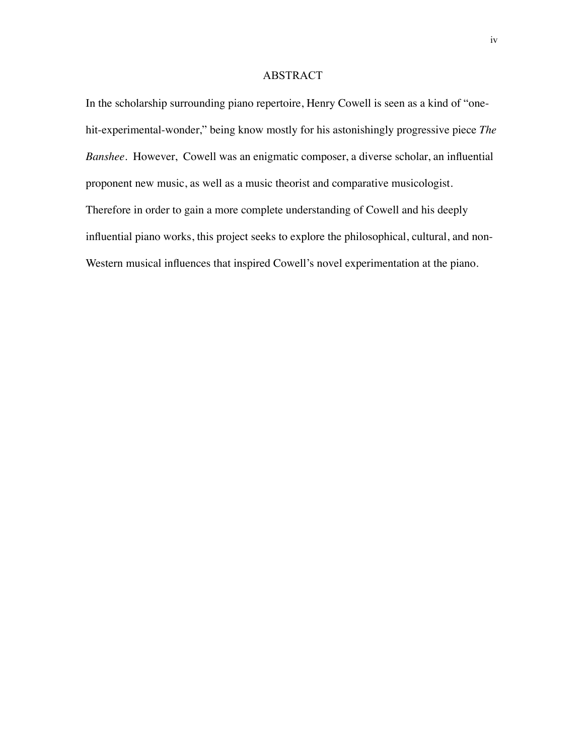# ABSTRACT

In the scholarship surrounding piano repertoire, Henry Cowell is seen as a kind of "one-hit-experimental-wonder," being know mostly for his astonishingly progressive piece *The Banshee*. However, Cowell was an enigmatic composer, a diverse scholar, an influential proponent new music, as well as a music theorist and comparative musicologist. Therefore in order to gain a more complete understanding of Cowell and his deeply influential piano works, this project seeks to explore the philosophical, cultural, and non-Western musical influences that inspired Cowell's novel experimentation at the piano.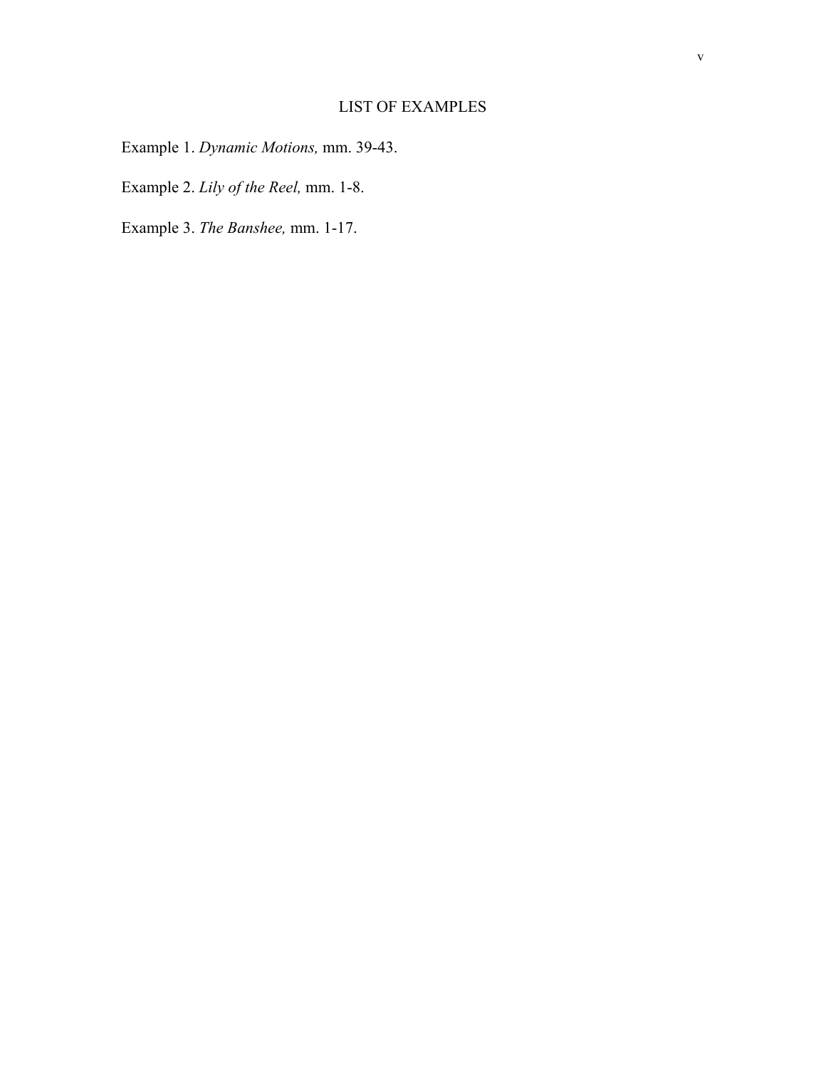# LIST OF EXAMPLES

Example 1. *Dynamic Motions,* mm. 39-43.

Example 2. *Lily of the Reel,* mm. 1-8.

Example 3. *The Banshee,* mm. 1-17.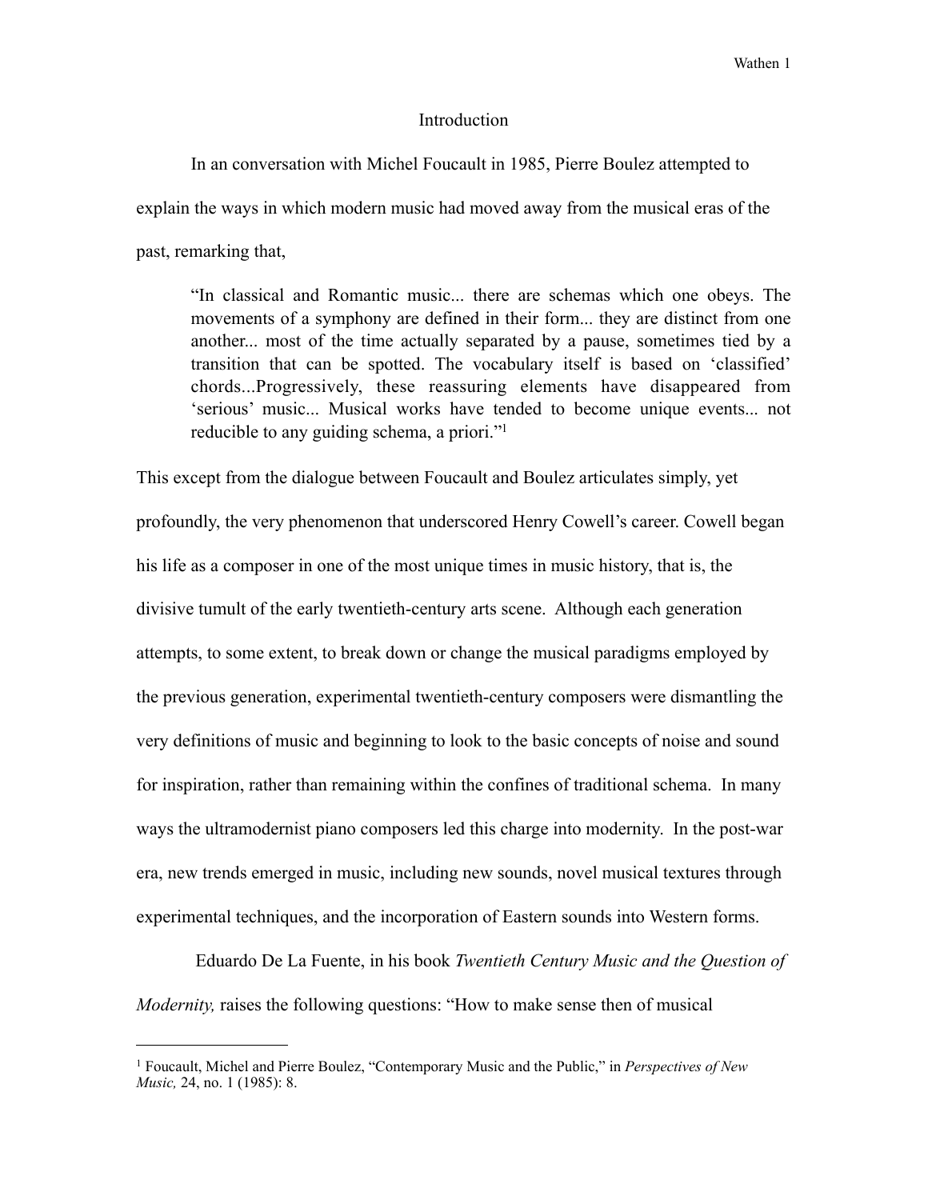# Introduction

In an conversation with Michel Foucault in 1985, Pierre Boulez attempted to explain the ways in which modern music had moved away from the musical eras of the past, remarking that,

> "In classical and Romantic music... there are schemas which one obeys. The movements of a symphony are defined in their form... they are distinct from one another... most of the time actually separated by a pause, sometimes tied by a transition that can be spotted. The vocabulary itself is based on 'classified' chords...Progressively, these reassuring elements have disappeared from 'serious' music... Musical works have tended to become unique events... not reducible to any guiding schema, a priori."[1]

This except from the dialogue between Foucault and Boulez articulates simply, yet profoundly, the very phenomenon that underscored Henry Cowell's career. Cowell began his life as a composer in one of the most unique times in music history, that is, the divisive tumult of the early twentieth-century arts scene. Although each generation attempts, to some extent, to break down or change the musical paradigms employed by the previous generation, experimental twentieth-century composers were dismantling the very definitions of music and beginning to look to the basic concepts of noise and sound for inspiration, rather than remaining within the confines of traditional schema. In many ways the ultramodernist piano composers led this charge into modernity. In the post-war era, new trends emerged in music, including new sounds, novel musical textures through experimental techniques, and the incorporation of Eastern sounds into Western forms.

Eduardo De La Fuente, in his book *Twentieth Century Music and the Question of Modernity,* raises the following questions: "How to make sense then of musical

---

[1] Foucault, Michel and Pierre Boulez, "Contemporary Music and the Public," in *Perspectives of New Music,* 24, no. 1 (1985): 8.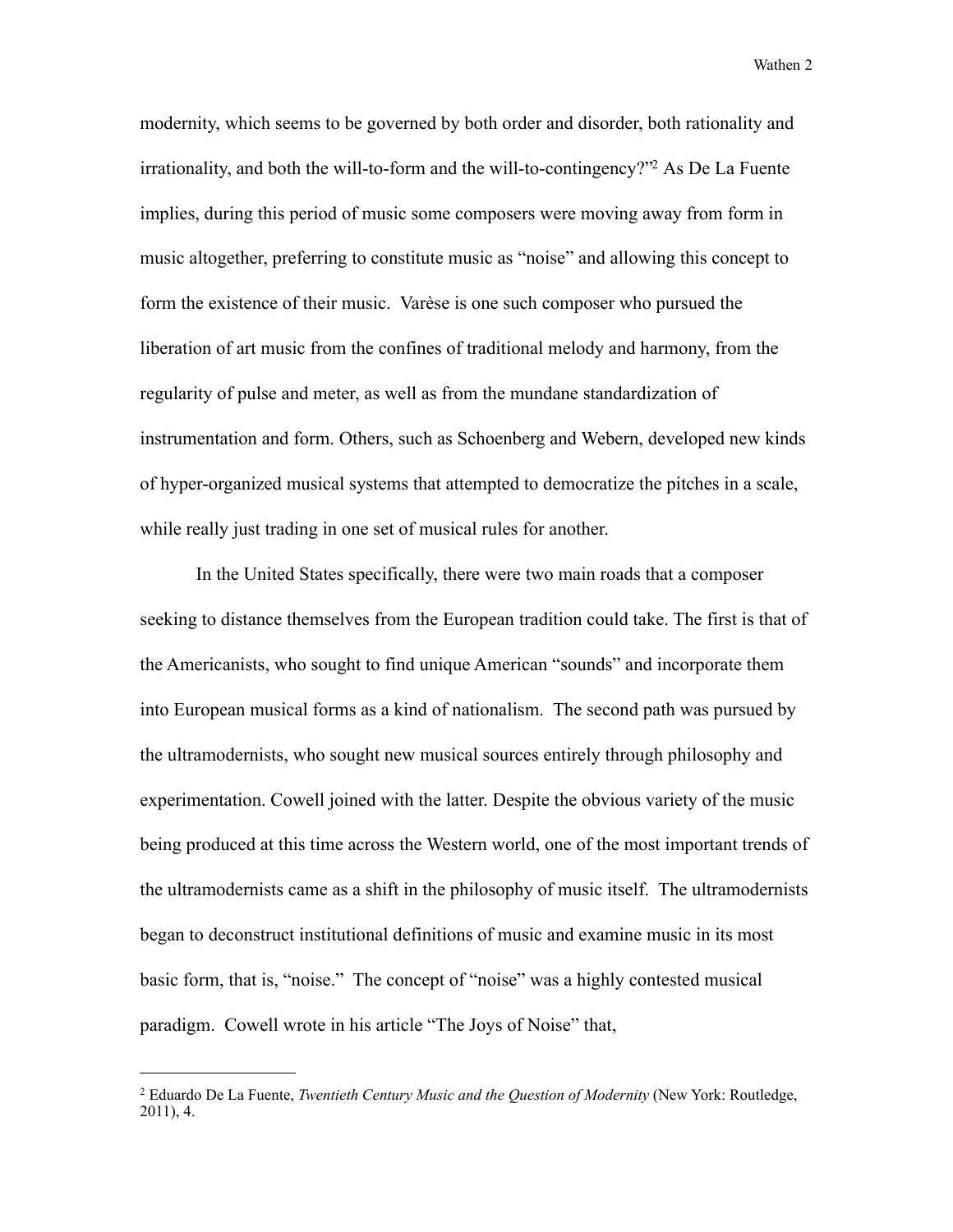modernity, which seems to be governed by both order and disorder, both rationality and irrationality, and both the will-to-form and the will-to-contingency?"[2] As De La Fuente implies, during this period of music some composers were moving away from form in music altogether, preferring to constitute music as "noise" and allowing this concept to form the existence of their music. Varèse is one such composer who pursued the liberation of art music from the confines of traditional melody and harmony, from the regularity of pulse and meter, as well as from the mundane standardization of instrumentation and form. Others, such as Schoenberg and Webern, developed new kinds of hyper-organized musical systems that attempted to democratize the pitches in a scale, while really just trading in one set of musical rules for another.

In the United States specifically, there were two main roads that a composer seeking to distance themselves from the European tradition could take. The first is that of the Americanists, who sought to find unique American "sounds" and incorporate them into European musical forms as a kind of nationalism. The second path was pursued by the ultramodernists, who sought new musical sources entirely through philosophy and experimentation. Cowell joined with the latter. Despite the obvious variety of the music being produced at this time across the Western world, one of the most important trends of the ultramodernists came as a shift in the philosophy of music itself. The ultramodernists began to deconstruct institutional definitions of music and examine music in its most basic form, that is, "noise." The concept of "noise" was a highly contested musical paradigm. Cowell wrote in his article "The Joys of Noise" that,

---

[2] Eduardo De La Fuente, *Twentieth Century Music and the Question of Modernity* (New York: Routledge, 2011), 4.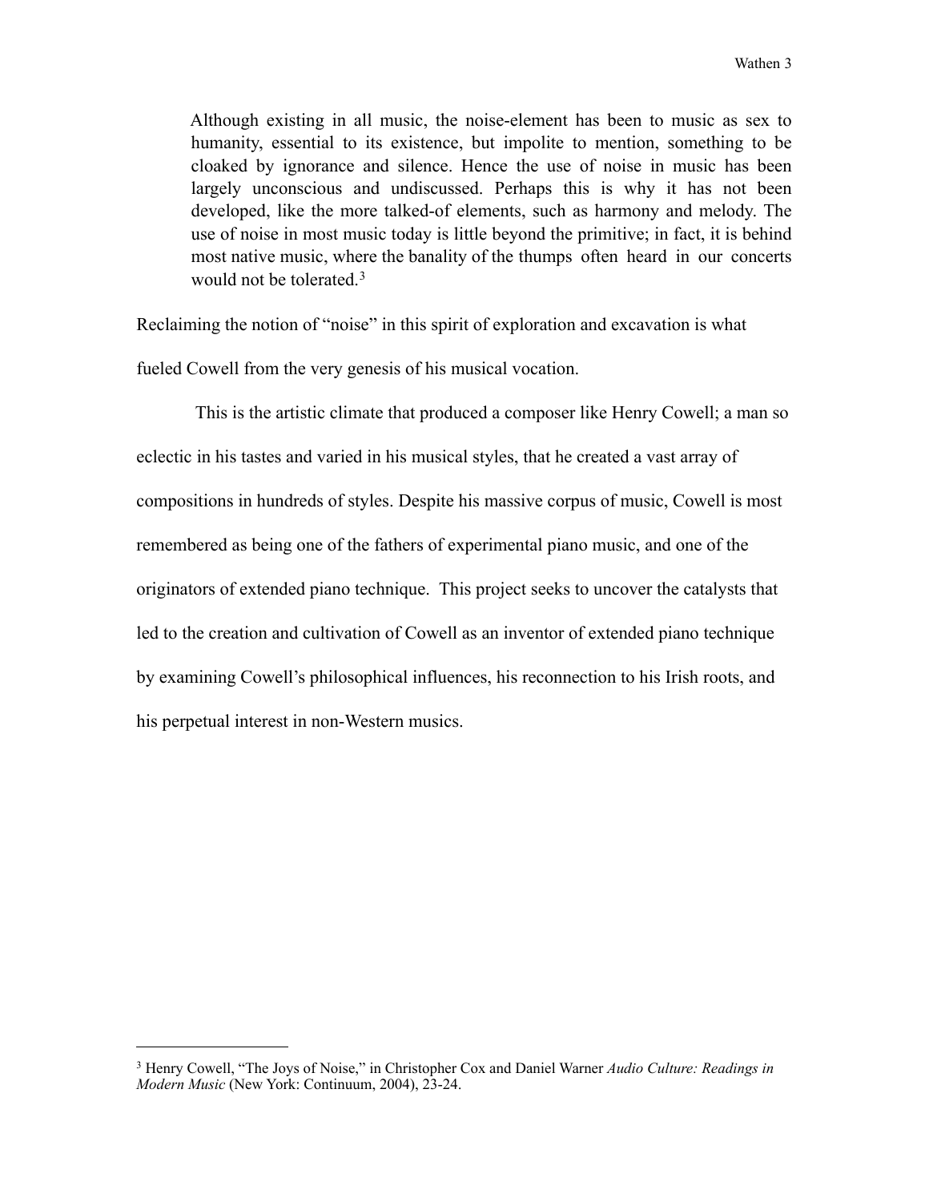> Although existing in all music, the noise-element has been to music as sex to humanity, essential to its existence, but impolite to mention, something to be cloaked by ignorance and silence. Hence the use of noise in music has been largely unconscious and undiscussed. Perhaps this is why it has not been developed, like the more talked-of elements, such as harmony and melody. The use of noise in most music today is little beyond the primitive; in fact, it is behind most native music, where the banality of the thumps often heard in our concerts would not be tolerated.[3]

Reclaiming the notion of "noise" in this spirit of exploration and excavation is what fueled Cowell from the very genesis of his musical vocation.

This is the artistic climate that produced a composer like Henry Cowell; a man so eclectic in his tastes and varied in his musical styles, that he created a vast array of compositions in hundreds of styles. Despite his massive corpus of music, Cowell is most remembered as being one of the fathers of experimental piano music, and one of the originators of extended piano technique. This project seeks to uncover the catalysts that led to the creation and cultivation of Cowell as an inventor of extended piano technique by examining Cowell's philosophical influences, his reconnection to his Irish roots, and his perpetual interest in non-Western musics.

---

[3] Henry Cowell, "The Joys of Noise," in Christopher Cox and Daniel Warner *Audio Culture: Readings in Modern Music* (New York: Continuum, 2004), 23-24.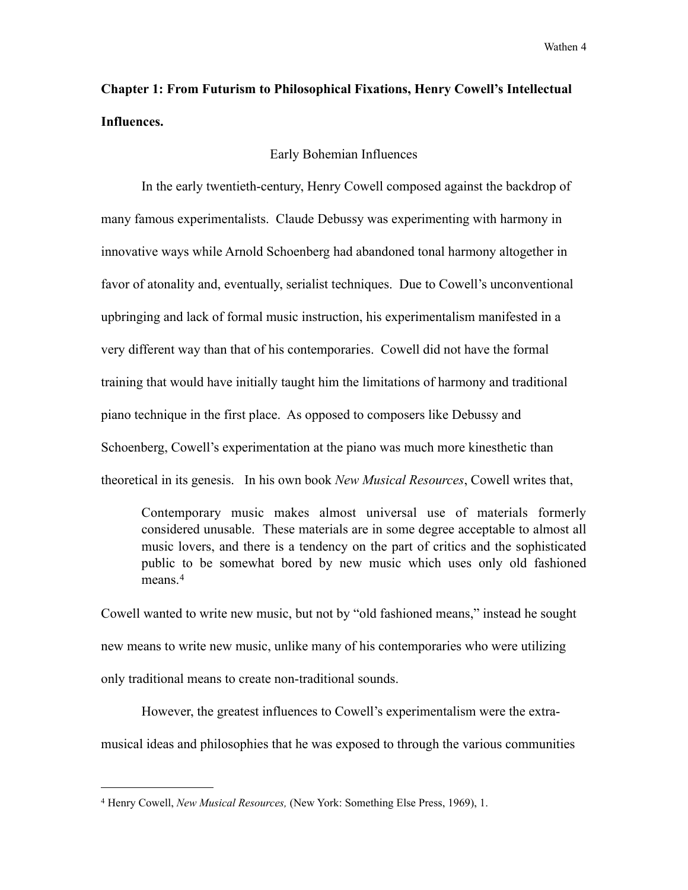## Chapter 1: From Futurism to Philosophical Fixations, Henry Cowell's Intellectual Influences.

### Early Bohemian Influences

In the early twentieth-century, Henry Cowell composed against the backdrop of many famous experimentalists. Claude Debussy was experimenting with harmony in innovative ways while Arnold Schoenberg had abandoned tonal harmony altogether in favor of atonality and, eventually, serialist techniques. Due to Cowell's unconventional upbringing and lack of formal music instruction, his experimentalism manifested in a very different way than that of his contemporaries. Cowell did not have the formal training that would have initially taught him the limitations of harmony and traditional piano technique in the first place. As opposed to composers like Debussy and Schoenberg, Cowell's experimentation at the piano was much more kinesthetic than theoretical in its genesis. In his own book *New Musical Resources*, Cowell writes that,

> Contemporary music makes almost universal use of materials formerly considered unusable. These materials are in some degree acceptable to almost all music lovers, and there is a tendency on the part of critics and the sophisticated public to be somewhat bored by new music which uses only old fashioned means.[4]

Cowell wanted to write new music, but not by "old fashioned means," instead he sought new means to write new music, unlike many of his contemporaries who were utilizing only traditional means to create non-traditional sounds.

However, the greatest influences to Cowell's experimentalism were the extra-musical ideas and philosophies that he was exposed to through the various communities

---

[4] Henry Cowell, *New Musical Resources,* (New York: Something Else Press, 1969), 1.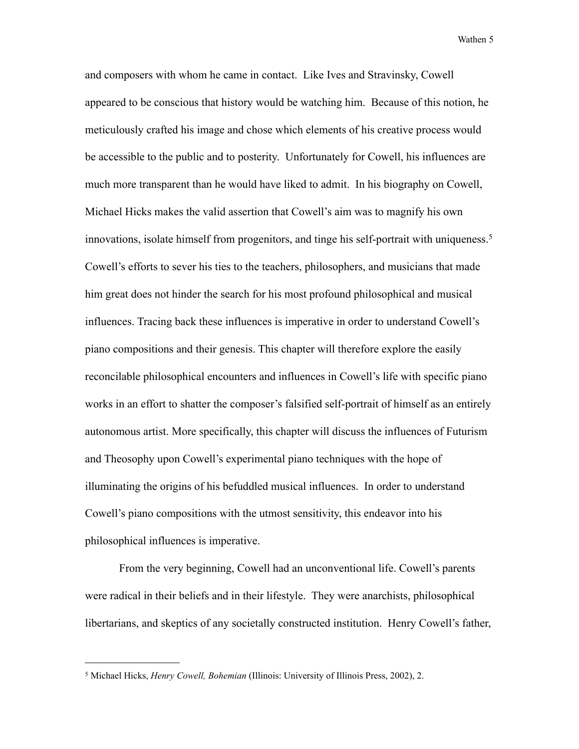and composers with whom he came in contact. Like Ives and Stravinsky, Cowell appeared to be conscious that history would be watching him. Because of this notion, he meticulously crafted his image and chose which elements of his creative process would be accessible to the public and to posterity. Unfortunately for Cowell, his influences are much more transparent than he would have liked to admit. In his biography on Cowell, Michael Hicks makes the valid assertion that Cowell's aim was to magnify his own innovations, isolate himself from progenitors, and tinge his self-portrait with uniqueness.[5] Cowell's efforts to sever his ties to the teachers, philosophers, and musicians that made him great does not hinder the search for his most profound philosophical and musical influences. Tracing back these influences is imperative in order to understand Cowell's piano compositions and their genesis. This chapter will therefore explore the easily reconcilable philosophical encounters and influences in Cowell's life with specific piano works in an effort to shatter the composer's falsified self-portrait of himself as an entirely autonomous artist. More specifically, this chapter will discuss the influences of Futurism and Theosophy upon Cowell's experimental piano techniques with the hope of illuminating the origins of his befuddled musical influences. In order to understand Cowell's piano compositions with the utmost sensitivity, this endeavor into his philosophical influences is imperative.

From the very beginning, Cowell had an unconventional life. Cowell's parents were radical in their beliefs and in their lifestyle. They were anarchists, philosophical libertarians, and skeptics of any societally constructed institution. Henry Cowell's father,

---

[5] Michael Hicks, *Henry Cowell, Bohemian* (Illinois: University of Illinois Press, 2002), 2.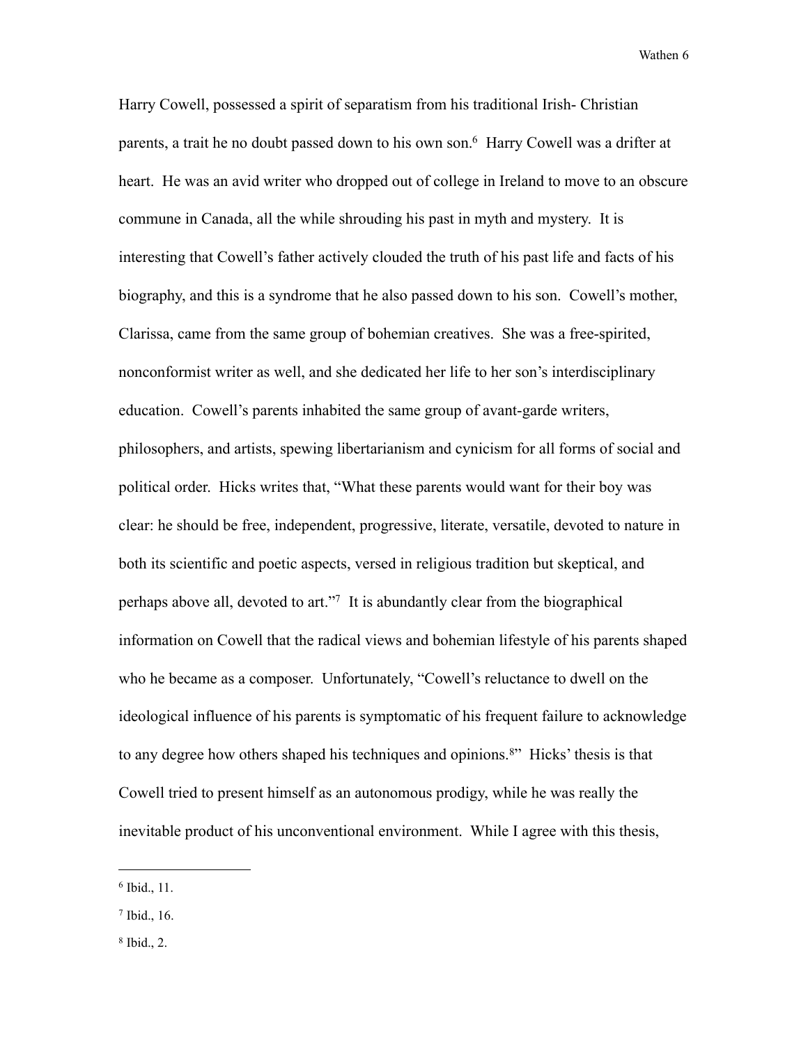Harry Cowell, possessed a spirit of separatism from his traditional Irish- Christian parents, a trait he no doubt passed down to his own son.[6] Harry Cowell was a drifter at heart. He was an avid writer who dropped out of college in Ireland to move to an obscure commune in Canada, all the while shrouding his past in myth and mystery. It is interesting that Cowell's father actively clouded the truth of his past life and facts of his biography, and this is a syndrome that he also passed down to his son. Cowell's mother, Clarissa, came from the same group of bohemian creatives. She was a free-spirited, nonconformist writer as well, and she dedicated her life to her son's interdisciplinary education. Cowell's parents inhabited the same group of avant-garde writers, philosophers, and artists, spewing libertarianism and cynicism for all forms of social and political order. Hicks writes that, "What these parents would want for their boy was clear: he should be free, independent, progressive, literate, versatile, devoted to nature in both its scientific and poetic aspects, versed in religious tradition but skeptical, and perhaps above all, devoted to art."[7] It is abundantly clear from the biographical information on Cowell that the radical views and bohemian lifestyle of his parents shaped who he became as a composer. Unfortunately, "Cowell's reluctance to dwell on the ideological influence of his parents is symptomatic of his frequent failure to acknowledge to any degree how others shaped his techniques and opinions.[8]" Hicks' thesis is that Cowell tried to present himself as an autonomous prodigy, while he was really the inevitable product of his unconventional environment. While I agree with this thesis,

---

[6] Ibid., 11.

[7] Ibid., 16.

[8] Ibid., 2.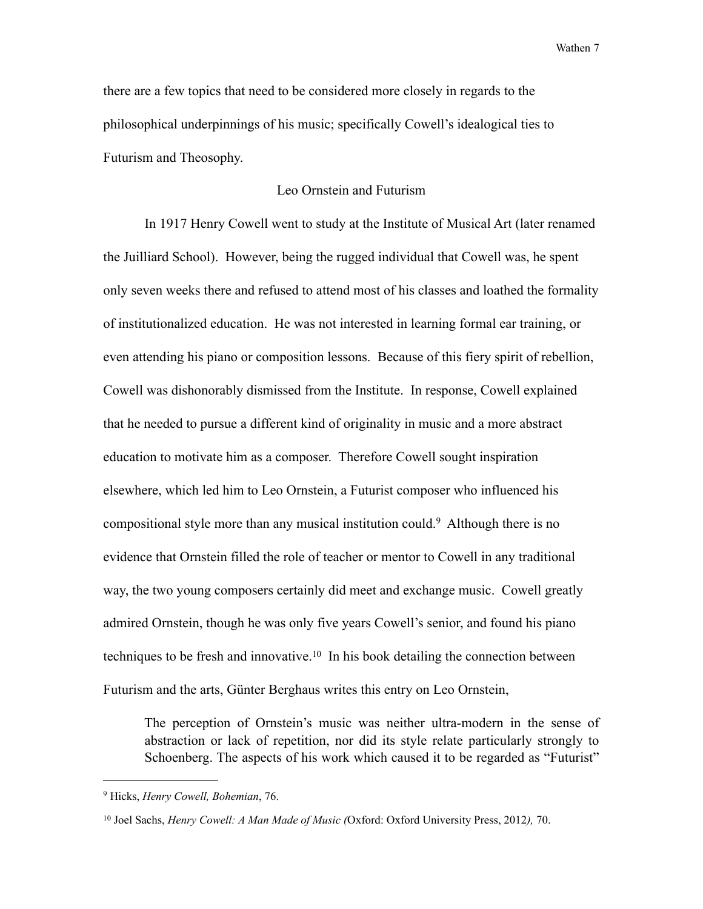there are a few topics that need to be considered more closely in regards to the philosophical underpinnings of his music; specifically Cowell's idealogical ties to Futurism and Theosophy.

## Leo Ornstein and Futurism

In 1917 Henry Cowell went to study at the Institute of Musical Art (later renamed the Juilliard School). However, being the rugged individual that Cowell was, he spent only seven weeks there and refused to attend most of his classes and loathed the formality of institutionalized education. He was not interested in learning formal ear training, or even attending his piano or composition lessons. Because of this fiery spirit of rebellion, Cowell was dishonorably dismissed from the Institute. In response, Cowell explained that he needed to pursue a different kind of originality in music and a more abstract education to motivate him as a composer. Therefore Cowell sought inspiration elsewhere, which led him to Leo Ornstein, a Futurist composer who influenced his compositional style more than any musical institution could.[9] Although there is no evidence that Ornstein filled the role of teacher or mentor to Cowell in any traditional way, the two young composers certainly did meet and exchange music. Cowell greatly admired Ornstein, though he was only five years Cowell's senior, and found his piano techniques to be fresh and innovative.[10] In his book detailing the connection between Futurism and the arts, Günter Berghaus writes this entry on Leo Ornstein,

> The perception of Ornstein's music was neither ultra-modern in the sense of abstraction or lack of repetition, nor did its style relate particularly strongly to Schoenberg. The aspects of his work which caused it to be regarded as "Futurist"

---

[9] Hicks, *Henry Cowell, Bohemian*, 76.

[10] Joel Sachs, *Henry Cowell: A Man Made of Music (*Oxford: Oxford University Press, 2012*),* 70.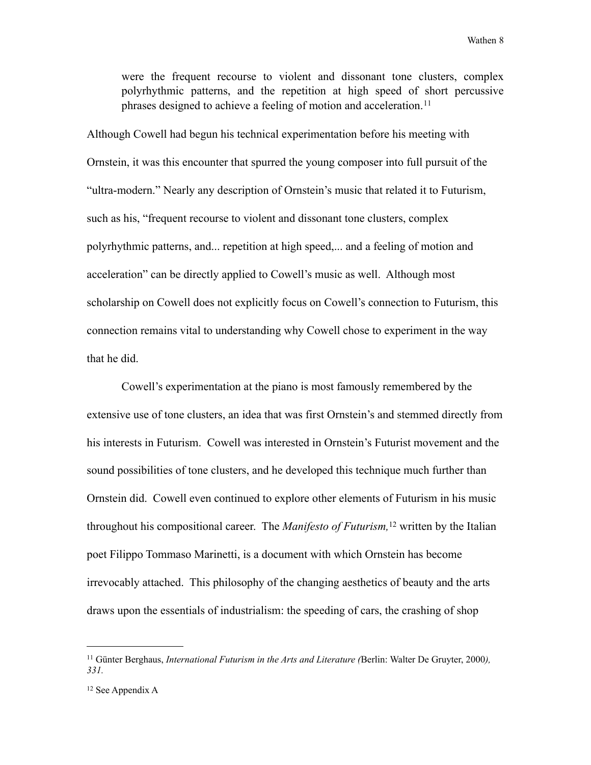> were the frequent recourse to violent and dissonant tone clusters, complex polyrhythmic patterns, and the repetition at high speed of short percussive phrases designed to achieve a feeling of motion and acceleration.[11]

Although Cowell had begun his technical experimentation before his meeting with Ornstein, it was this encounter that spurred the young composer into full pursuit of the "ultra-modern." Nearly any description of Ornstein's music that related it to Futurism, such as his, "frequent recourse to violent and dissonant tone clusters, complex polyrhythmic patterns, and... repetition at high speed,... and a feeling of motion and acceleration" can be directly applied to Cowell's music as well. Although most scholarship on Cowell does not explicitly focus on Cowell's connection to Futurism, this connection remains vital to understanding why Cowell chose to experiment in the way that he did.

Cowell's experimentation at the piano is most famously remembered by the extensive use of tone clusters, an idea that was first Ornstein's and stemmed directly from his interests in Futurism. Cowell was interested in Ornstein's Futurist movement and the sound possibilities of tone clusters, and he developed this technique much further than Ornstein did. Cowell even continued to explore other elements of Futurism in his music throughout his compositional career. The *Manifesto of Futurism,*[12] written by the Italian poet Filippo Tommaso Marinetti, is a document with which Ornstein has become irrevocably attached. This philosophy of the changing aesthetics of beauty and the arts draws upon the essentials of industrialism: the speeding of cars, the crashing of shop

---

[11] Günter Berghaus, *International Futurism in the Arts and Literature (*Berlin: Walter De Gruyter, 2000*), 331.*

[12] See Appendix A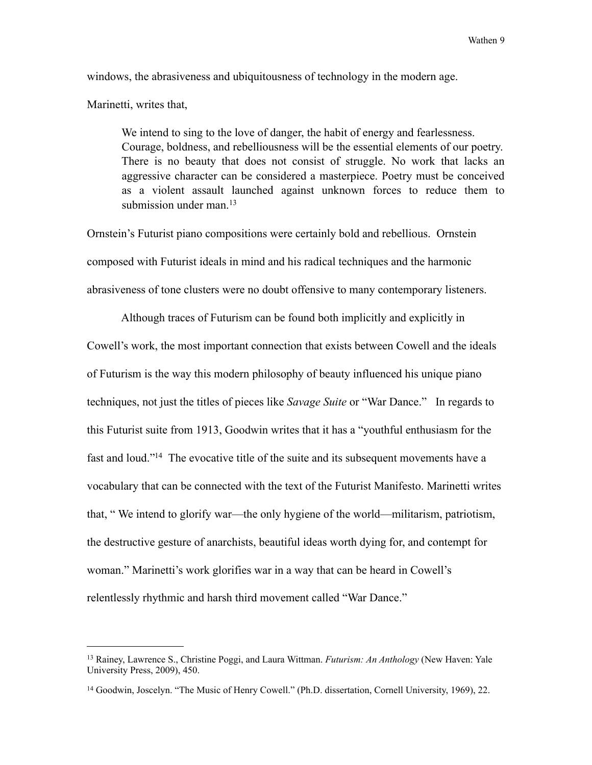windows, the abrasiveness and ubiquitousness of technology in the modern age.

Marinetti, writes that,

> We intend to sing to the love of danger, the habit of energy and fearlessness. Courage, boldness, and rebelliousness will be the essential elements of our poetry. There is no beauty that does not consist of struggle. No work that lacks an aggressive character can be considered a masterpiece. Poetry must be conceived as a violent assault launched against unknown forces to reduce them to submission under man.[13]

Ornstein's Futurist piano compositions were certainly bold and rebellious. Ornstein composed with Futurist ideals in mind and his radical techniques and the harmonic abrasiveness of tone clusters were no doubt offensive to many contemporary listeners.

Although traces of Futurism can be found both implicitly and explicitly in Cowell's work, the most important connection that exists between Cowell and the ideals of Futurism is the way this modern philosophy of beauty influenced his unique piano techniques, not just the titles of pieces like *Savage Suite* or "War Dance." In regards to this Futurist suite from 1913, Goodwin writes that it has a "youthful enthusiasm for the fast and loud."[14] The evocative title of the suite and its subsequent movements have a vocabulary that can be connected with the text of the Futurist Manifesto. Marinetti writes that, " We intend to glorify war—the only hygiene of the world—militarism, patriotism, the destructive gesture of anarchists, beautiful ideas worth dying for, and contempt for woman." Marinetti's work glorifies war in a way that can be heard in Cowell's relentlessly rhythmic and harsh third movement called "War Dance."

---

[13] Rainey, Lawrence S., Christine Poggi, and Laura Wittman. *Futurism: An Anthology* (New Haven: Yale University Press, 2009), 450.

[14] Goodwin, Joscelyn. "The Music of Henry Cowell." (Ph.D. dissertation, Cornell University, 1969), 22.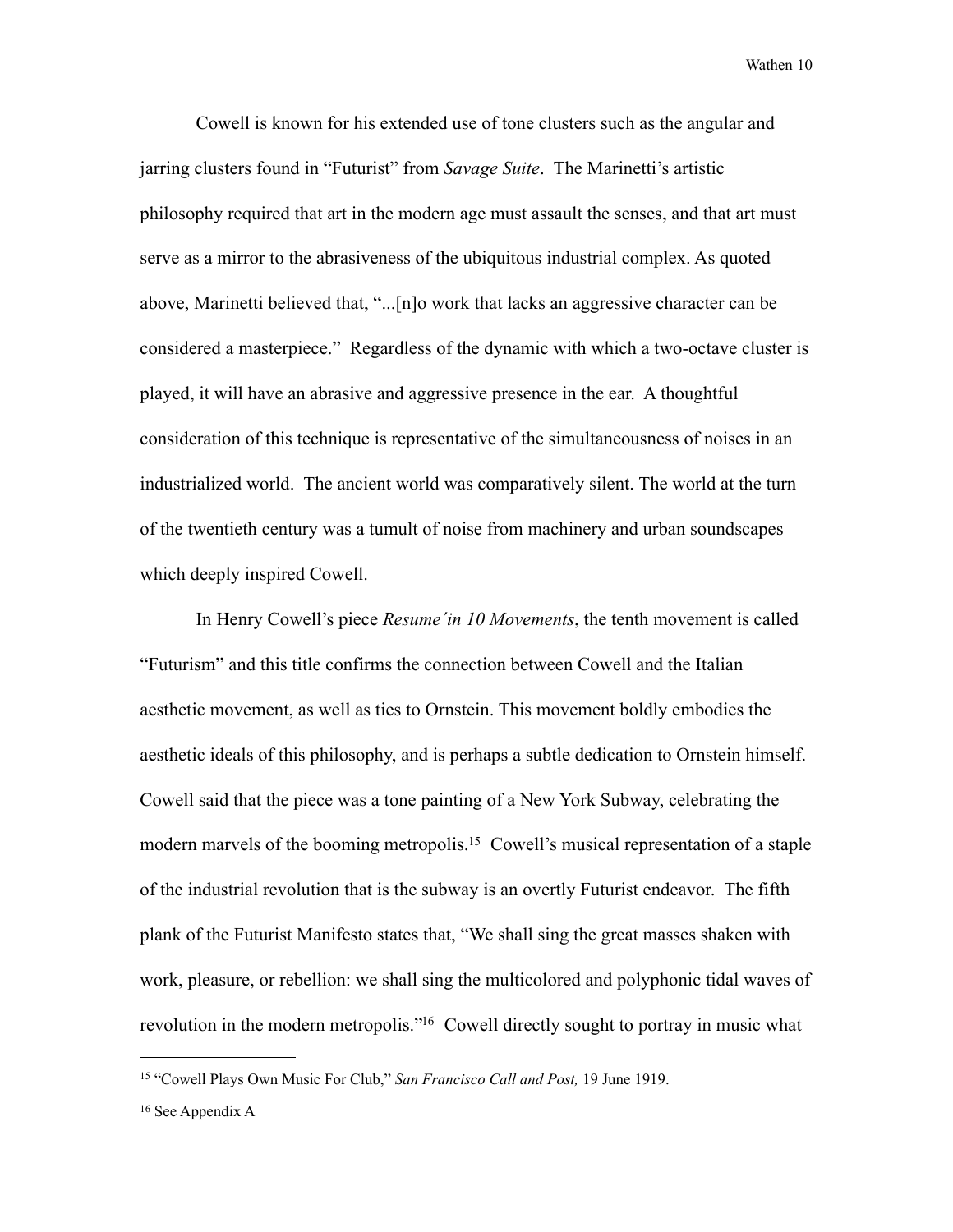Cowell is known for his extended use of tone clusters such as the angular and jarring clusters found in “Futurist” from *Savage Suite*. The Marinetti’s artistic philosophy required that art in the modern age must assault the senses, and that art must serve as a mirror to the abrasiveness of the ubiquitous industrial complex. As quoted above, Marinetti believed that, “...[n]o work that lacks an aggressive character can be considered a masterpiece.” Regardless of the dynamic with which a two-octave cluster is played, it will have an abrasive and aggressive presence in the ear. A thoughtful consideration of this technique is representative of the simultaneousness of noises in an industrialized world. The ancient world was comparatively silent. The world at the turn of the twentieth century was a tumult of noise from machinery and urban soundscapes which deeply inspired Cowell.

In Henry Cowell’s piece *Resume´in 10 Movements*, the tenth movement is called “Futurism” and this title confirms the connection between Cowell and the Italian aesthetic movement, as well as ties to Ornstein. This movement boldly embodies the aesthetic ideals of this philosophy, and is perhaps a subtle dedication to Ornstein himself. Cowell said that the piece was a tone painting of a New York Subway, celebrating the modern marvels of the booming metropolis.[15] Cowell’s musical representation of a staple of the industrial revolution that is the subway is an overtly Futurist endeavor. The fifth plank of the Futurist Manifesto states that, “We shall sing the great masses shaken with work, pleasure, or rebellion: we shall sing the multicolored and polyphonic tidal waves of revolution in the modern metropolis.”[16] Cowell directly sought to portray in music what

---

[15] “Cowell Plays Own Music For Club,” *San Francisco Call and Post,* 19 June 1919.

[16] See Appendix A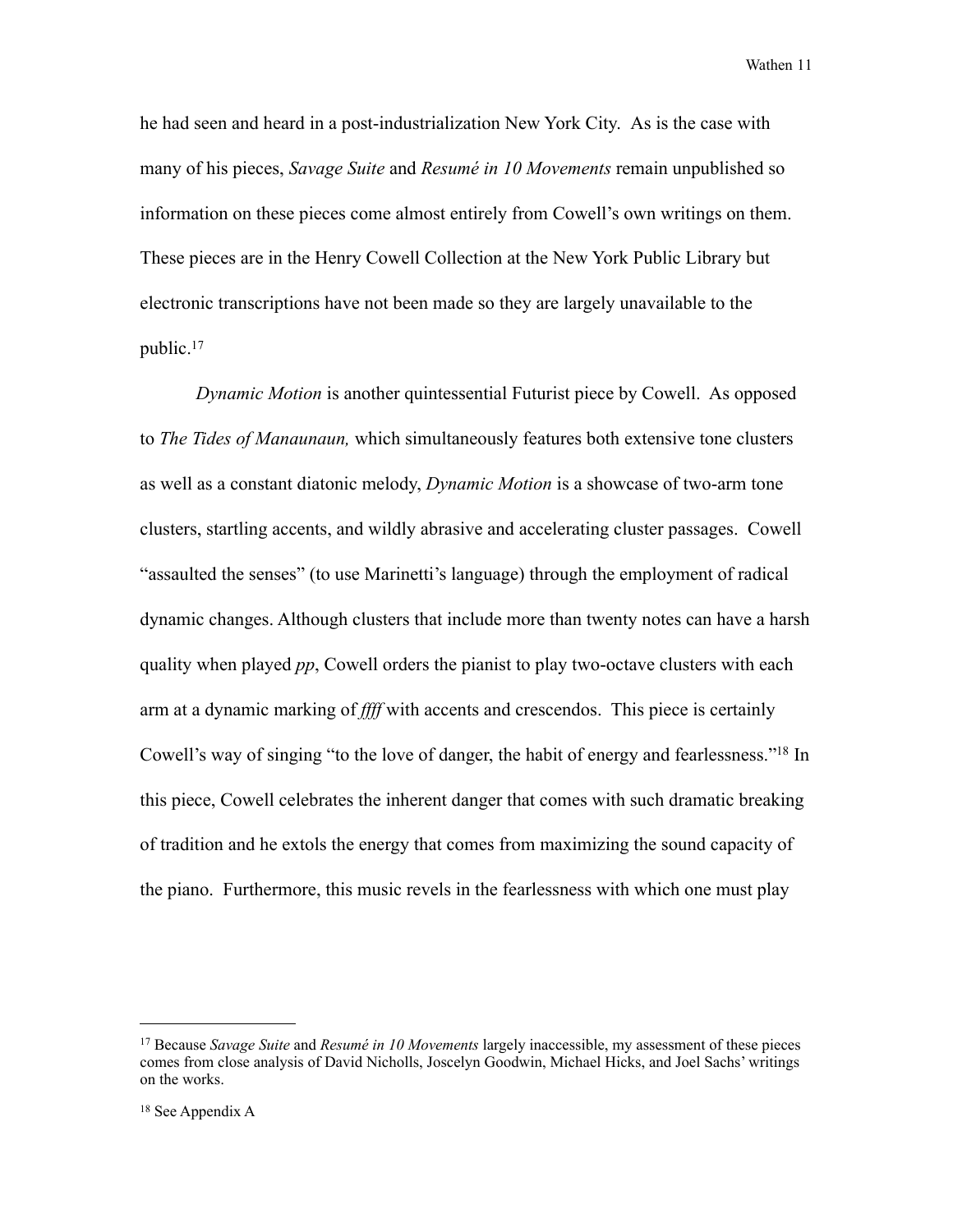he had seen and heard in a post-industrialization New York City. As is the case with many of his pieces, *Savage Suite* and *Resumé in 10 Movements* remain unpublished so information on these pieces come almost entirely from Cowell's own writings on them. These pieces are in the Henry Cowell Collection at the New York Public Library but electronic transcriptions have not been made so they are largely unavailable to the public.[17]

*Dynamic Motion* is another quintessential Futurist piece by Cowell. As opposed to *The Tides of Manaunaun,* which simultaneously features both extensive tone clusters as well as a constant diatonic melody, *Dynamic Motion* is a showcase of two-arm tone clusters, startling accents, and wildly abrasive and accelerating cluster passages. Cowell "assaulted the senses" (to use Marinetti's language) through the employment of radical dynamic changes. Although clusters that include more than twenty notes can have a harsh quality when played *pp*, Cowell orders the pianist to play two-octave clusters with each arm at a dynamic marking of *ffff* with accents and crescendos. This piece is certainly Cowell's way of singing "to the love of danger, the habit of energy and fearlessness."[18] In this piece, Cowell celebrates the inherent danger that comes with such dramatic breaking of tradition and he extols the energy that comes from maximizing the sound capacity of the piano. Furthermore, this music revels in the fearlessness with which one must play

---

[17] Because *Savage Suite* and *Resumé in 10 Movements* largely inaccessible, my assessment of these pieces comes from close analysis of David Nicholls, Joscelyn Goodwin, Michael Hicks, and Joel Sachs' writings on the works.

[18] See Appendix A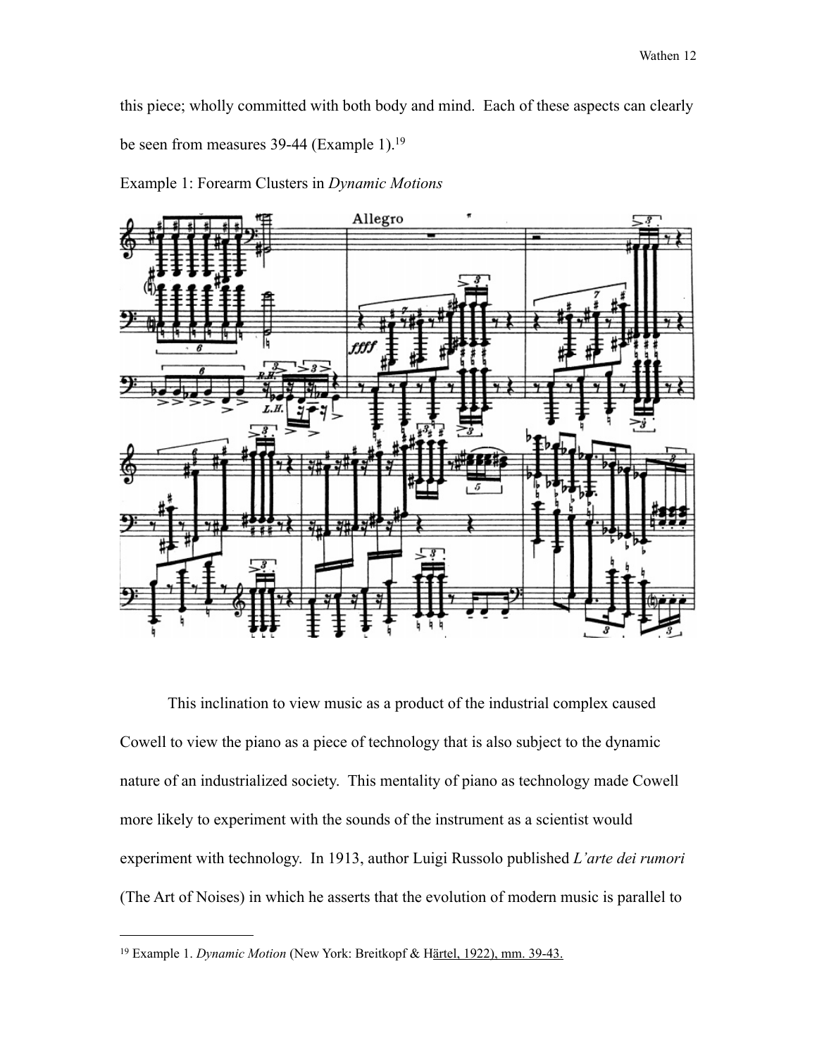this piece; wholly committed with both body and mind. Each of these aspects can clearly be seen from measures 39-44 (Example 1).[19]

Example 1: Forearm Clusters in *Dynamic Motions*

This inclination to view music as a product of the industrial complex caused Cowell to view the piano as a piece of technology that is also subject to the dynamic nature of an industrialized society. This mentality of piano as technology made Cowell more likely to experiment with the sounds of the instrument as a scientist would experiment with technology. In 1913, author Luigi Russolo published *L'arte dei rumori* (The Art of Noises) in which he asserts that the evolution of modern music is parallel to

---

[19] Example 1. *Dynamic Motion* (New York: Breitkopf & Härtel, 1922), mm. 39-43.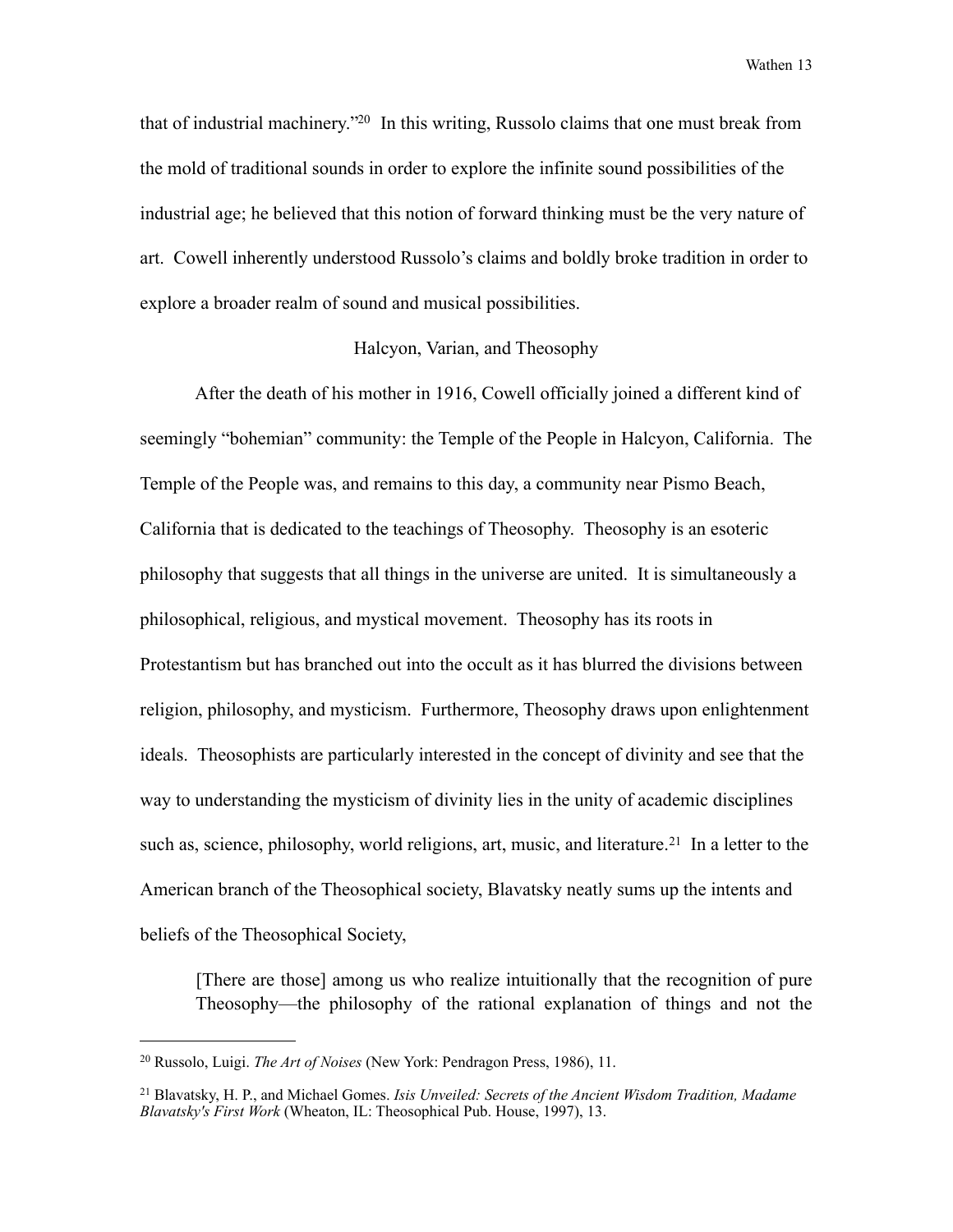that of industrial machinery."[20] In this writing, Russolo claims that one must break from the mold of traditional sounds in order to explore the infinite sound possibilities of the industrial age; he believed that this notion of forward thinking must be the very nature of art. Cowell inherently understood Russolo's claims and boldly broke tradition in order to explore a broader realm of sound and musical possibilities.

## Halcyon, Varian, and Theosophy

After the death of his mother in 1916, Cowell officially joined a different kind of seemingly "bohemian" community: the Temple of the People in Halcyon, California. The Temple of the People was, and remains to this day, a community near Pismo Beach, California that is dedicated to the teachings of Theosophy. Theosophy is an esoteric philosophy that suggests that all things in the universe are united. It is simultaneously a philosophical, religious, and mystical movement. Theosophy has its roots in Protestantism but has branched out into the occult as it has blurred the divisions between religion, philosophy, and mysticism. Furthermore, Theosophy draws upon enlightenment ideals. Theosophists are particularly interested in the concept of divinity and see that the way to understanding the mysticism of divinity lies in the unity of academic disciplines such as, science, philosophy, world religions, art, music, and literature.[21] In a letter to the American branch of the Theosophical society, Blavatsky neatly sums up the intents and beliefs of the Theosophical Society,

> [There are those] among us who realize intuitionally that the recognition of pure Theosophy—the philosophy of the rational explanation of things and not the

---

[20] Russolo, Luigi. *The Art of Noises* (New York: Pendragon Press, 1986), 11.

[21] Blavatsky, H. P., and Michael Gomes. *Isis Unveiled: Secrets of the Ancient Wisdom Tradition, Madame Blavatsky's First Work* (Wheaton, IL: Theosophical Pub. House, 1997), 13.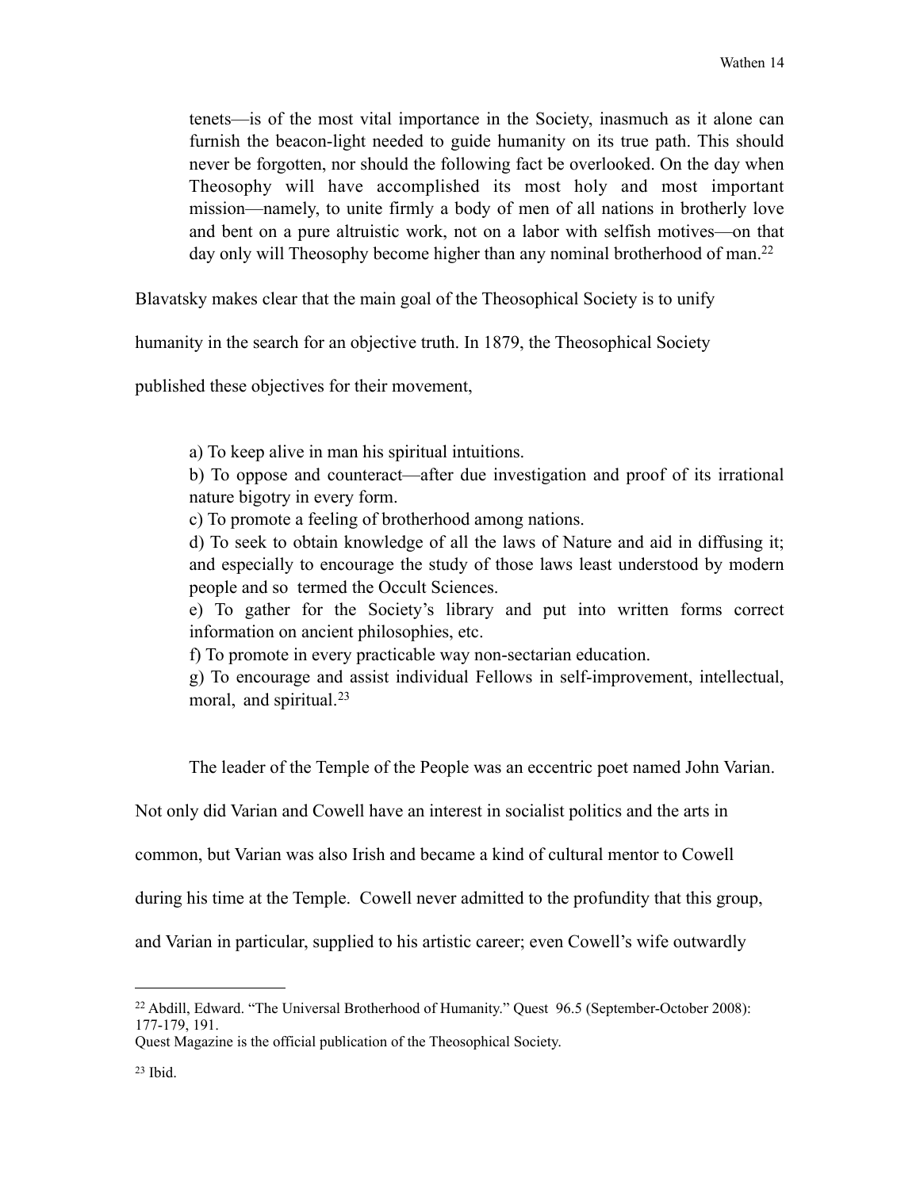> tenets—is of the most vital importance in the Society, inasmuch as it alone can furnish the beacon-light needed to guide humanity on its true path. This should never be forgotten, nor should the following fact be overlooked. On the day when Theosophy will have accomplished its most holy and most important mission—namely, to unite firmly a body of men of all nations in brotherly love and bent on a pure altruistic work, not on a labor with selfish motives—on that day only will Theosophy become higher than any nominal brotherhood of man.[22]

Blavatsky makes clear that the main goal of the Theosophical Society is to unify humanity in the search for an objective truth. In 1879, the Theosophical Society published these objectives for their movement,

> a) To keep alive in man his spiritual intuitions.
> b) To oppose and counteract—after due investigation and proof of its irrational nature bigotry in every form.
> c) To promote a feeling of brotherhood among nations.
> d) To seek to obtain knowledge of all the laws of Nature and aid in diffusing it; and especially to encourage the study of those laws least understood by modern people and so termed the Occult Sciences.
> e) To gather for the Society's library and put into written forms correct information on ancient philosophies, etc.
> f) To promote in every practicable way non-sectarian education.
> g) To encourage and assist individual Fellows in self-improvement, intellectual, moral, and spiritual.[23]

The leader of the Temple of the People was an eccentric poet named John Varian. Not only did Varian and Cowell have an interest in socialist politics and the arts in common, but Varian was also Irish and became a kind of cultural mentor to Cowell during his time at the Temple. Cowell never admitted to the profundity that this group, and Varian in particular, supplied to his artistic career; even Cowell's wife outwardly

---

[22] Abdill, Edward. "The Universal Brotherhood of Humanity." Quest 96.5 (September-October 2008): 177-179, 191.
Quest Magazine is the official publication of the Theosophical Society.

[23] Ibid.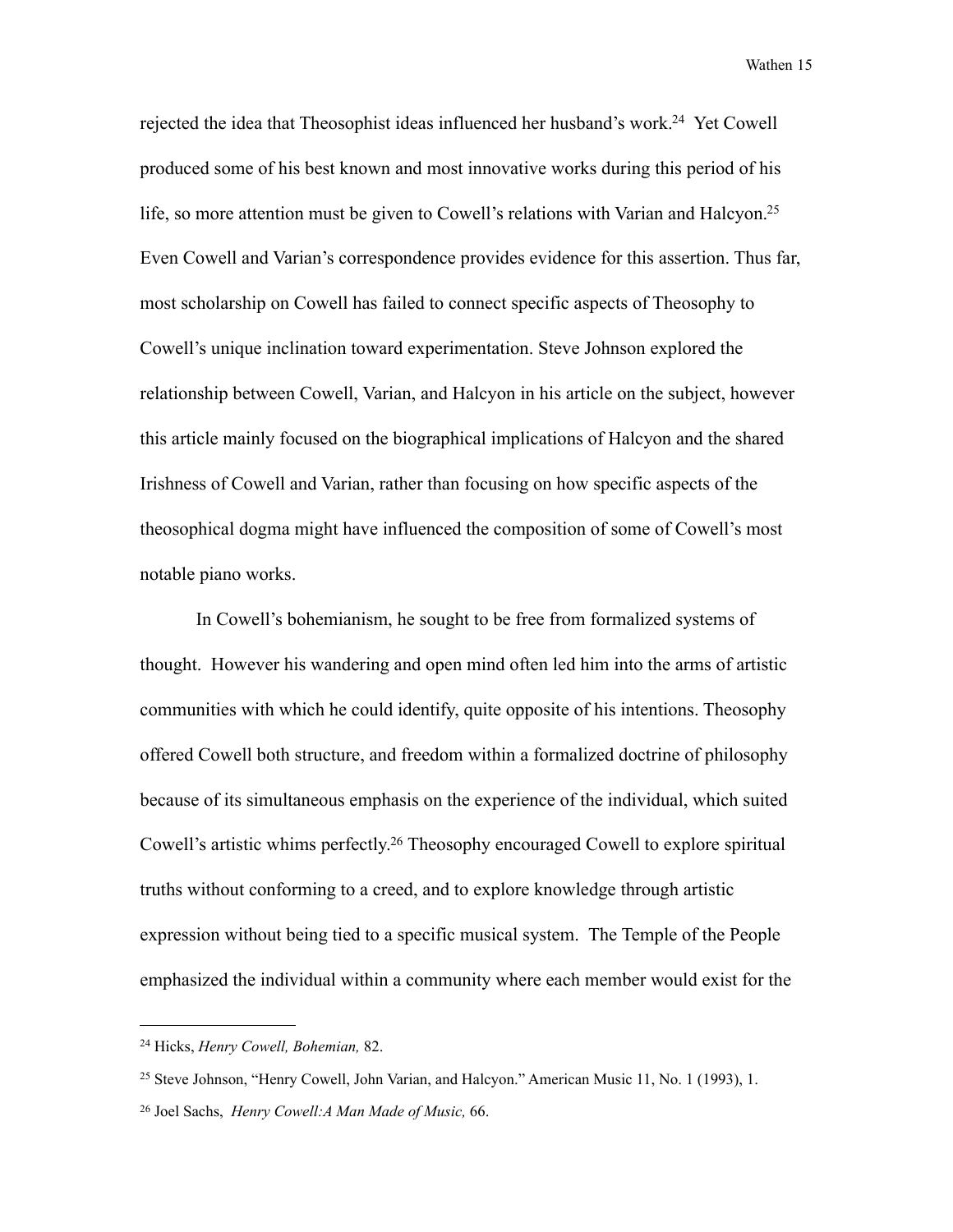rejected the idea that Theosophist ideas influenced her husband's work.[24] Yet Cowell produced some of his best known and most innovative works during this period of his life, so more attention must be given to Cowell's relations with Varian and Halcyon.[25] Even Cowell and Varian's correspondence provides evidence for this assertion. Thus far, most scholarship on Cowell has failed to connect specific aspects of Theosophy to Cowell's unique inclination toward experimentation. Steve Johnson explored the relationship between Cowell, Varian, and Halcyon in his article on the subject, however this article mainly focused on the biographical implications of Halcyon and the shared Irishness of Cowell and Varian, rather than focusing on how specific aspects of the theosophical dogma might have influenced the composition of some of Cowell's most notable piano works.

In Cowell's bohemianism, he sought to be free from formalized systems of thought. However his wandering and open mind often led him into the arms of artistic communities with which he could identify, quite opposite of his intentions. Theosophy offered Cowell both structure, and freedom within a formalized doctrine of philosophy because of its simultaneous emphasis on the experience of the individual, which suited Cowell's artistic whims perfectly.[26] Theosophy encouraged Cowell to explore spiritual truths without conforming to a creed, and to explore knowledge through artistic expression without being tied to a specific musical system. The Temple of the People emphasized the individual within a community where each member would exist for the

---

[24] Hicks, *Henry Cowell, Bohemian,* 82.

[25] Steve Johnson, "Henry Cowell, John Varian, and Halcyon." American Music 11, No. 1 (1993), 1.

[26] Joel Sachs, *Henry Cowell:A Man Made of Music,* 66.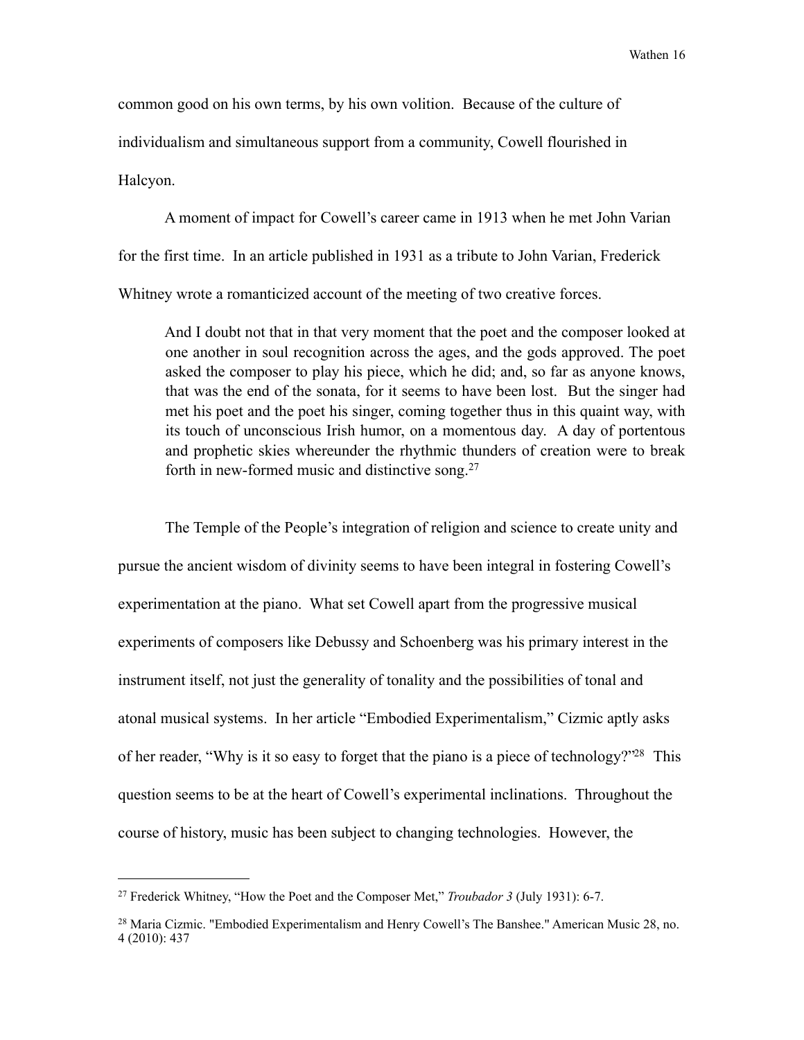common good on his own terms, by his own volition. Because of the culture of individualism and simultaneous support from a community, Cowell flourished in Halcyon.

A moment of impact for Cowell's career came in 1913 when he met John Varian for the first time. In an article published in 1931 as a tribute to John Varian, Frederick Whitney wrote a romanticized account of the meeting of two creative forces.

> And I doubt not that in that very moment that the poet and the composer looked at one another in soul recognition across the ages, and the gods approved. The poet asked the composer to play his piece, which he did; and, so far as anyone knows, that was the end of the sonata, for it seems to have been lost. But the singer had met his poet and the poet his singer, coming together thus in this quaint way, with its touch of unconscious Irish humor, on a momentous day. A day of portentous and prophetic skies whereunder the rhythmic thunders of creation were to break forth in new-formed music and distinctive song.[27]

The Temple of the People's integration of religion and science to create unity and pursue the ancient wisdom of divinity seems to have been integral in fostering Cowell's experimentation at the piano. What set Cowell apart from the progressive musical experiments of composers like Debussy and Schoenberg was his primary interest in the instrument itself, not just the generality of tonality and the possibilities of tonal and atonal musical systems. In her article "Embodied Experimentalism," Cizmic aptly asks of her reader, "Why is it so easy to forget that the piano is a piece of technology?"[28] This question seems to be at the heart of Cowell's experimental inclinations. Throughout the course of history, music has been subject to changing technologies. However, the

---

[27] Frederick Whitney, "How the Poet and the Composer Met," *Troubador 3* (July 1931): 6-7.

[28] Maria Cizmic. "Embodied Experimentalism and Henry Cowell's The Banshee." American Music 28, no. 4 (2010): 437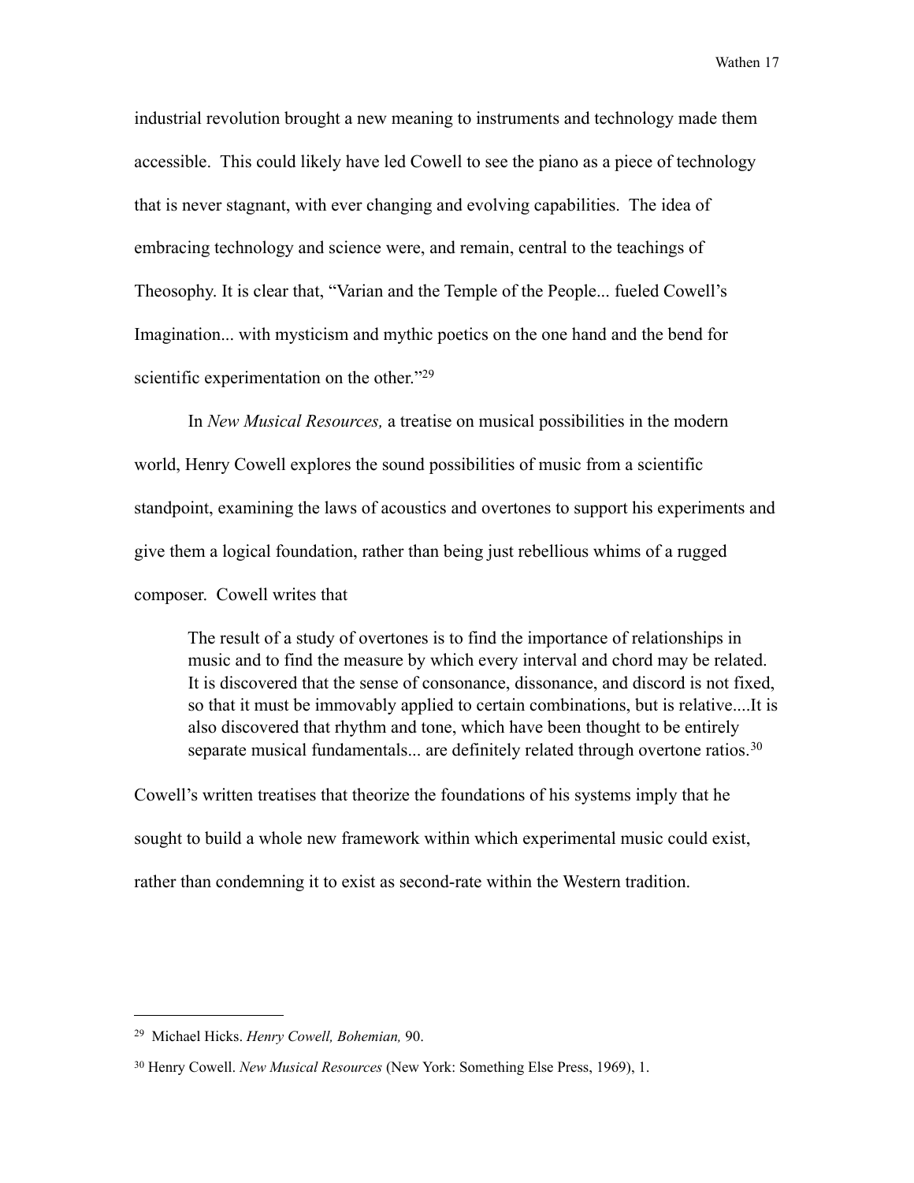industrial revolution brought a new meaning to instruments and technology made them accessible. This could likely have led Cowell to see the piano as a piece of technology that is never stagnant, with ever changing and evolving capabilities. The idea of embracing technology and science were, and remain, central to the teachings of Theosophy. It is clear that, "Varian and the Temple of the People... fueled Cowell's Imagination... with mysticism and mythic poetics on the one hand and the bend for scientific experimentation on the other."[29]

In *New Musical Resources,* a treatise on musical possibilities in the modern world, Henry Cowell explores the sound possibilities of music from a scientific standpoint, examining the laws of acoustics and overtones to support his experiments and give them a logical foundation, rather than being just rebellious whims of a rugged composer. Cowell writes that

> The result of a study of overtones is to find the importance of relationships in music and to find the measure by which every interval and chord may be related. It is discovered that the sense of consonance, dissonance, and discord is not fixed, so that it must be immovably applied to certain combinations, but is relative....It is also discovered that rhythm and tone, which have been thought to be entirely separate musical fundamentals... are definitely related through overtone ratios.[30]

Cowell's written treatises that theorize the foundations of his systems imply that he sought to build a whole new framework within which experimental music could exist, rather than condemning it to exist as second-rate within the Western tradition.

---

[29] Michael Hicks. *Henry Cowell, Bohemian,* 90.

[30] Henry Cowell. *New Musical Resources* (New York: Something Else Press, 1969), 1.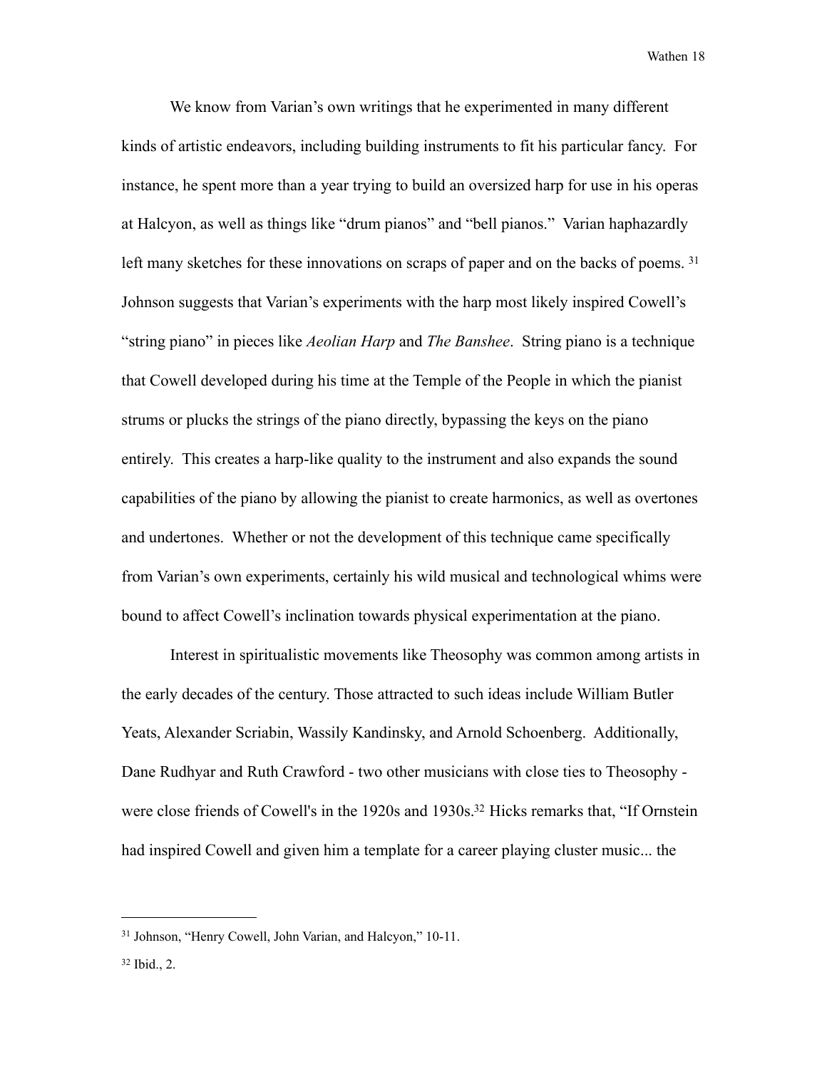We know from Varian's own writings that he experimented in many different kinds of artistic endeavors, including building instruments to fit his particular fancy. For instance, he spent more than a year trying to build an oversized harp for use in his operas at Halcyon, as well as things like "drum pianos" and "bell pianos." Varian haphazardly left many sketches for these innovations on scraps of paper and on the backs of poems. [31] Johnson suggests that Varian's experiments with the harp most likely inspired Cowell's "string piano" in pieces like *Aeolian Harp* and *The Banshee*. String piano is a technique that Cowell developed during his time at the Temple of the People in which the pianist strums or plucks the strings of the piano directly, bypassing the keys on the piano entirely. This creates a harp-like quality to the instrument and also expands the sound capabilities of the piano by allowing the pianist to create harmonics, as well as overtones and undertones. Whether or not the development of this technique came specifically from Varian's own experiments, certainly his wild musical and technological whims were bound to affect Cowell's inclination towards physical experimentation at the piano.

Interest in spiritualistic movements like Theosophy was common among artists in the early decades of the century. Those attracted to such ideas include William Butler Yeats, Alexander Scriabin, Wassily Kandinsky, and Arnold Schoenberg. Additionally, Dane Rudhyar and Ruth Crawford - two other musicians with close ties to Theosophy - were close friends of Cowell's in the 1920s and 1930s.[32] Hicks remarks that, "If Ornstein had inspired Cowell and given him a template for a career playing cluster music... the

---

[31] Johnson, "Henry Cowell, John Varian, and Halcyon," 10-11.

[32] Ibid., 2.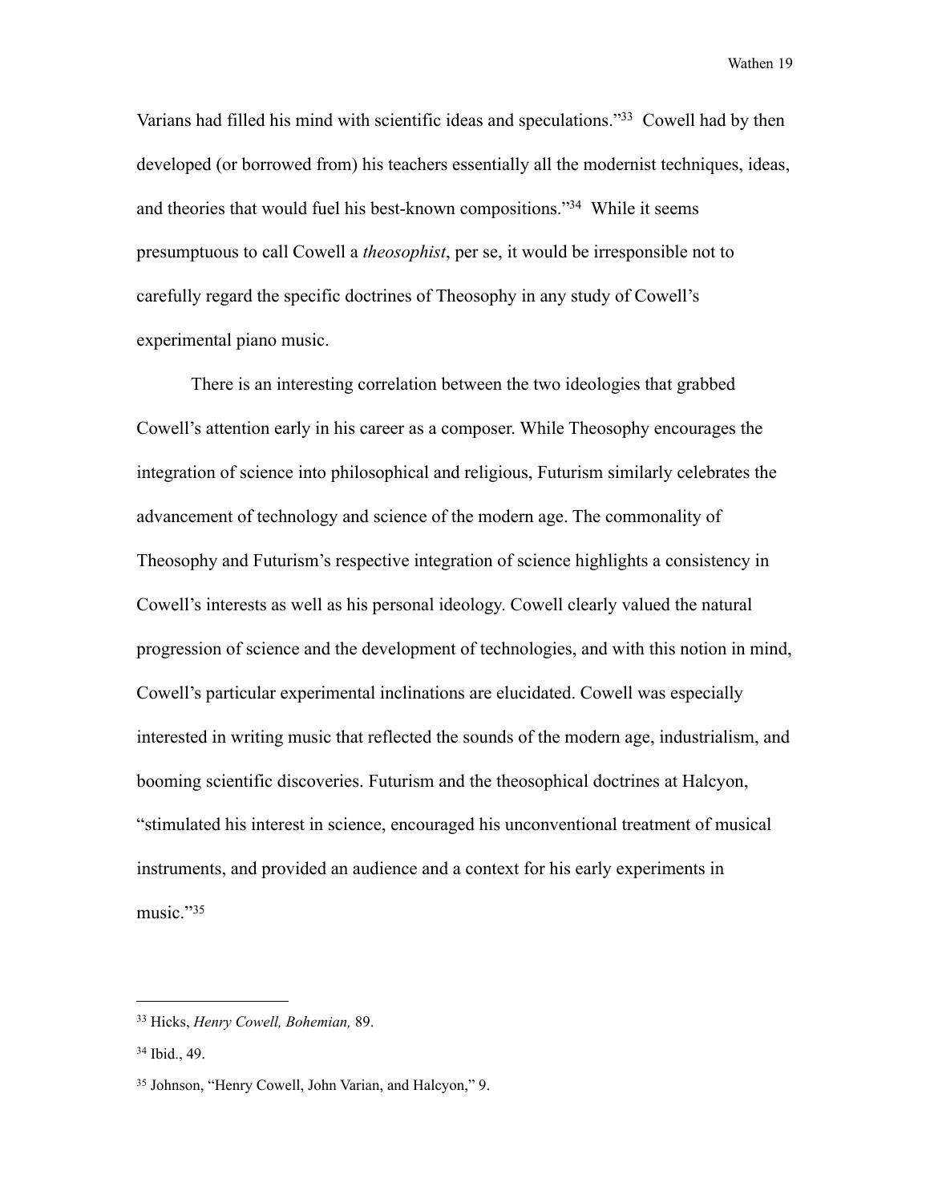Varians had filled his mind with scientific ideas and speculations."[33] Cowell had by then developed (or borrowed from) his teachers essentially all the modernist techniques, ideas, and theories that would fuel his best-known compositions."[34] While it seems presumptuous to call Cowell a *theosophist*, per se, it would be irresponsible not to carefully regard the specific doctrines of Theosophy in any study of Cowell's experimental piano music.

There is an interesting correlation between the two ideologies that grabbed Cowell's attention early in his career as a composer. While Theosophy encourages the integration of science into philosophical and religious, Futurism similarly celebrates the advancement of technology and science of the modern age. The commonality of Theosophy and Futurism's respective integration of science highlights a consistency in Cowell's interests as well as his personal ideology. Cowell clearly valued the natural progression of science and the development of technologies, and with this notion in mind, Cowell's particular experimental inclinations are elucidated. Cowell was especially interested in writing music that reflected the sounds of the modern age, industrialism, and booming scientific discoveries. Futurism and the theosophical doctrines at Halcyon, "stimulated his interest in science, encouraged his unconventional treatment of musical instruments, and provided an audience and a context for his early experiments in music."[35]

---

[33] Hicks, *Henry Cowell, Bohemian,* 89.

[34] Ibid., 49.

[35] Johnson, "Henry Cowell, John Varian, and Halcyon," 9.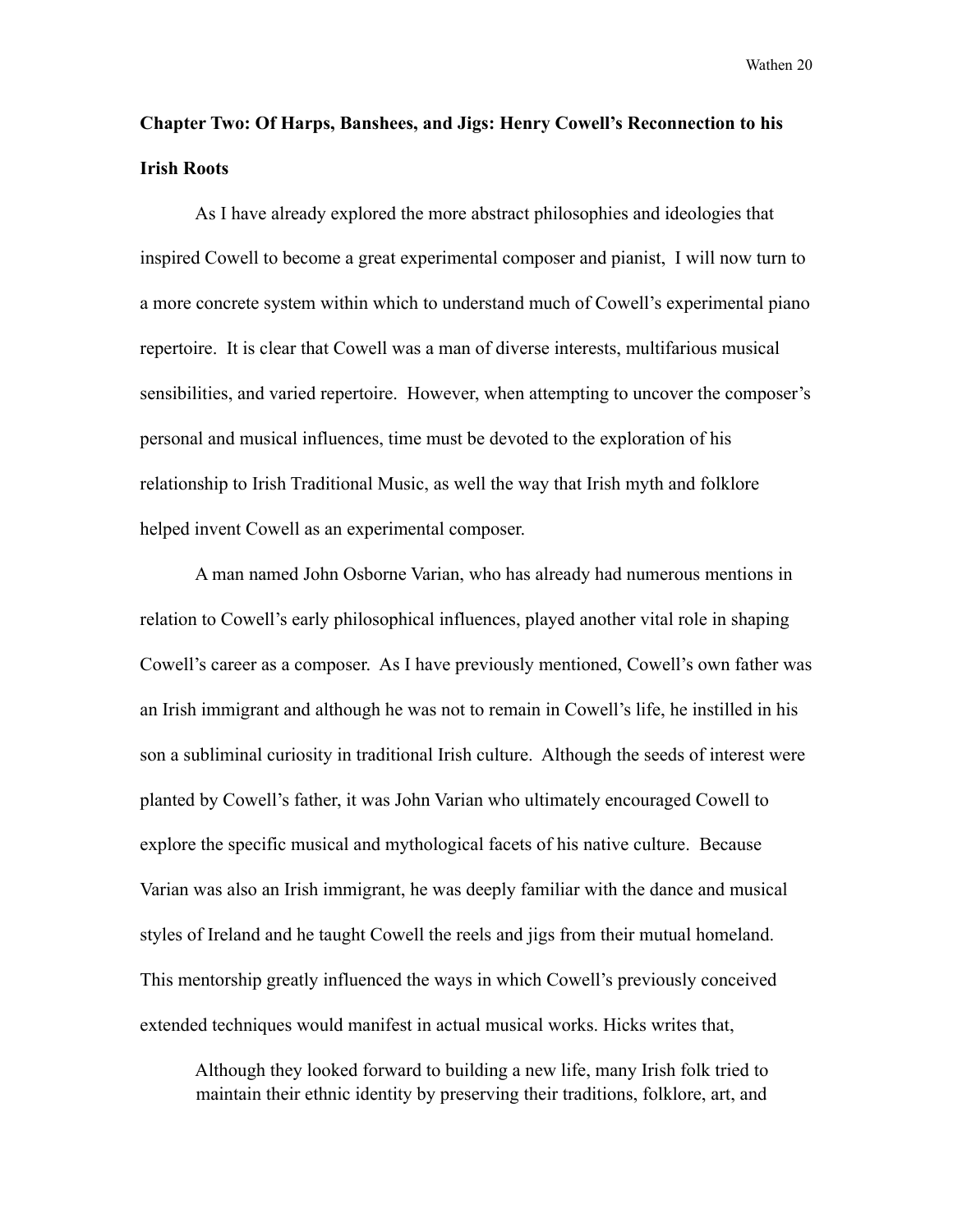## Chapter Two: Of Harps, Banshees, and Jigs: Henry Cowell's Reconnection to his Irish Roots

As I have already explored the more abstract philosophies and ideologies that inspired Cowell to become a great experimental composer and pianist, I will now turn to a more concrete system within which to understand much of Cowell's experimental piano repertoire. It is clear that Cowell was a man of diverse interests, multifarious musical sensibilities, and varied repertoire. However, when attempting to uncover the composer's personal and musical influences, time must be devoted to the exploration of his relationship to Irish Traditional Music, as well the way that Irish myth and folklore helped invent Cowell as an experimental composer.

A man named John Osborne Varian, who has already had numerous mentions in relation to Cowell's early philosophical influences, played another vital role in shaping Cowell's career as a composer. As I have previously mentioned, Cowell's own father was an Irish immigrant and although he was not to remain in Cowell's life, he instilled in his son a subliminal curiosity in traditional Irish culture. Although the seeds of interest were planted by Cowell's father, it was John Varian who ultimately encouraged Cowell to explore the specific musical and mythological facets of his native culture. Because Varian was also an Irish immigrant, he was deeply familiar with the dance and musical styles of Ireland and he taught Cowell the reels and jigs from their mutual homeland. This mentorship greatly influenced the ways in which Cowell's previously conceived extended techniques would manifest in actual musical works. Hicks writes that,

> Although they looked forward to building a new life, many Irish folk tried to maintain their ethnic identity by preserving their traditions, folklore, art, and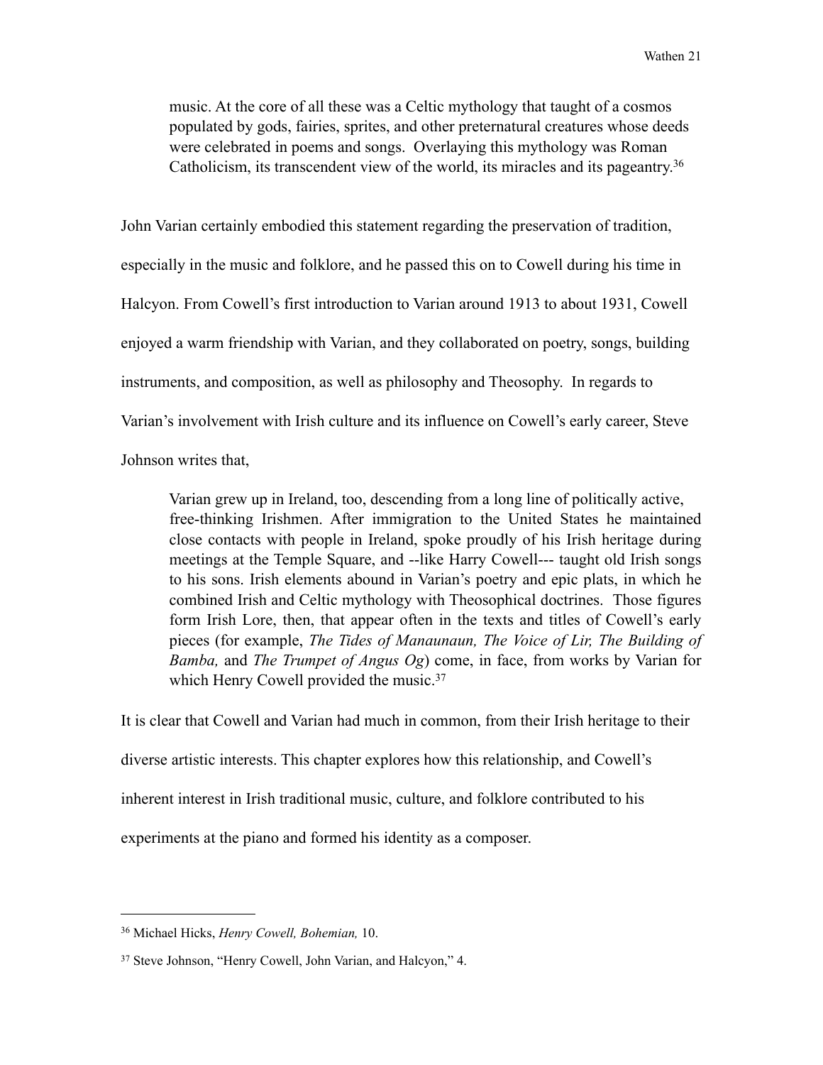> music. At the core of all these was a Celtic mythology that taught of a cosmos populated by gods, fairies, sprites, and other preternatural creatures whose deeds were celebrated in poems and songs. Overlaying this mythology was Roman Catholicism, its transcendent view of the world, its miracles and its pageantry.[36]

John Varian certainly embodied this statement regarding the preservation of tradition, especially in the music and folklore, and he passed this on to Cowell during his time in Halcyon. From Cowell's first introduction to Varian around 1913 to about 1931, Cowell enjoyed a warm friendship with Varian, and they collaborated on poetry, songs, building instruments, and composition, as well as philosophy and Theosophy. In regards to Varian's involvement with Irish culture and its influence on Cowell's early career, Steve Johnson writes that,

> Varian grew up in Ireland, too, descending from a long line of politically active, free-thinking Irishmen. After immigration to the United States he maintained close contacts with people in Ireland, spoke proudly of his Irish heritage during meetings at the Temple Square, and --like Harry Cowell--- taught old Irish songs to his sons. Irish elements abound in Varian's poetry and epic plats, in which he combined Irish and Celtic mythology with Theosophical doctrines. Those figures form Irish Lore, then, that appear often in the texts and titles of Cowell's early pieces (for example, *The Tides of Manaunaun, The Voice of Lir, The Building of Bamba,* and *The Trumpet of Angus Og*) come, in face, from works by Varian for which Henry Cowell provided the music.[37]

It is clear that Cowell and Varian had much in common, from their Irish heritage to their diverse artistic interests. This chapter explores how this relationship, and Cowell's inherent interest in Irish traditional music, culture, and folklore contributed to his experiments at the piano and formed his identity as a composer.

---

[36] Michael Hicks, *Henry Cowell, Bohemian,* 10.

[37] Steve Johnson, "Henry Cowell, John Varian, and Halcyon," 4.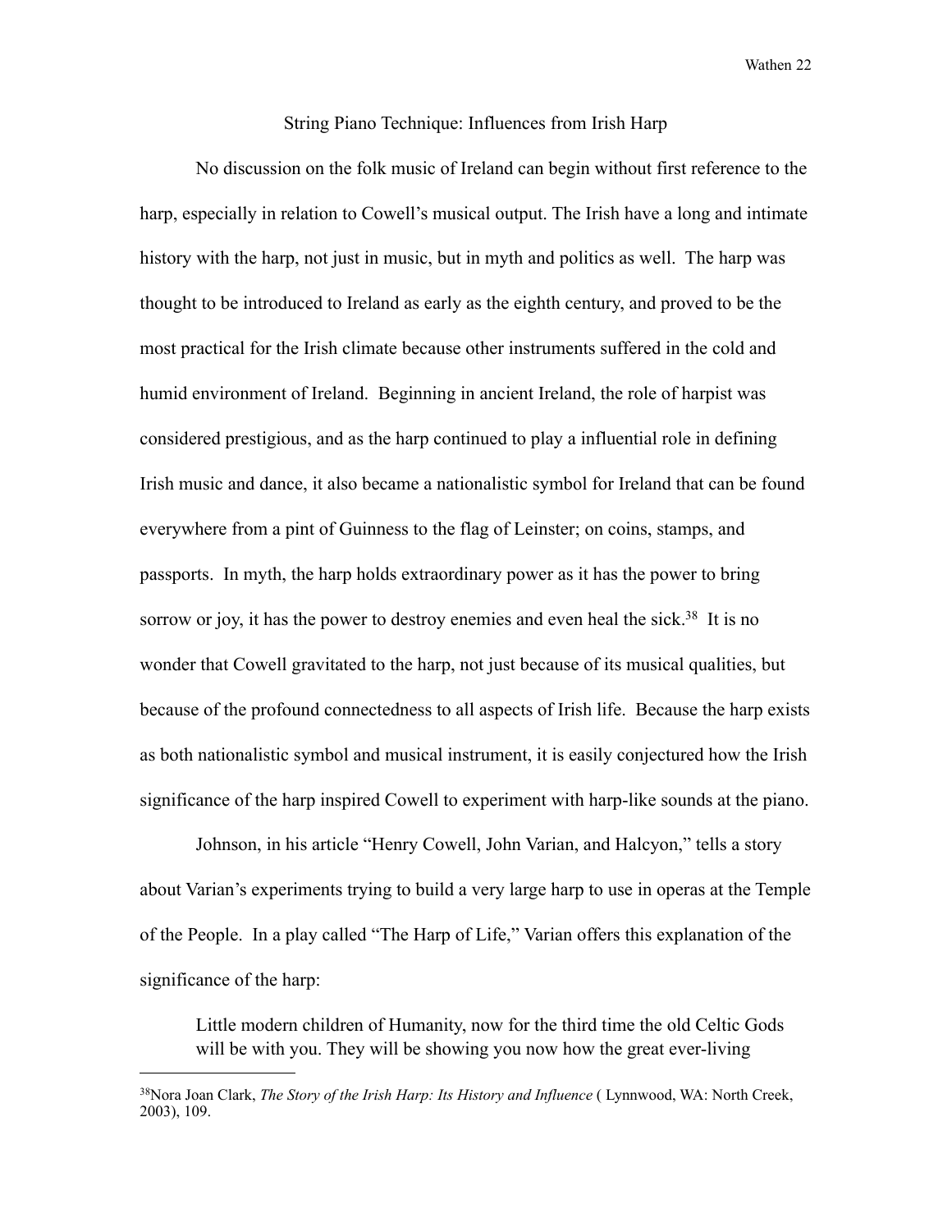## String Piano Technique: Influences from Irish Harp

No discussion on the folk music of Ireland can begin without first reference to the harp, especially in relation to Cowell's musical output. The Irish have a long and intimate history with the harp, not just in music, but in myth and politics as well. The harp was thought to be introduced to Ireland as early as the eighth century, and proved to be the most practical for the Irish climate because other instruments suffered in the cold and humid environment of Ireland. Beginning in ancient Ireland, the role of harpist was considered prestigious, and as the harp continued to play a influential role in defining Irish music and dance, it also became a nationalistic symbol for Ireland that can be found everywhere from a pint of Guinness to the flag of Leinster; on coins, stamps, and passports. In myth, the harp holds extraordinary power as it has the power to bring sorrow or joy, it has the power to destroy enemies and even heal the sick.[38] It is no wonder that Cowell gravitated to the harp, not just because of its musical qualities, but because of the profound connectedness to all aspects of Irish life. Because the harp exists as both nationalistic symbol and musical instrument, it is easily conjectured how the Irish significance of the harp inspired Cowell to experiment with harp-like sounds at the piano.

Johnson, in his article "Henry Cowell, John Varian, and Halcyon," tells a story about Varian's experiments trying to build a very large harp to use in operas at the Temple of the People. In a play called "The Harp of Life," Varian offers this explanation of the significance of the harp:

> Little modern children of Humanity, now for the third time the old Celtic Gods will be with you. They will be showing you now how the great ever-living

---

[38]Nora Joan Clark, *The Story of the Irish Harp: Its History and Influence* ( Lynnwood, WA: North Creek, 2003), 109.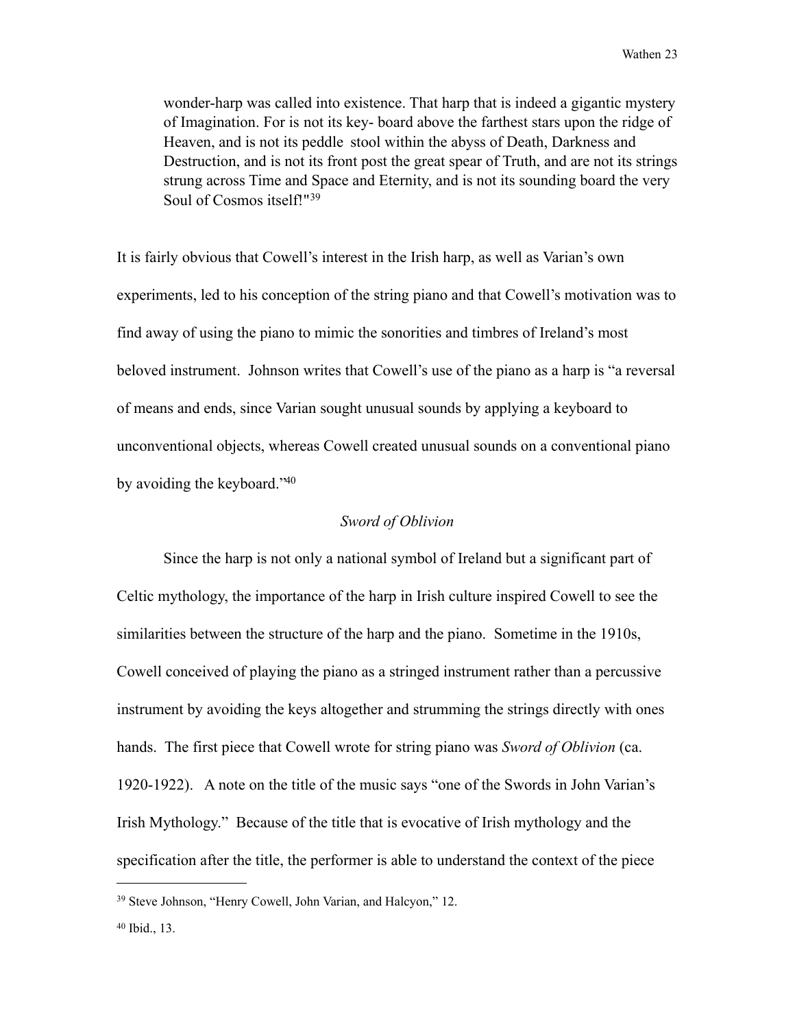> wonder-harp was called into existence. That harp that is indeed a gigantic mystery of Imagination. For is not its key- board above the farthest stars upon the ridge of Heaven, and is not its peddle stool within the abyss of Death, Darkness and Destruction, and is not its front post the great spear of Truth, and are not its strings strung across Time and Space and Eternity, and is not its sounding board the very Soul of Cosmos itself!"[39]

It is fairly obvious that Cowell's interest in the Irish harp, as well as Varian's own experiments, led to his conception of the string piano and that Cowell's motivation was to find away of using the piano to mimic the sonorities and timbres of Ireland's most beloved instrument. Johnson writes that Cowell's use of the piano as a harp is "a reversal of means and ends, since Varian sought unusual sounds by applying a keyboard to unconventional objects, whereas Cowell created unusual sounds on a conventional piano by avoiding the keyboard."[40]

### *Sword of Oblivion*

Since the harp is not only a national symbol of Ireland but a significant part of Celtic mythology, the importance of the harp in Irish culture inspired Cowell to see the similarities between the structure of the harp and the piano. Sometime in the 1910s, Cowell conceived of playing the piano as a stringed instrument rather than a percussive instrument by avoiding the keys altogether and strumming the strings directly with ones hands. The first piece that Cowell wrote for string piano was *Sword of Oblivion* (ca. 1920-1922). A note on the title of the music says "one of the Swords in John Varian's Irish Mythology." Because of the title that is evocative of Irish mythology and the specification after the title, the performer is able to understand the context of the piece

---

[39] Steve Johnson, "Henry Cowell, John Varian, and Halcyon," 12.

[40] Ibid., 13.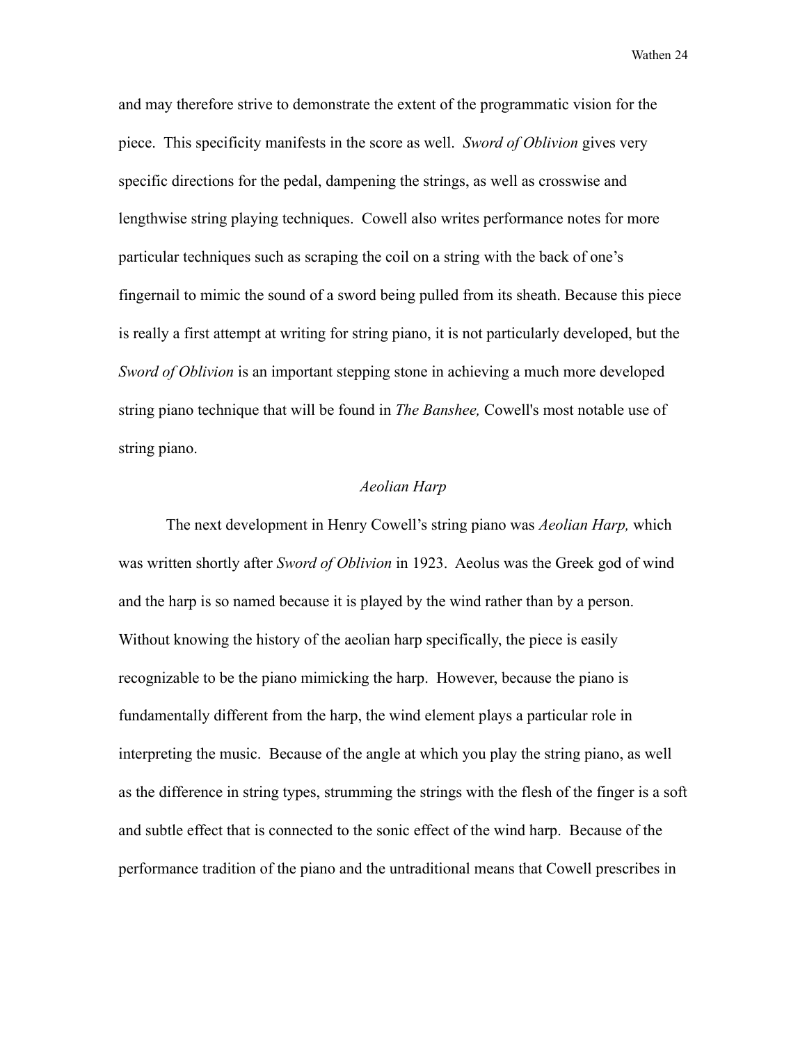and may therefore strive to demonstrate the extent of the programmatic vision for the piece. This specificity manifests in the score as well. *Sword of Oblivion* gives very specific directions for the pedal, dampening the strings, as well as crosswise and lengthwise string playing techniques. Cowell also writes performance notes for more particular techniques such as scraping the coil on a string with the back of one's fingernail to mimic the sound of a sword being pulled from its sheath. Because this piece is really a first attempt at writing for string piano, it is not particularly developed, but the *Sword of Oblivion* is an important stepping stone in achieving a much more developed string piano technique that will be found in *The Banshee,* Cowell's most notable use of string piano.

### *Aeolian Harp*

The next development in Henry Cowell's string piano was *Aeolian Harp,* which was written shortly after *Sword of Oblivion* in 1923. Aeolus was the Greek god of wind and the harp is so named because it is played by the wind rather than by a person. Without knowing the history of the aeolian harp specifically, the piece is easily recognizable to be the piano mimicking the harp. However, because the piano is fundamentally different from the harp, the wind element plays a particular role in interpreting the music. Because of the angle at which you play the string piano, as well as the difference in string types, strumming the strings with the flesh of the finger is a soft and subtle effect that is connected to the sonic effect of the wind harp. Because of the performance tradition of the piano and the untraditional means that Cowell prescribes in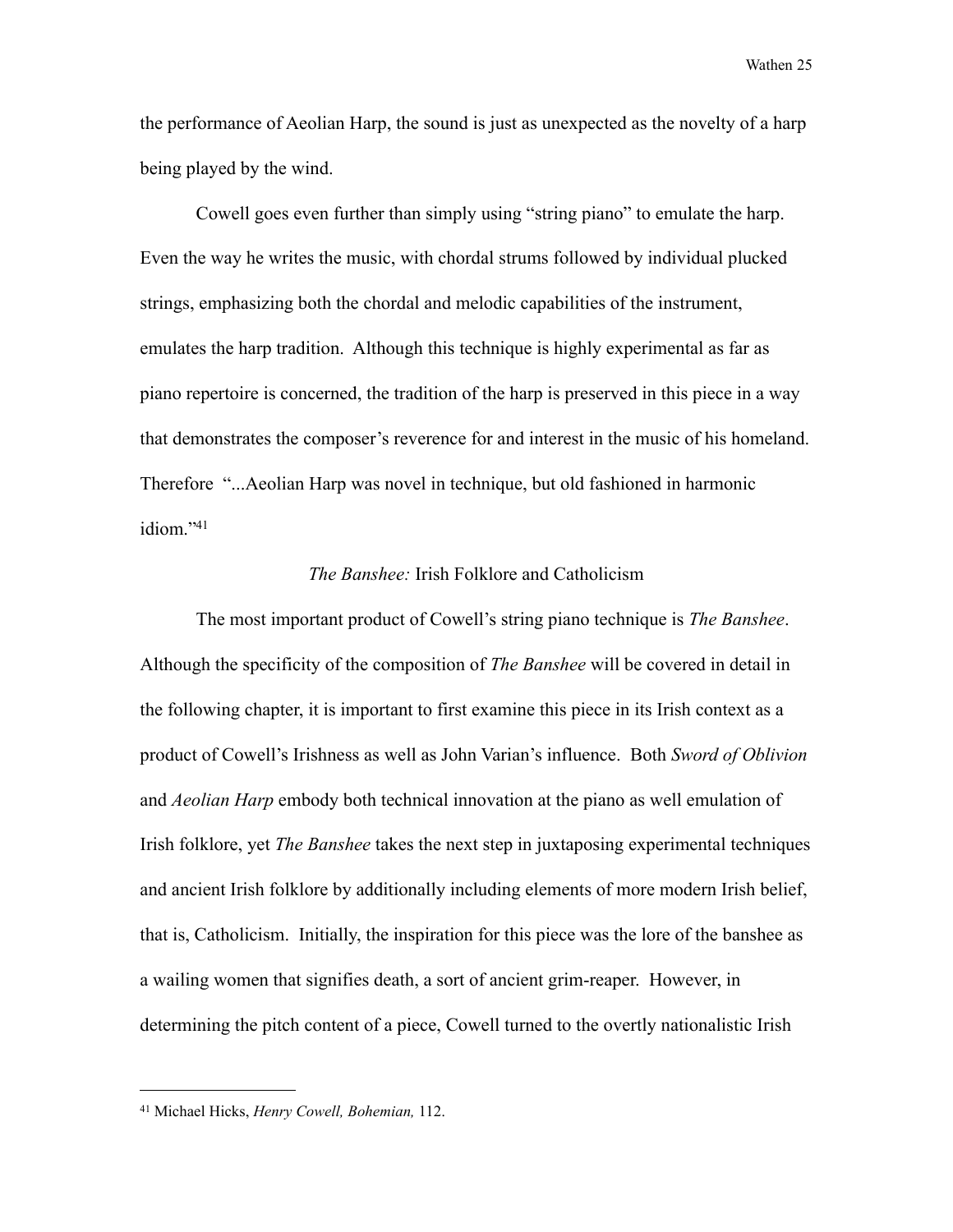the performance of Aeolian Harp, the sound is just as unexpected as the novelty of a harp being played by the wind.

Cowell goes even further than simply using "string piano" to emulate the harp. Even the way he writes the music, with chordal strums followed by individual plucked strings, emphasizing both the chordal and melodic capabilities of the instrument, emulates the harp tradition. Although this technique is highly experimental as far as piano repertoire is concerned, the tradition of the harp is preserved in this piece in a way that demonstrates the composer's reverence for and interest in the music of his homeland. Therefore "...Aeolian Harp was novel in technique, but old fashioned in harmonic idiom."[41]

### *The Banshee:* Irish Folklore and Catholicism

The most important product of Cowell's string piano technique is *The Banshee*. Although the specificity of the composition of *The Banshee* will be covered in detail in the following chapter, it is important to first examine this piece in its Irish context as a product of Cowell's Irishness as well as John Varian's influence. Both *Sword of Oblivion* and *Aeolian Harp* embody both technical innovation at the piano as well emulation of Irish folklore, yet *The Banshee* takes the next step in juxtaposing experimental techniques and ancient Irish folklore by additionally including elements of more modern Irish belief, that is, Catholicism. Initially, the inspiration for this piece was the lore of the banshee as a wailing women that signifies death, a sort of ancient grim-reaper. However, in determining the pitch content of a piece, Cowell turned to the overtly nationalistic Irish

---

[41] Michael Hicks, *Henry Cowell, Bohemian,* 112.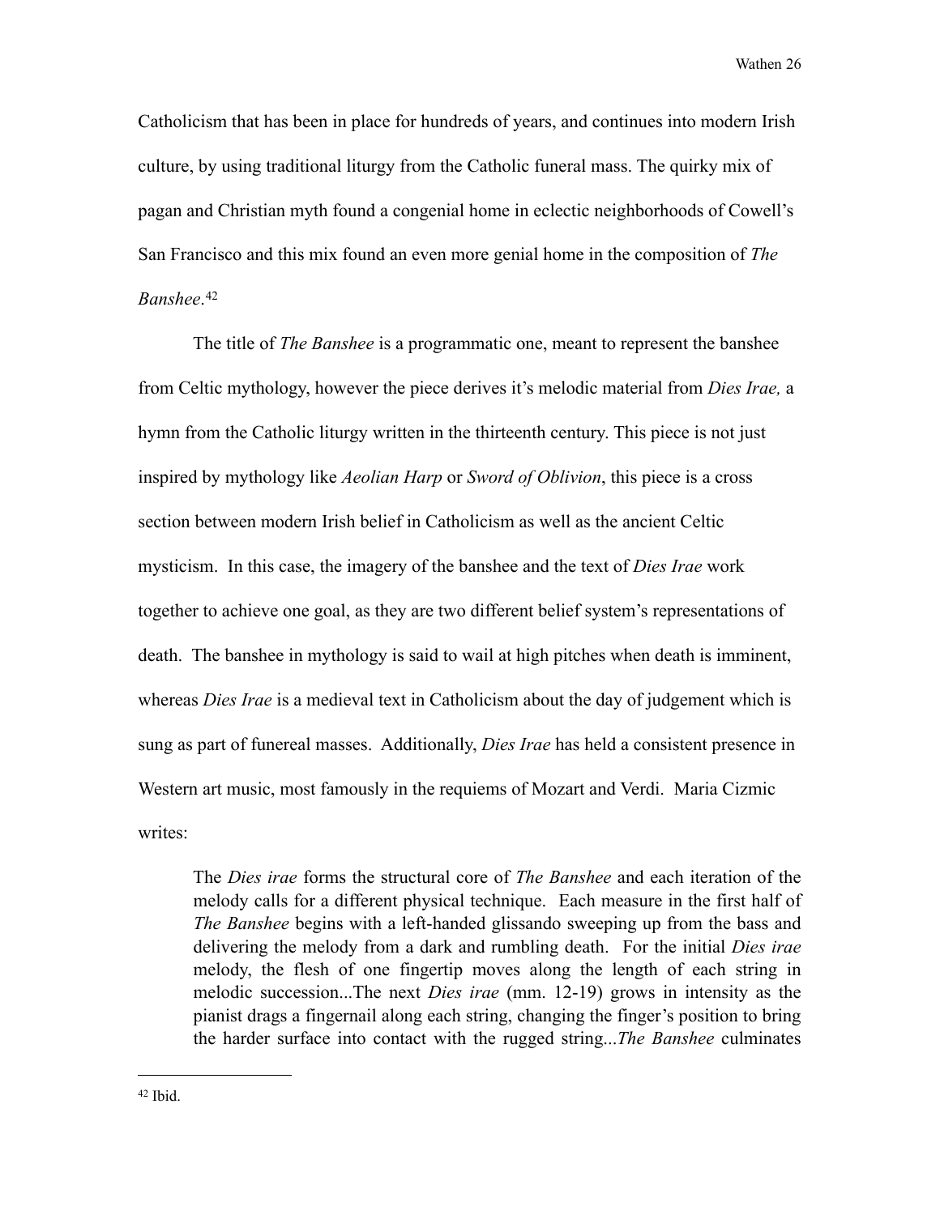Catholicism that has been in place for hundreds of years, and continues into modern Irish culture, by using traditional liturgy from the Catholic funeral mass. The quirky mix of pagan and Christian myth found a congenial home in eclectic neighborhoods of Cowell's San Francisco and this mix found an even more genial home in the composition of *The Banshee*.[42]

The title of *The Banshee* is a programmatic one, meant to represent the banshee from Celtic mythology, however the piece derives it's melodic material from *Dies Irae,* a hymn from the Catholic liturgy written in the thirteenth century. This piece is not just inspired by mythology like *Aeolian Harp* or *Sword of Oblivion*, this piece is a cross section between modern Irish belief in Catholicism as well as the ancient Celtic mysticism. In this case, the imagery of the banshee and the text of *Dies Irae* work together to achieve one goal, as they are two different belief system's representations of death. The banshee in mythology is said to wail at high pitches when death is imminent, whereas *Dies Irae* is a medieval text in Catholicism about the day of judgement which is sung as part of funereal masses. Additionally, *Dies Irae* has held a consistent presence in Western art music, most famously in the requiems of Mozart and Verdi. Maria Cizmic writes:

> The *Dies irae* forms the structural core of *The Banshee* and each iteration of the melody calls for a different physical technique. Each measure in the first half of *The Banshee* begins with a left-handed glissando sweeping up from the bass and delivering the melody from a dark and rumbling death. For the initial *Dies irae* melody, the flesh of one fingertip moves along the length of each string in melodic succession...The next *Dies irae* (mm. 12-19) grows in intensity as the pianist drags a fingernail along each string, changing the finger's position to bring the harder surface into contact with the rugged string...*The Banshee* culminates

[42] Ibid.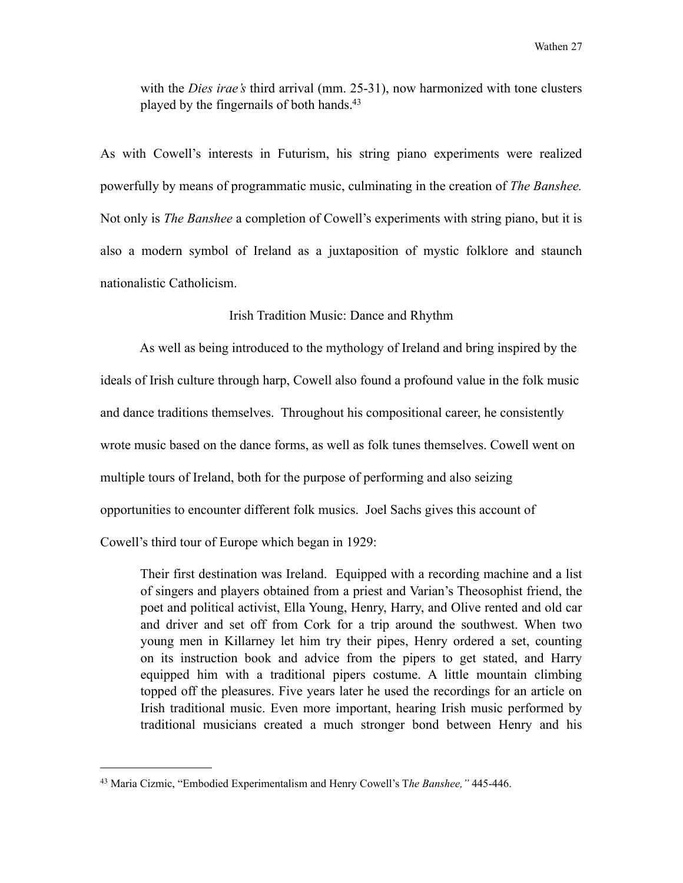with the *Dies irae's* third arrival (mm. 25-31), now harmonized with tone clusters played by the fingernails of both hands.[43]

As with Cowell's interests in Futurism, his string piano experiments were realized powerfully by means of programmatic music, culminating in the creation of *The Banshee.* Not only is *The Banshee* a completion of Cowell's experiments with string piano, but it is also a modern symbol of Ireland as a juxtaposition of mystic folklore and staunch nationalistic Catholicism.

## Irish Tradition Music: Dance and Rhythm

As well as being introduced to the mythology of Ireland and bring inspired by the ideals of Irish culture through harp, Cowell also found a profound value in the folk music and dance traditions themselves. Throughout his compositional career, he consistently wrote music based on the dance forms, as well as folk tunes themselves. Cowell went on multiple tours of Ireland, both for the purpose of performing and also seizing opportunities to encounter different folk musics. Joel Sachs gives this account of Cowell's third tour of Europe which began in 1929:

> Their first destination was Ireland. Equipped with a recording machine and a list of singers and players obtained from a priest and Varian's Theosophist friend, the poet and political activist, Ella Young, Henry, Harry, and Olive rented and old car and driver and set off from Cork for a trip around the southwest. When two young men in Killarney let him try their pipes, Henry ordered a set, counting on its instruction book and advice from the pipers to get stated, and Harry equipped him with a traditional pipers costume. A little mountain climbing topped off the pleasures. Five years later he used the recordings for an article on Irish traditional music. Even more important, hearing Irish music performed by traditional musicians created a much stronger bond between Henry and his

---

[43] Maria Cizmic, "Embodied Experimentalism and Henry Cowell's T*he Banshee,"* 445-446.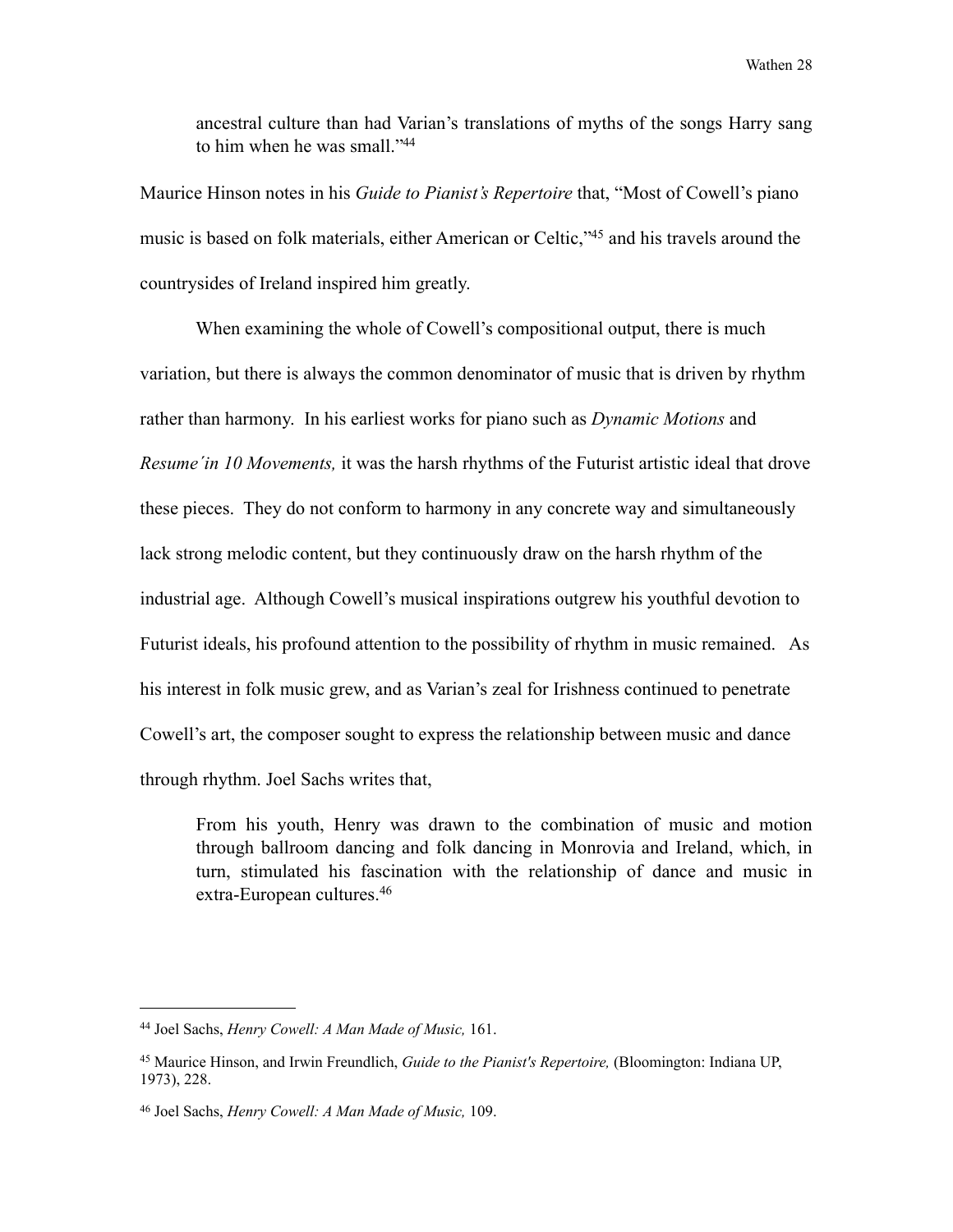> ancestral culture than had Varian's translations of myths of the songs Harry sang to him when he was small."[44]

Maurice Hinson notes in his *Guide to Pianist's Repertoire* that, "Most of Cowell's piano music is based on folk materials, either American or Celtic,"[45] and his travels around the countrysides of Ireland inspired him greatly.

When examining the whole of Cowell's compositional output, there is much variation, but there is always the common denominator of music that is driven by rhythm rather than harmony. In his earliest works for piano such as *Dynamic Motions* and *Resume´in 10 Movements,* it was the harsh rhythms of the Futurist artistic ideal that drove these pieces. They do not conform to harmony in any concrete way and simultaneously lack strong melodic content, but they continuously draw on the harsh rhythm of the industrial age. Although Cowell's musical inspirations outgrew his youthful devotion to Futurist ideals, his profound attention to the possibility of rhythm in music remained. As his interest in folk music grew, and as Varian's zeal for Irishness continued to penetrate Cowell's art, the composer sought to express the relationship between music and dance through rhythm. Joel Sachs writes that,

> From his youth, Henry was drawn to the combination of music and motion through ballroom dancing and folk dancing in Monrovia and Ireland, which, in turn, stimulated his fascination with the relationship of dance and music in extra-European cultures.[46]

---

[44] Joel Sachs, *Henry Cowell: A Man Made of Music,* 161.

[45] Maurice Hinson, and Irwin Freundlich, *Guide to the Pianist's Repertoire,* (Bloomington: Indiana UP, 1973), 228.

[46] Joel Sachs, *Henry Cowell: A Man Made of Music,* 109.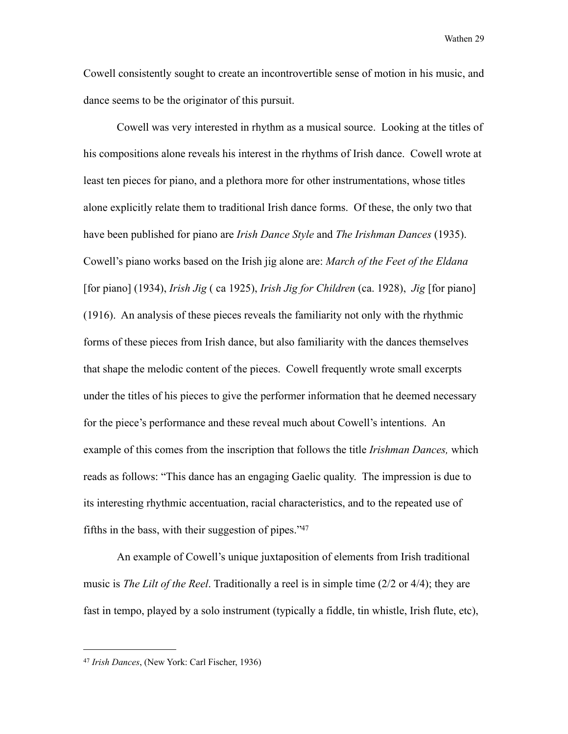Cowell consistently sought to create an incontrovertible sense of motion in his music, and dance seems to be the originator of this pursuit.

Cowell was very interested in rhythm as a musical source. Looking at the titles of his compositions alone reveals his interest in the rhythms of Irish dance. Cowell wrote at least ten pieces for piano, and a plethora more for other instrumentations, whose titles alone explicitly relate them to traditional Irish dance forms. Of these, the only two that have been published for piano are *Irish Dance Style* and *The Irishman Dances* (1935). Cowell's piano works based on the Irish jig alone are: *March of the Feet of the Eldana* [for piano] (1934), *Irish Jig* ( ca 1925), *Irish Jig for Children* (ca. 1928), *Jig* [for piano] (1916). An analysis of these pieces reveals the familiarity not only with the rhythmic forms of these pieces from Irish dance, but also familiarity with the dances themselves that shape the melodic content of the pieces. Cowell frequently wrote small excerpts under the titles of his pieces to give the performer information that he deemed necessary for the piece's performance and these reveal much about Cowell's intentions. An example of this comes from the inscription that follows the title *Irishman Dances,* which reads as follows: "This dance has an engaging Gaelic quality. The impression is due to its interesting rhythmic accentuation, racial characteristics, and to the repeated use of fifths in the bass, with their suggestion of pipes."[47]

An example of Cowell's unique juxtaposition of elements from Irish traditional music is *The Lilt of the Reel*. Traditionally a reel is in simple time (2/2 or 4/4); they are fast in tempo, played by a solo instrument (typically a fiddle, tin whistle, Irish flute, etc),

---

[47] *Irish Dances*, (New York: Carl Fischer, 1936)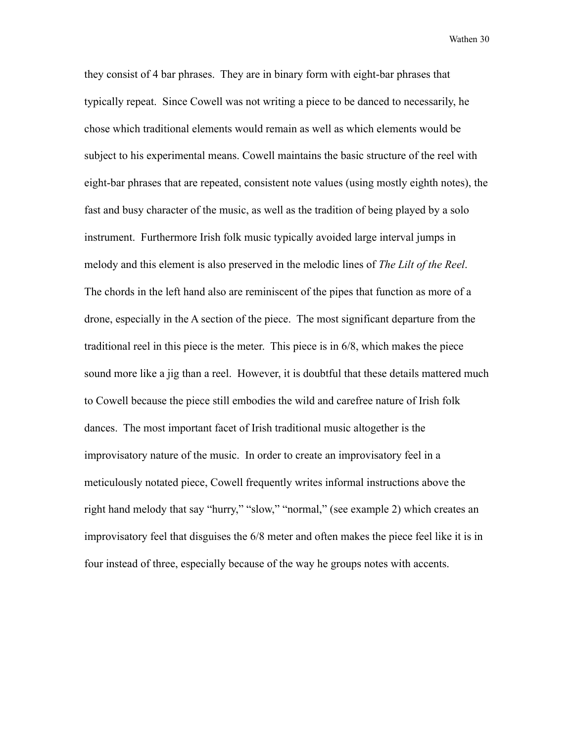they consist of 4 bar phrases. They are in binary form with eight-bar phrases that typically repeat. Since Cowell was not writing a piece to be danced to necessarily, he chose which traditional elements would remain as well as which elements would be subject to his experimental means. Cowell maintains the basic structure of the reel with eight-bar phrases that are repeated, consistent note values (using mostly eighth notes), the fast and busy character of the music, as well as the tradition of being played by a solo instrument. Furthermore Irish folk music typically avoided large interval jumps in melody and this element is also preserved in the melodic lines of *The Lilt of the Reel*. The chords in the left hand also are reminiscent of the pipes that function as more of a drone, especially in the A section of the piece. The most significant departure from the traditional reel in this piece is the meter. This piece is in 6/8, which makes the piece sound more like a jig than a reel. However, it is doubtful that these details mattered much to Cowell because the piece still embodies the wild and carefree nature of Irish folk dances. The most important facet of Irish traditional music altogether is the improvisatory nature of the music. In order to create an improvisatory feel in a meticulously notated piece, Cowell frequently writes informal instructions above the right hand melody that say "hurry," "slow," "normal," (see example 2) which creates an improvisatory feel that disguises the 6/8 meter and often makes the piece feel like it is in four instead of three, especially because of the way he groups notes with accents.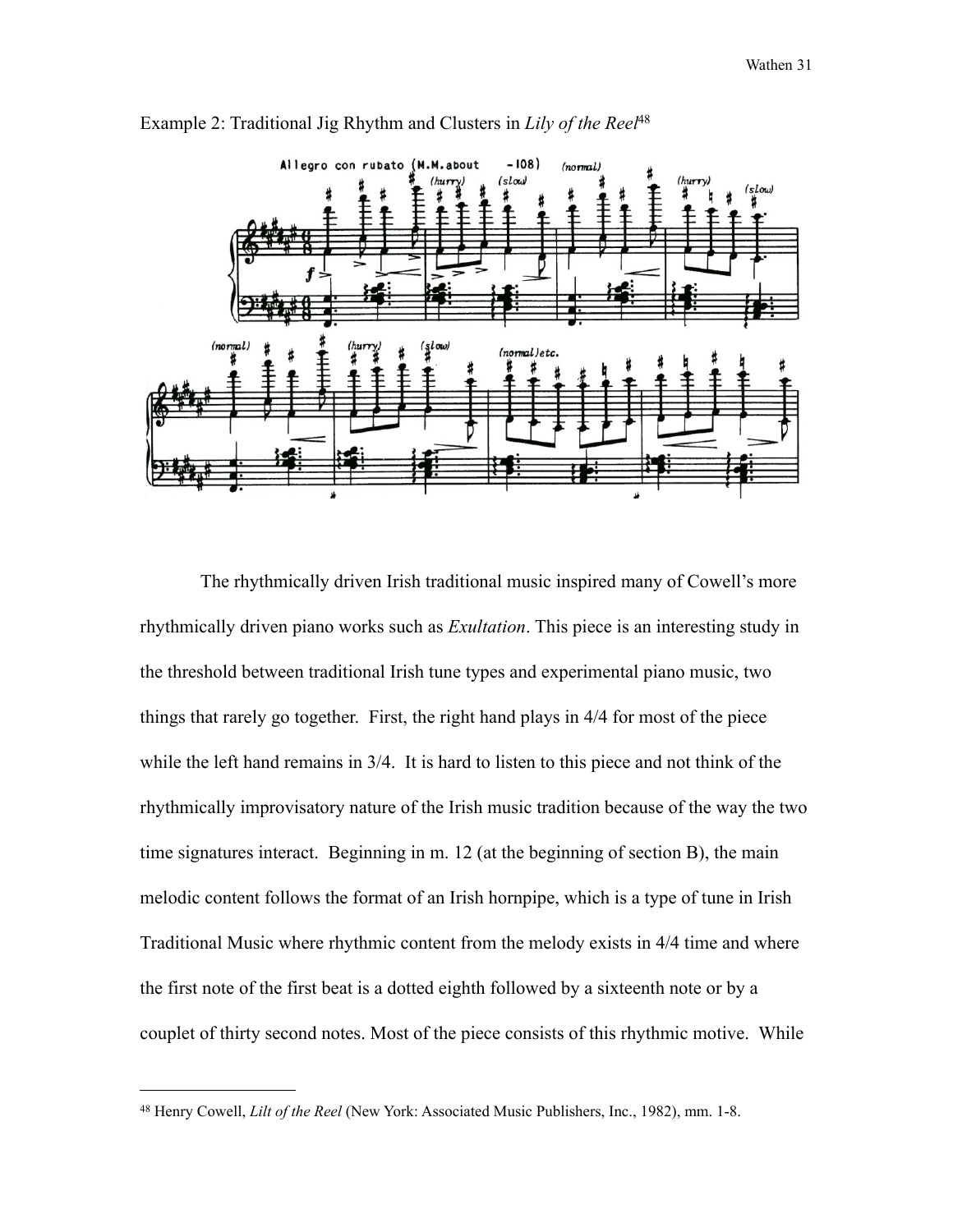Example 2: Traditional Jig Rhythm and Clusters in *Lily of the Reel*[48]

The rhythmically driven Irish traditional music inspired many of Cowell's more rhythmically driven piano works such as *Exultation*. This piece is an interesting study in the threshold between traditional Irish tune types and experimental piano music, two things that rarely go together. First, the right hand plays in 4/4 for most of the piece while the left hand remains in 3/4. It is hard to listen to this piece and not think of the rhythmically improvisatory nature of the Irish music tradition because of the way the two time signatures interact. Beginning in m. 12 (at the beginning of section B), the main melodic content follows the format of an Irish hornpipe, which is a type of tune in Irish Traditional Music where rhythmic content from the melody exists in 4/4 time and where the first note of the first beat is a dotted eighth followed by a sixteenth note or by a couplet of thirty second notes. Most of the piece consists of this rhythmic motive. While

---

[48] Henry Cowell, *Lilt of the Reel* (New York: Associated Music Publishers, Inc., 1982), mm. 1-8.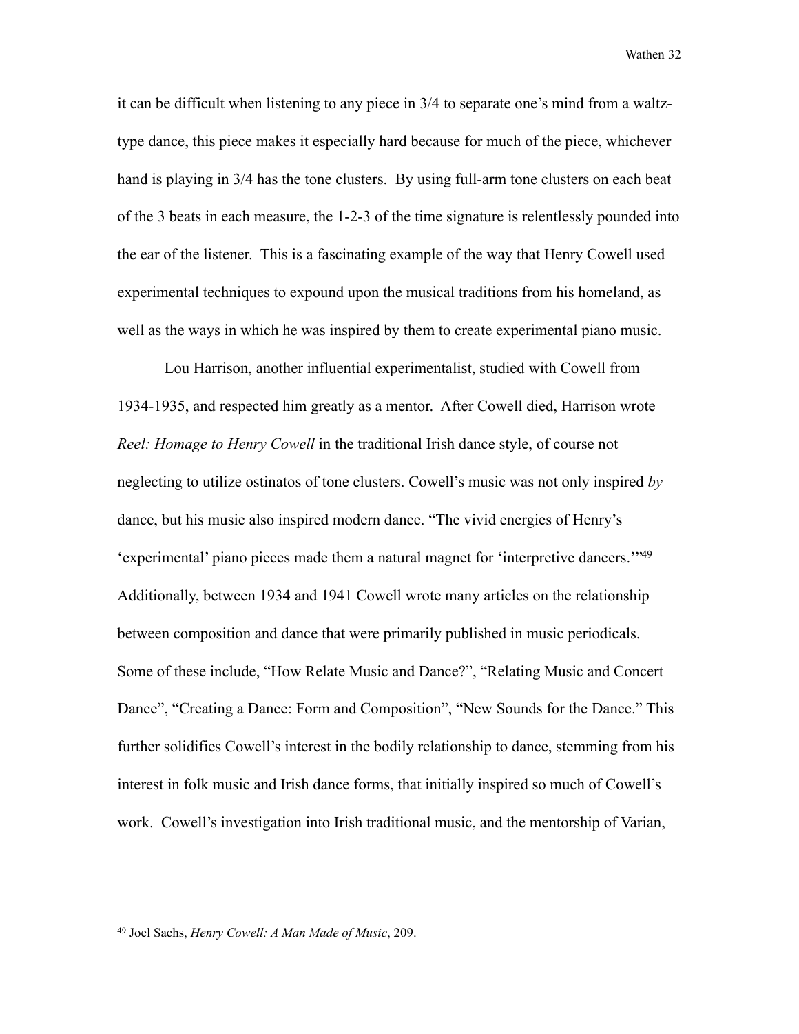it can be difficult when listening to any piece in 3/4 to separate one's mind from a waltz-type dance, this piece makes it especially hard because for much of the piece, whichever hand is playing in 3/4 has the tone clusters. By using full-arm tone clusters on each beat of the 3 beats in each measure, the 1-2-3 of the time signature is relentlessly pounded into the ear of the listener. This is a fascinating example of the way that Henry Cowell used experimental techniques to expound upon the musical traditions from his homeland, as well as the ways in which he was inspired by them to create experimental piano music.

Lou Harrison, another influential experimentalist, studied with Cowell from 1934-1935, and respected him greatly as a mentor. After Cowell died, Harrison wrote *Reel: Homage to Henry Cowell* in the traditional Irish dance style, of course not neglecting to utilize ostinatos of tone clusters. Cowell's music was not only inspired *by* dance, but his music also inspired modern dance. "The vivid energies of Henry's 'experimental' piano pieces made them a natural magnet for 'interpretive dancers.'"[49] Additionally, between 1934 and 1941 Cowell wrote many articles on the relationship between composition and dance that were primarily published in music periodicals. Some of these include, "How Relate Music and Dance?", "Relating Music and Concert Dance", "Creating a Dance: Form and Composition", "New Sounds for the Dance." This further solidifies Cowell's interest in the bodily relationship to dance, stemming from his interest in folk music and Irish dance forms, that initially inspired so much of Cowell's work. Cowell's investigation into Irish traditional music, and the mentorship of Varian,

---

[49] Joel Sachs, *Henry Cowell: A Man Made of Music*, 209.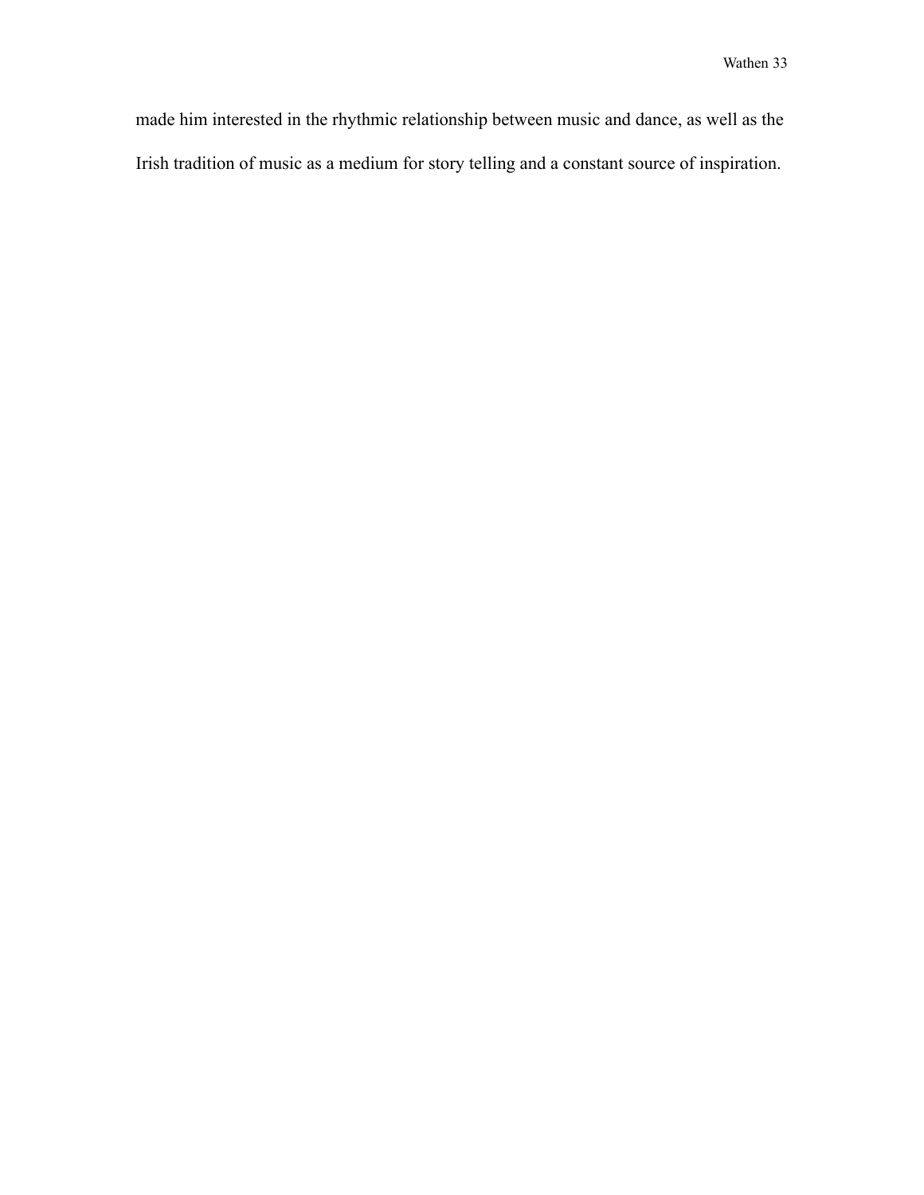made him interested in the rhythmic relationship between music and dance, as well as the Irish tradition of music as a medium for story telling and a constant source of inspiration.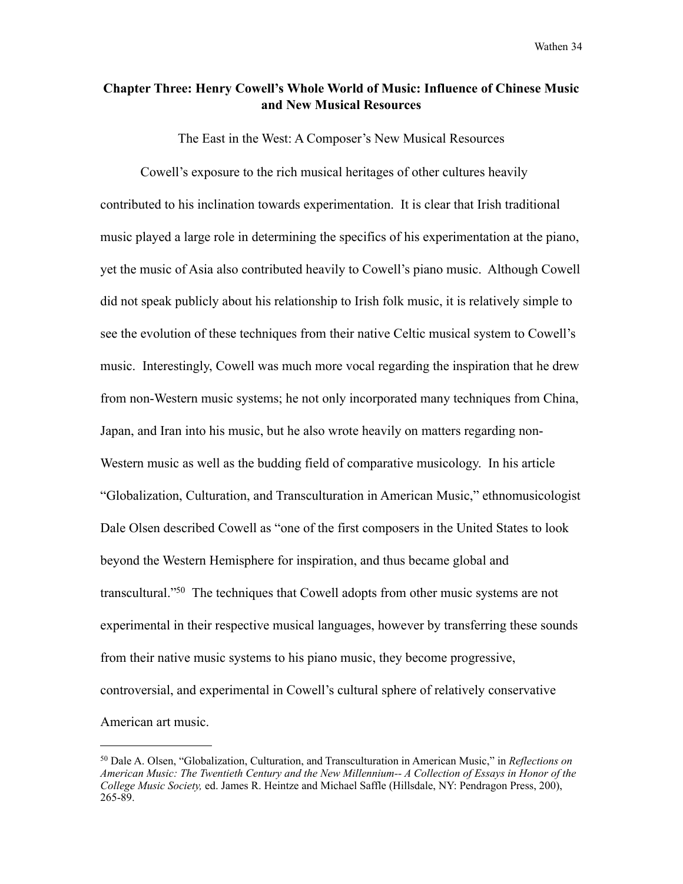## Chapter Three: Henry Cowell's Whole World of Music: Influence of Chinese Music and New Musical Resources

The East in the West: A Composer's New Musical Resources

Cowell's exposure to the rich musical heritages of other cultures heavily contributed to his inclination towards experimentation. It is clear that Irish traditional music played a large role in determining the specifics of his experimentation at the piano, yet the music of Asia also contributed heavily to Cowell's piano music. Although Cowell did not speak publicly about his relationship to Irish folk music, it is relatively simple to see the evolution of these techniques from their native Celtic musical system to Cowell's music. Interestingly, Cowell was much more vocal regarding the inspiration that he drew from non-Western music systems; he not only incorporated many techniques from China, Japan, and Iran into his music, but he also wrote heavily on matters regarding non-Western music as well as the budding field of comparative musicology. In his article "Globalization, Culturation, and Transculturation in American Music," ethnomusicologist Dale Olsen described Cowell as "one of the first composers in the United States to look beyond the Western Hemisphere for inspiration, and thus became global and transcultural."[50] The techniques that Cowell adopts from other music systems are not experimental in their respective musical languages, however by transferring these sounds from their native music systems to his piano music, they become progressive, controversial, and experimental in Cowell's cultural sphere of relatively conservative American art music.

---

[50] Dale A. Olsen, "Globalization, Culturation, and Transculturation in American Music," in *Reflections on American Music: The Twentieth Century and the New Millennium-- A Collection of Essays in Honor of the College Music Society,* ed. James R. Heintze and Michael Saffle (Hillsdale, NY: Pendragon Press, 200), 265-89.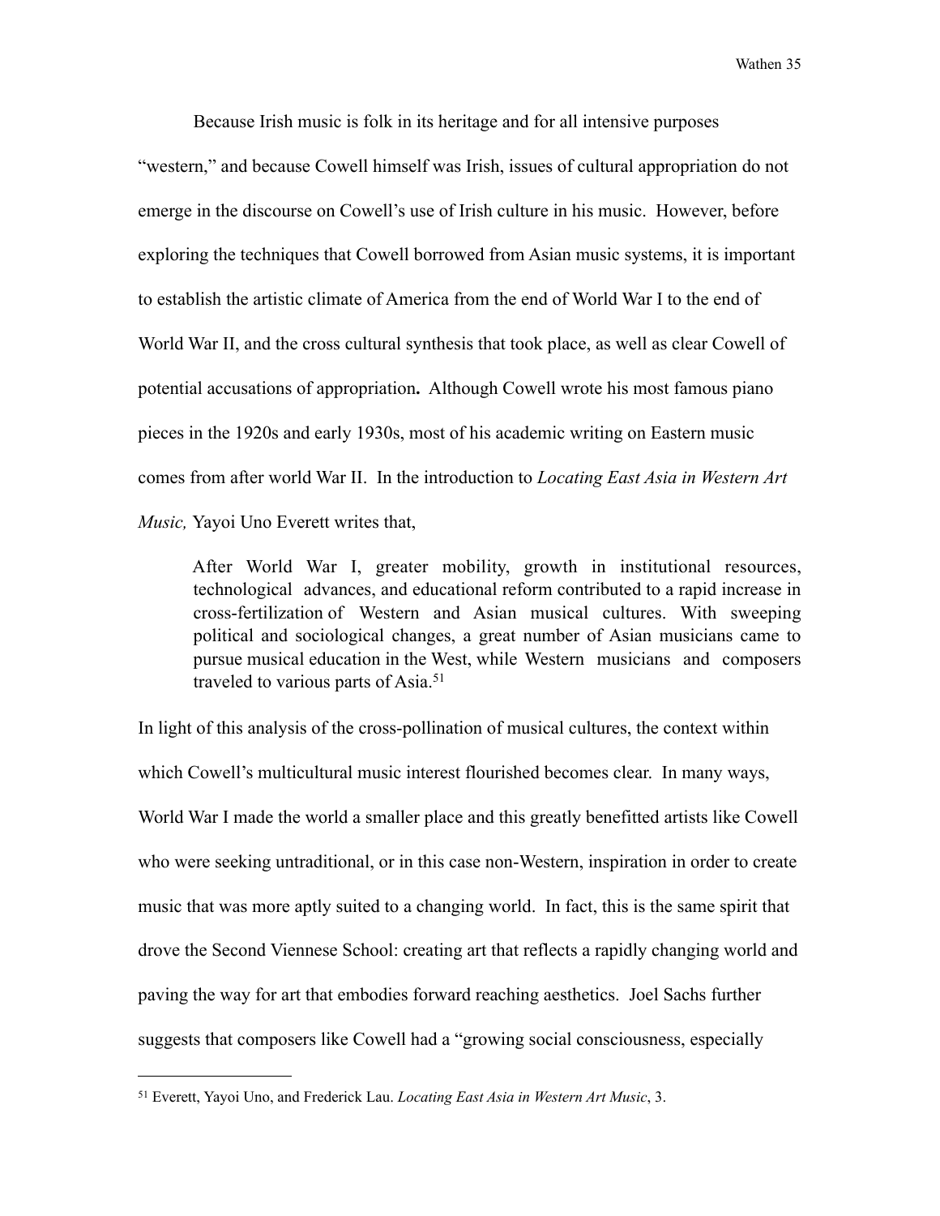Because Irish music is folk in its heritage and for all intensive purposes "western," and because Cowell himself was Irish, issues of cultural appropriation do not emerge in the discourse on Cowell's use of Irish culture in his music. However, before exploring the techniques that Cowell borrowed from Asian music systems, it is important to establish the artistic climate of America from the end of World War I to the end of World War II, and the cross cultural synthesis that took place, as well as clear Cowell of potential accusations of appropriation**.** Although Cowell wrote his most famous piano pieces in the 1920s and early 1930s, most of his academic writing on Eastern music comes from after world War II. In the introduction to *Locating East Asia in Western Art Music,* Yayoi Uno Everett writes that,

> After World War I, greater mobility, growth in institutional resources, technological advances, and educational reform contributed to a rapid increase in cross-fertilization of Western and Asian musical cultures. With sweeping political and sociological changes, a great number of Asian musicians came to pursue musical education in the West, while Western musicians and composers traveled to various parts of Asia.[51]

In light of this analysis of the cross-pollination of musical cultures, the context within which Cowell's multicultural music interest flourished becomes clear. In many ways, World War I made the world a smaller place and this greatly benefitted artists like Cowell who were seeking untraditional, or in this case non-Western, inspiration in order to create music that was more aptly suited to a changing world. In fact, this is the same spirit that drove the Second Viennese School: creating art that reflects a rapidly changing world and paving the way for art that embodies forward reaching aesthetics. Joel Sachs further suggests that composers like Cowell had a "growing social consciousness, especially

---

[51] Everett, Yayoi Uno, and Frederick Lau. *Locating East Asia in Western Art Music*, 3.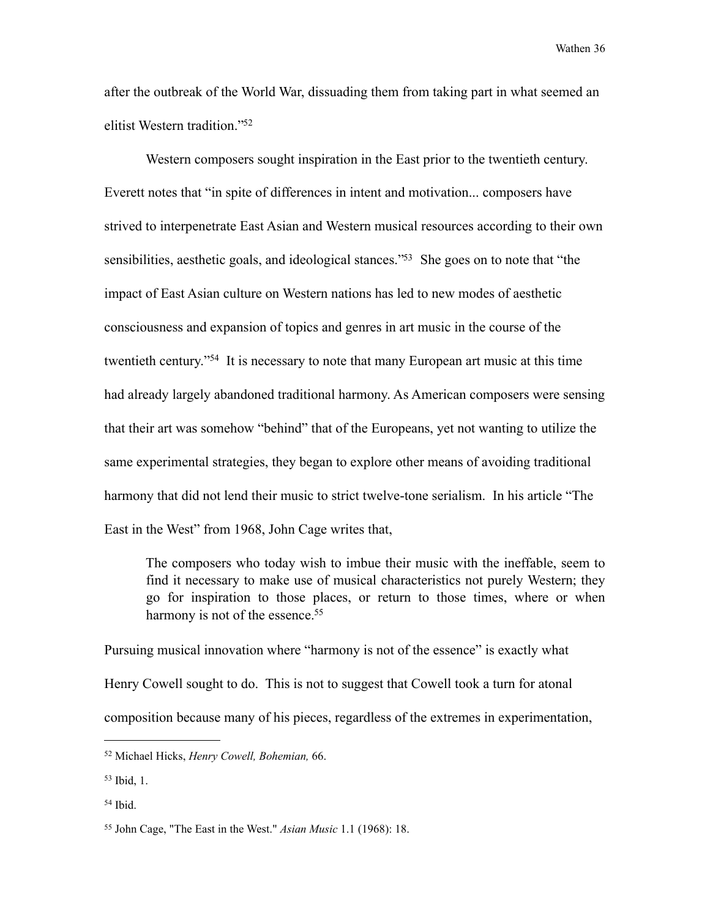after the outbreak of the World War, dissuading them from taking part in what seemed an elitist Western tradition."[52]

Western composers sought inspiration in the East prior to the twentieth century. Everett notes that "in spite of differences in intent and motivation... composers have strived to interpenetrate East Asian and Western musical resources according to their own sensibilities, aesthetic goals, and ideological stances."[53] She goes on to note that "the impact of East Asian culture on Western nations has led to new modes of aesthetic consciousness and expansion of topics and genres in art music in the course of the twentieth century."[54] It is necessary to note that many European art music at this time had already largely abandoned traditional harmony. As American composers were sensing that their art was somehow "behind" that of the Europeans, yet not wanting to utilize the same experimental strategies, they began to explore other means of avoiding traditional harmony that did not lend their music to strict twelve-tone serialism. In his article "The East in the West" from 1968, John Cage writes that,

> The composers who today wish to imbue their music with the ineffable, seem to find it necessary to make use of musical characteristics not purely Western; they go for inspiration to those places, or return to those times, where or when harmony is not of the essence.[55]

Pursuing musical innovation where "harmony is not of the essence" is exactly what Henry Cowell sought to do. This is not to suggest that Cowell took a turn for atonal composition because many of his pieces, regardless of the extremes in experimentation,

---

[52] Michael Hicks, *Henry Cowell, Bohemian,* 66.

[53] Ibid, 1.

[54] Ibid.

[55] John Cage, "The East in the West." *Asian Music* 1.1 (1968): 18.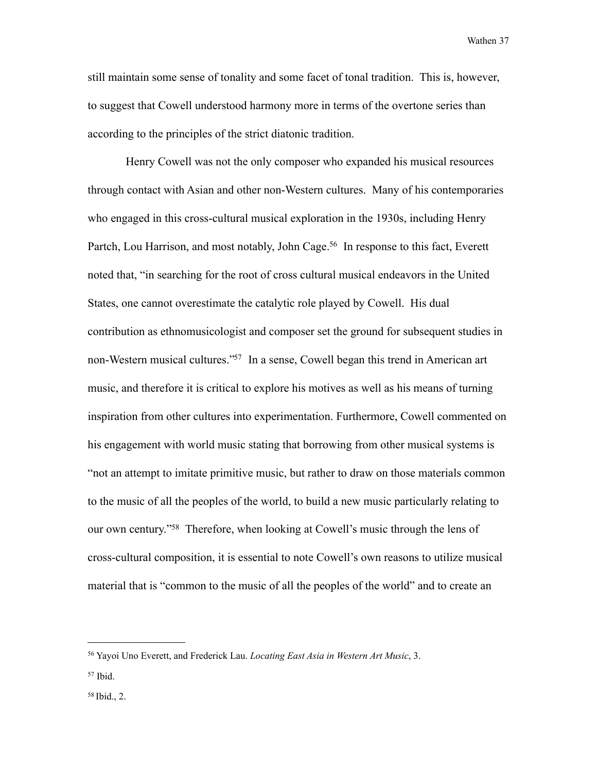still maintain some sense of tonality and some facet of tonal tradition. This is, however, to suggest that Cowell understood harmony more in terms of the overtone series than according to the principles of the strict diatonic tradition.

Henry Cowell was not the only composer who expanded his musical resources through contact with Asian and other non-Western cultures. Many of his contemporaries who engaged in this cross-cultural musical exploration in the 1930s, including Henry Partch, Lou Harrison, and most notably, John Cage.[56] In response to this fact, Everett noted that, "in searching for the root of cross cultural musical endeavors in the United States, one cannot overestimate the catalytic role played by Cowell. His dual contribution as ethnomusicologist and composer set the ground for subsequent studies in non-Western musical cultures."[57] In a sense, Cowell began this trend in American art music, and therefore it is critical to explore his motives as well as his means of turning inspiration from other cultures into experimentation. Furthermore, Cowell commented on his engagement with world music stating that borrowing from other musical systems is "not an attempt to imitate primitive music, but rather to draw on those materials common to the music of all the peoples of the world, to build a new music particularly relating to our own century."[58] Therefore, when looking at Cowell's music through the lens of cross-cultural composition, it is essential to note Cowell's own reasons to utilize musical material that is "common to the music of all the peoples of the world" and to create an

---

[56] Yayoi Uno Everett, and Frederick Lau. *Locating East Asia in Western Art Music*, 3.

[57] Ibid.

[58] Ibid., 2.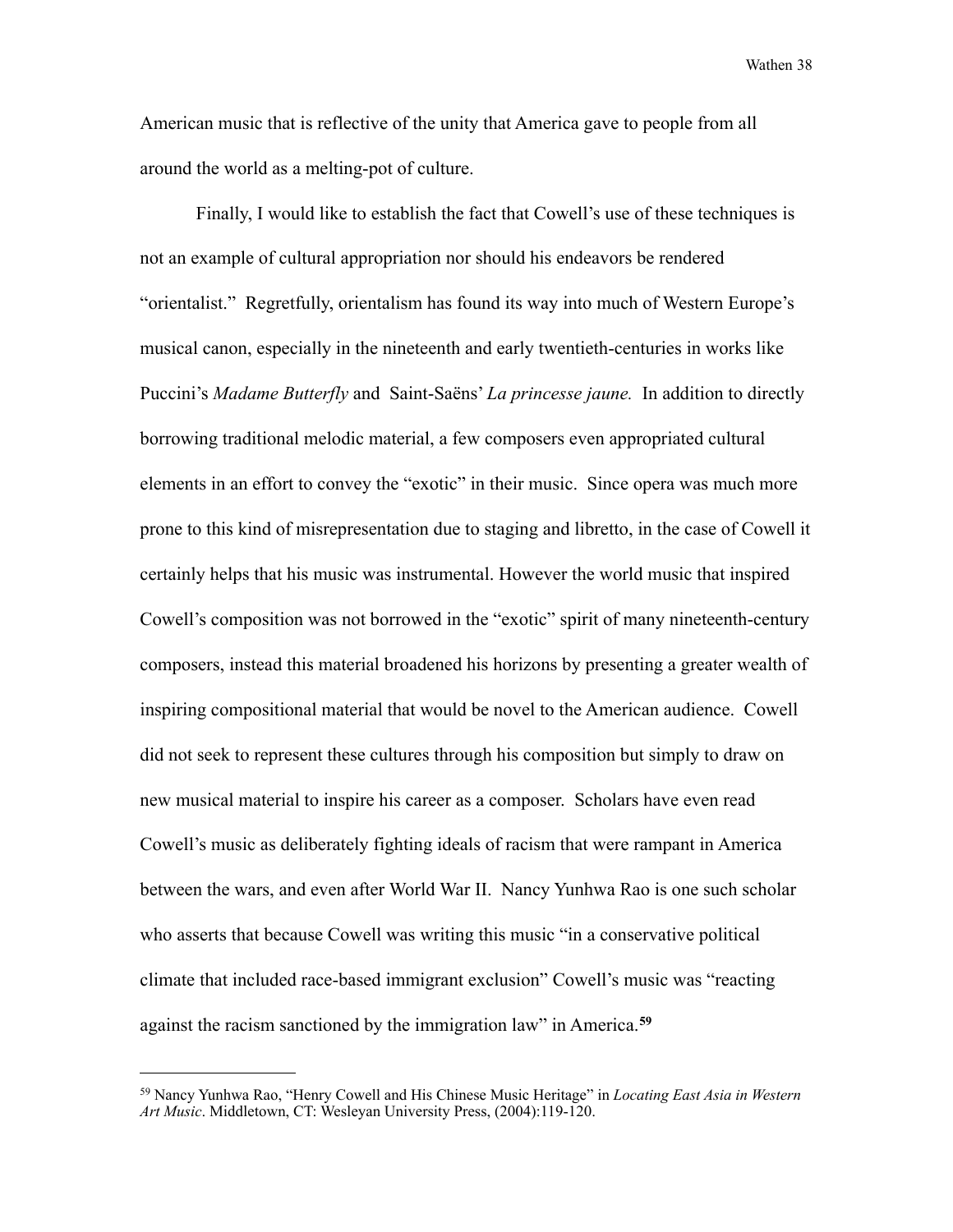American music that is reflective of the unity that America gave to people from all around the world as a melting-pot of culture.

Finally, I would like to establish the fact that Cowell's use of these techniques is not an example of cultural appropriation nor should his endeavors be rendered "orientalist." Regretfully, orientalism has found its way into much of Western Europe's musical canon, especially in the nineteenth and early twentieth-centuries in works like Puccini's *Madame Butterfly* and Saint-Saëns' *La princesse jaune.* In addition to directly borrowing traditional melodic material, a few composers even appropriated cultural elements in an effort to convey the "exotic" in their music. Since opera was much more prone to this kind of misrepresentation due to staging and libretto, in the case of Cowell it certainly helps that his music was instrumental. However the world music that inspired Cowell's composition was not borrowed in the "exotic" spirit of many nineteenth-century composers, instead this material broadened his horizons by presenting a greater wealth of inspiring compositional material that would be novel to the American audience. Cowell did not seek to represent these cultures through his composition but simply to draw on new musical material to inspire his career as a composer. Scholars have even read Cowell's music as deliberately fighting ideals of racism that were rampant in America between the wars, and even after World War II. Nancy Yunhwa Rao is one such scholar who asserts that because Cowell was writing this music "in a conservative political climate that included race-based immigrant exclusion" Cowell's music was "reacting against the racism sanctioned by the immigration law" in America.[59]

---

[59] Nancy Yunhwa Rao, "Henry Cowell and His Chinese Music Heritage" in *Locating East Asia in Western Art Music*. Middletown, CT: Wesleyan University Press, (2004):119-120.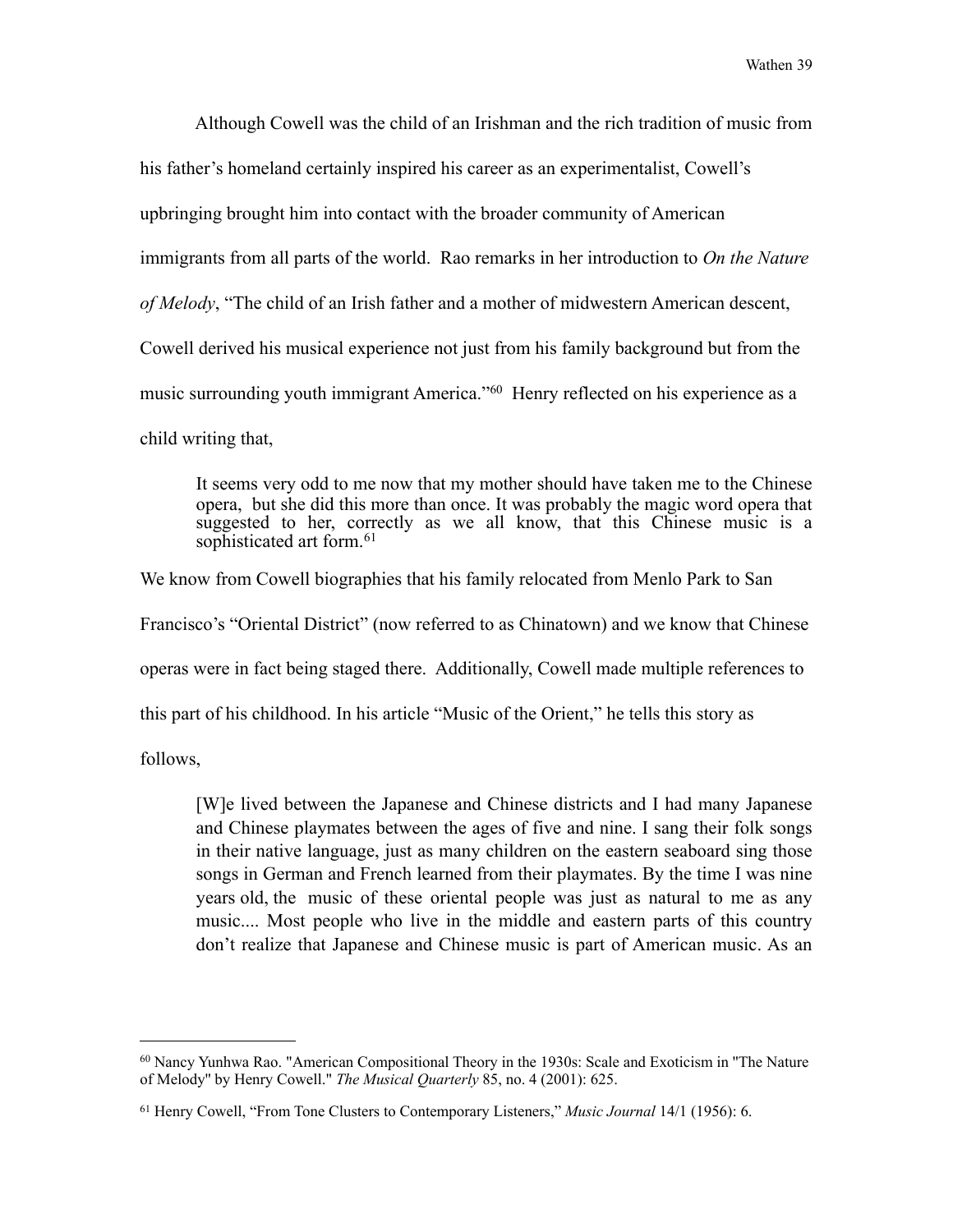Although Cowell was the child of an Irishman and the rich tradition of music from his father's homeland certainly inspired his career as an experimentalist, Cowell's upbringing brought him into contact with the broader community of American immigrants from all parts of the world. Rao remarks in her introduction to *On the Nature of Melody*, "The child of an Irish father and a mother of midwestern American descent, Cowell derived his musical experience not just from his family background but from the music surrounding youth immigrant America."[60] Henry reflected on his experience as a child writing that,

> It seems very odd to me now that my mother should have taken me to the Chinese opera, but she did this more than once. It was probably the magic word opera that suggested to her, correctly as we all know, that this Chinese music is a sophisticated art form.[61]

We know from Cowell biographies that his family relocated from Menlo Park to San Francisco's "Oriental District" (now referred to as Chinatown) and we know that Chinese operas were in fact being staged there. Additionally, Cowell made multiple references to this part of his childhood. In his article "Music of the Orient," he tells this story as follows,

> [W]e lived between the Japanese and Chinese districts and I had many Japanese and Chinese playmates between the ages of five and nine. I sang their folk songs in their native language, just as many children on the eastern seaboard sing those songs in German and French learned from their playmates. By the time I was nine years old, the music of these oriental people was just as natural to me as any music.... Most people who live in the middle and eastern parts of this country don't realize that Japanese and Chinese music is part of American music. As an

---

[60] Nancy Yunhwa Rao. "American Compositional Theory in the 1930s: Scale and Exoticism in "The Nature of Melody" by Henry Cowell." *The Musical Quarterly* 85, no. 4 (2001): 625.

[61] Henry Cowell, "From Tone Clusters to Contemporary Listeners," *Music Journal* 14/1 (1956): 6.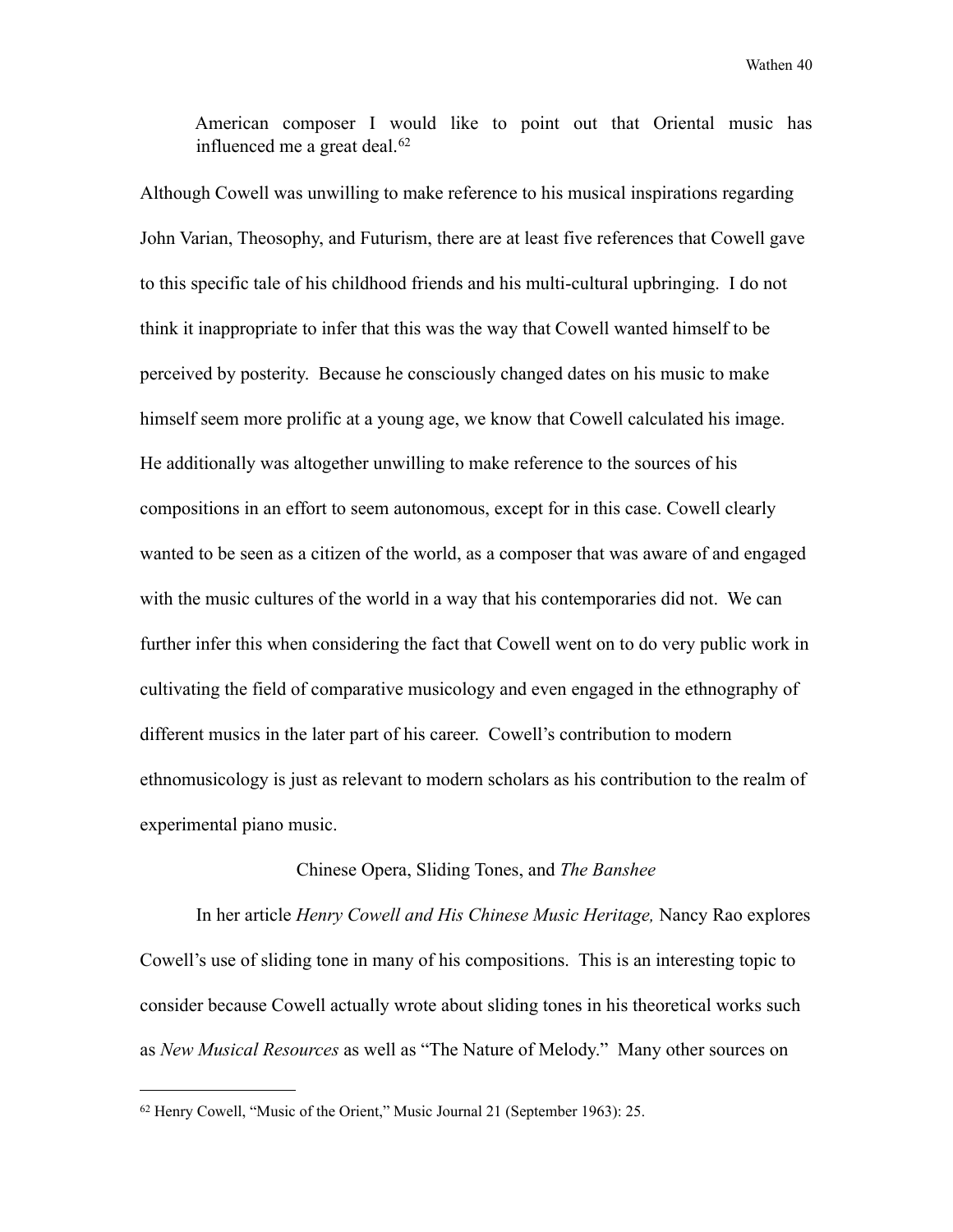> American composer I would like to point out that Oriental music has influenced me a great deal.[62]

Although Cowell was unwilling to make reference to his musical inspirations regarding John Varian, Theosophy, and Futurism, there are at least five references that Cowell gave to this specific tale of his childhood friends and his multi-cultural upbringing. I do not think it inappropriate to infer that this was the way that Cowell wanted himself to be perceived by posterity. Because he consciously changed dates on his music to make himself seem more prolific at a young age, we know that Cowell calculated his image. He additionally was altogether unwilling to make reference to the sources of his compositions in an effort to seem autonomous, except for in this case. Cowell clearly wanted to be seen as a citizen of the world, as a composer that was aware of and engaged with the music cultures of the world in a way that his contemporaries did not. We can further infer this when considering the fact that Cowell went on to do very public work in cultivating the field of comparative musicology and even engaged in the ethnography of different musics in the later part of his career. Cowell's contribution to modern ethnomusicology is just as relevant to modern scholars as his contribution to the realm of experimental piano music.

## Chinese Opera, Sliding Tones, and *The Banshee*

In her article *Henry Cowell and His Chinese Music Heritage,* Nancy Rao explores Cowell's use of sliding tone in many of his compositions. This is an interesting topic to consider because Cowell actually wrote about sliding tones in his theoretical works such as *New Musical Resources* as well as "The Nature of Melody." Many other sources on

---

[62] Henry Cowell, "Music of the Orient," Music Journal 21 (September 1963): 25.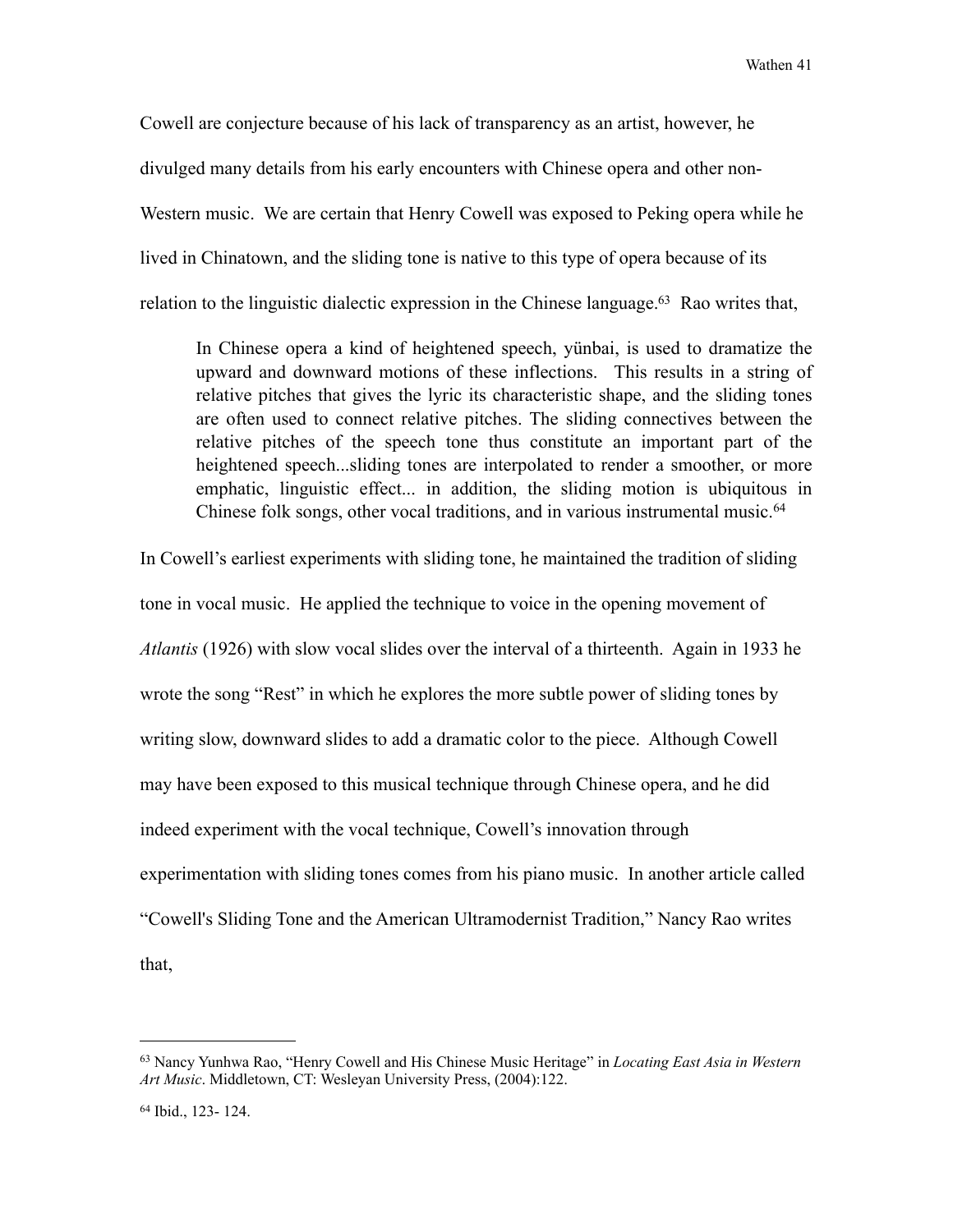Cowell are conjecture because of his lack of transparency as an artist, however, he divulged many details from his early encounters with Chinese opera and other non-Western music. We are certain that Henry Cowell was exposed to Peking opera while he lived in Chinatown, and the sliding tone is native to this type of opera because of its relation to the linguistic dialectic expression in the Chinese language.[63] Rao writes that,

> In Chinese opera a kind of heightened speech, yünbai, is used to dramatize the upward and downward motions of these inflections. This results in a string of relative pitches that gives the lyric its characteristic shape, and the sliding tones are often used to connect relative pitches. The sliding connectives between the relative pitches of the speech tone thus constitute an important part of the heightened speech...sliding tones are interpolated to render a smoother, or more emphatic, linguistic effect... in addition, the sliding motion is ubiquitous in Chinese folk songs, other vocal traditions, and in various instrumental music.[64]

In Cowell's earliest experiments with sliding tone, he maintained the tradition of sliding tone in vocal music. He applied the technique to voice in the opening movement of *Atlantis* (1926) with slow vocal slides over the interval of a thirteenth. Again in 1933 he wrote the song "Rest" in which he explores the more subtle power of sliding tones by writing slow, downward slides to add a dramatic color to the piece. Although Cowell may have been exposed to this musical technique through Chinese opera, and he did indeed experiment with the vocal technique, Cowell's innovation through experimentation with sliding tones comes from his piano music. In another article called "Cowell's Sliding Tone and the American Ultramodernist Tradition," Nancy Rao writes that,

---

[63] Nancy Yunhwa Rao, "Henry Cowell and His Chinese Music Heritage" in *Locating East Asia in Western Art Music*. Middletown, CT: Wesleyan University Press, (2004):122.

[64] Ibid., 123- 124.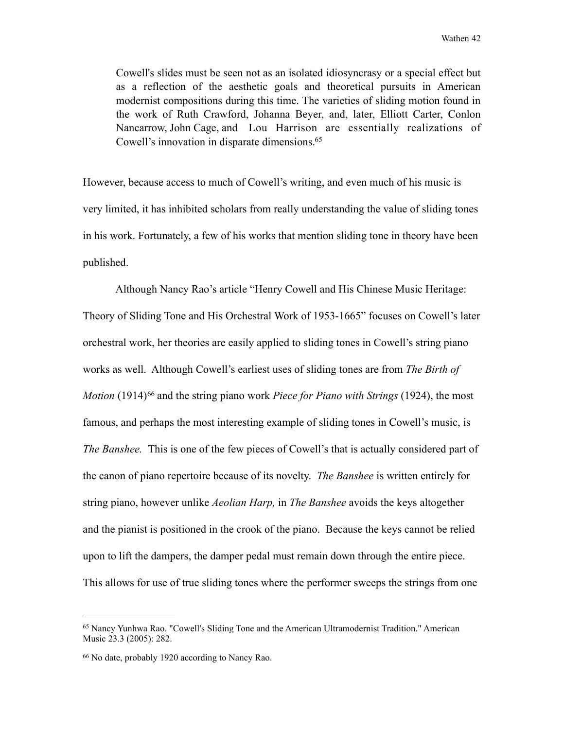> Cowell's slides must be seen not as an isolated idiosyncrasy or a special effect but as a reflection of the aesthetic goals and theoretical pursuits in American modernist compositions during this time. The varieties of sliding motion found in the work of Ruth Crawford, Johanna Beyer, and, later, Elliott Carter, Conlon Nancarrow, John Cage, and Lou Harrison are essentially realizations of Cowell's innovation in disparate dimensions.[65]

However, because access to much of Cowell's writing, and even much of his music is very limited, it has inhibited scholars from really understanding the value of sliding tones in his work. Fortunately, a few of his works that mention sliding tone in theory have been published.

Although Nancy Rao's article "Henry Cowell and His Chinese Music Heritage: Theory of Sliding Tone and His Orchestral Work of 1953-1665" focuses on Cowell's later orchestral work, her theories are easily applied to sliding tones in Cowell's string piano works as well. Although Cowell's earliest uses of sliding tones are from *The Birth of Motion* (1914)[66] and the string piano work *Piece for Piano with Strings* (1924), the most famous, and perhaps the most interesting example of sliding tones in Cowell's music, is *The Banshee.* This is one of the few pieces of Cowell's that is actually considered part of the canon of piano repertoire because of its novelty. *The Banshee* is written entirely for string piano, however unlike *Aeolian Harp,* in *The Banshee* avoids the keys altogether and the pianist is positioned in the crook of the piano. Because the keys cannot be relied upon to lift the dampers, the damper pedal must remain down through the entire piece. This allows for use of true sliding tones where the performer sweeps the strings from one

---

[65] Nancy Yunhwa Rao. "Cowell's Sliding Tone and the American Ultramodernist Tradition." American Music 23.3 (2005): 282.

[66] No date, probably 1920 according to Nancy Rao.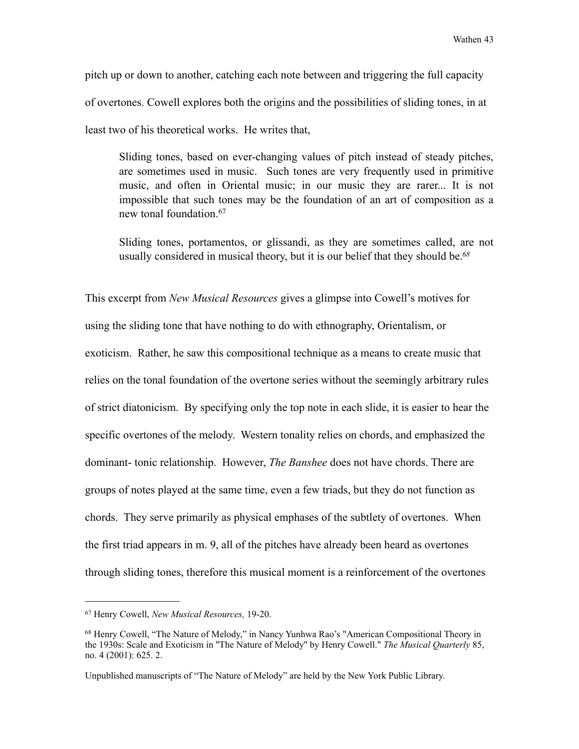pitch up or down to another, catching each note between and triggering the full capacity of overtones. Cowell explores both the origins and the possibilities of sliding tones, in at least two of his theoretical works. He writes that,

> Sliding tones, based on ever-changing values of pitch instead of steady pitches, are sometimes used in music. Such tones are very frequently used in primitive music, and often in Oriental music; in our music they are rarer... It is not impossible that such tones may be the foundation of an art of composition as a new tonal foundation.[67]
>
> Sliding tones, portamentos, or glissandi, as they are sometimes called, are not usually considered in musical theory, but it is our belief that they should be.[68]

This excerpt from *New Musical Resources* gives a glimpse into Cowell's motives for using the sliding tone that have nothing to do with ethnography, Orientalism, or exoticism. Rather, he saw this compositional technique as a means to create music that relies on the tonal foundation of the overtone series without the seemingly arbitrary rules of strict diatonicism. By specifying only the top note in each slide, it is easier to hear the specific overtones of the melody. Western tonality relies on chords, and emphasized the dominant- tonic relationship. However, *The Banshee* does not have chords. There are groups of notes played at the same time, even a few triads, but they do not function as chords. They serve primarily as physical emphases of the subtlety of overtones. When the first triad appears in m. 9, all of the pitches have already been heard as overtones through sliding tones, therefore this musical moment is a reinforcement of the overtones

---

[67] Henry Cowell, *New Musical Resources,* 19-20.

[68] Henry Cowell, "The Nature of Melody," in Nancy Yunhwa Rao's "American Compositional Theory in the 1930s: Scale and Exoticism in "The Nature of Melody" by Henry Cowell." *The Musical Quarterly* 85, no. 4 (2001): 625. 2.

Unpublished manuscripts of "The Nature of Melody" are held by the New York Public Library.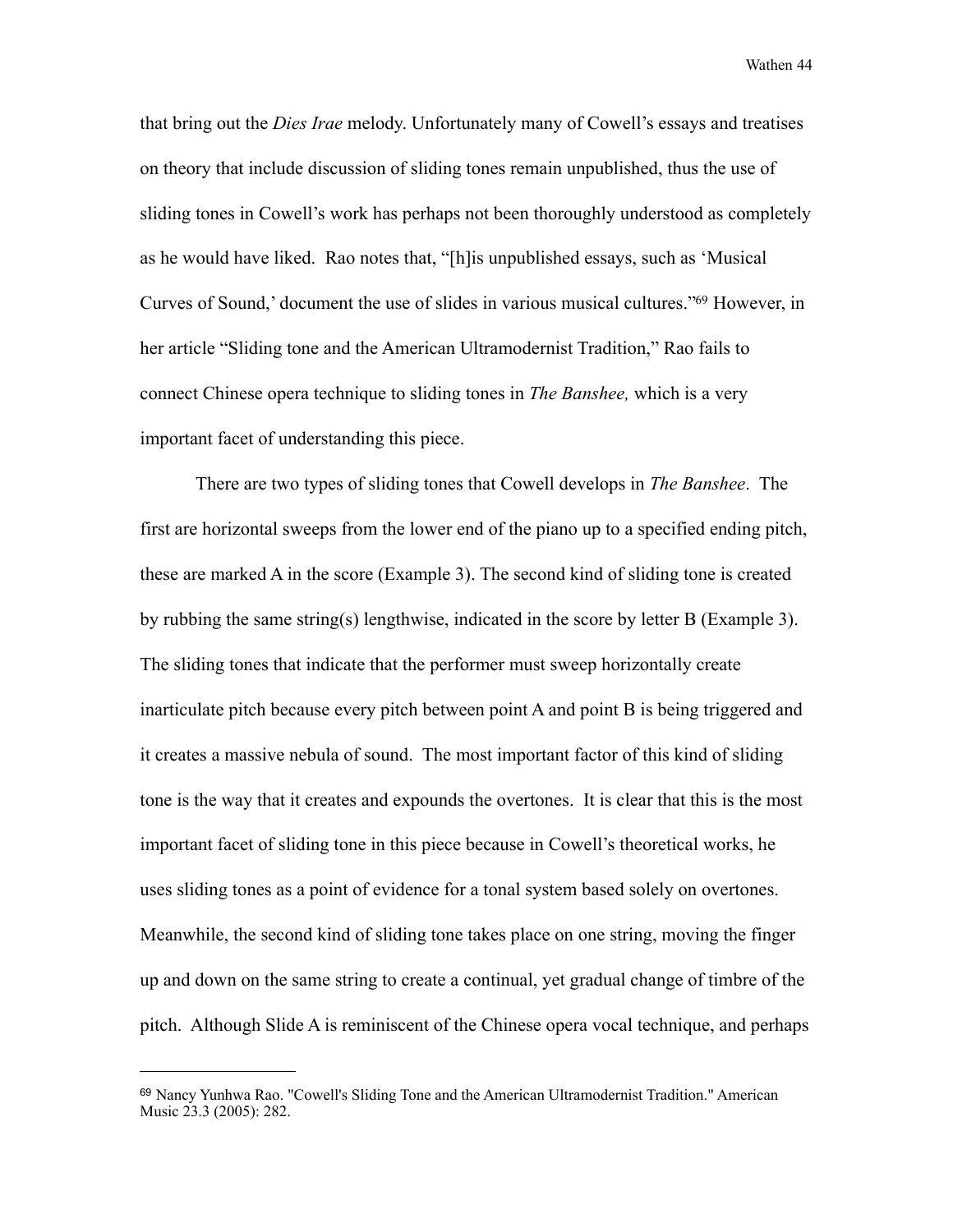that bring out the *Dies Irae* melody. Unfortunately many of Cowell's essays and treatises on theory that include discussion of sliding tones remain unpublished, thus the use of sliding tones in Cowell's work has perhaps not been thoroughly understood as completely as he would have liked. Rao notes that, "[h]is unpublished essays, such as 'Musical Curves of Sound,' document the use of slides in various musical cultures."[69] However, in her article "Sliding tone and the American Ultramodernist Tradition," Rao fails to connect Chinese opera technique to sliding tones in *The Banshee,* which is a very important facet of understanding this piece.

There are two types of sliding tones that Cowell develops in *The Banshee*. The first are horizontal sweeps from the lower end of the piano up to a specified ending pitch, these are marked A in the score (Example 3). The second kind of sliding tone is created by rubbing the same string(s) lengthwise, indicated in the score by letter B (Example 3). The sliding tones that indicate that the performer must sweep horizontally create inarticulate pitch because every pitch between point A and point B is being triggered and it creates a massive nebula of sound. The most important factor of this kind of sliding tone is the way that it creates and expounds the overtones. It is clear that this is the most important facet of sliding tone in this piece because in Cowell's theoretical works, he uses sliding tones as a point of evidence for a tonal system based solely on overtones. Meanwhile, the second kind of sliding tone takes place on one string, moving the finger up and down on the same string to create a continual, yet gradual change of timbre of the pitch. Although Slide A is reminiscent of the Chinese opera vocal technique, and perhaps

---

[69] Nancy Yunhwa Rao. "Cowell's Sliding Tone and the American Ultramodernist Tradition." American Music 23.3 (2005): 282.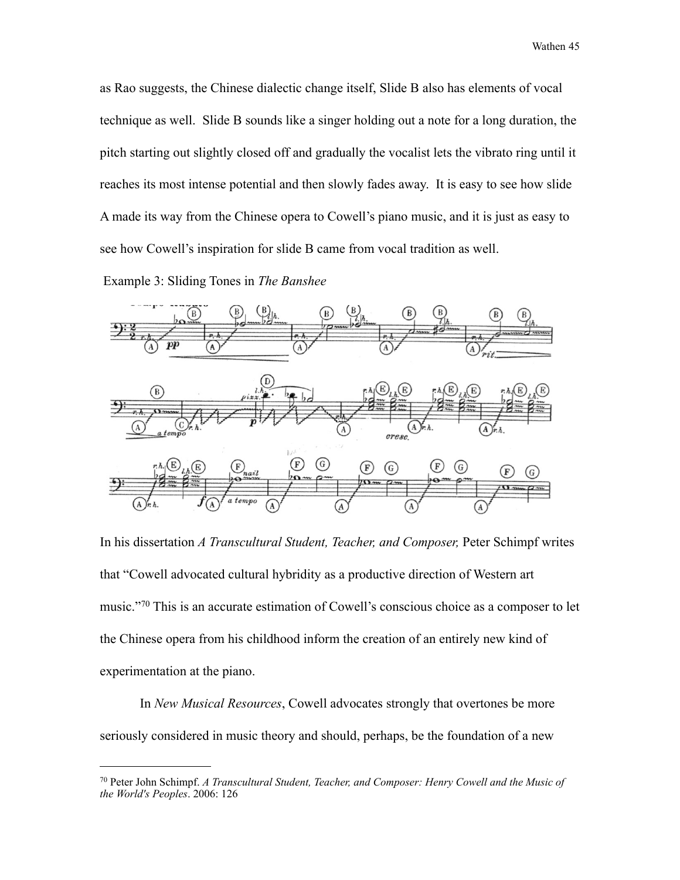as Rao suggests, the Chinese dialectic change itself, Slide B also has elements of vocal technique as well. Slide B sounds like a singer holding out a note for a long duration, the pitch starting out slightly closed off and gradually the vocalist lets the vibrato ring until it reaches its most intense potential and then slowly fades away. It is easy to see how slide A made its way from the Chinese opera to Cowell's piano music, and it is just as easy to see how Cowell's inspiration for slide B came from vocal tradition as well.

Example 3: Sliding Tones in *The Banshee*

In his dissertation *A Transcultural Student, Teacher, and Composer,* Peter Schimpf writes that "Cowell advocated cultural hybridity as a productive direction of Western art music."[70] This is an accurate estimation of Cowell's conscious choice as a composer to let the Chinese opera from his childhood inform the creation of an entirely new kind of experimentation at the piano.

In *New Musical Resources*, Cowell advocates strongly that overtones be more seriously considered in music theory and should, perhaps, be the foundation of a new

---

[70] Peter John Schimpf. *A Transcultural Student, Teacher, and Composer: Henry Cowell and the Music of the World's Peoples*. 2006: 126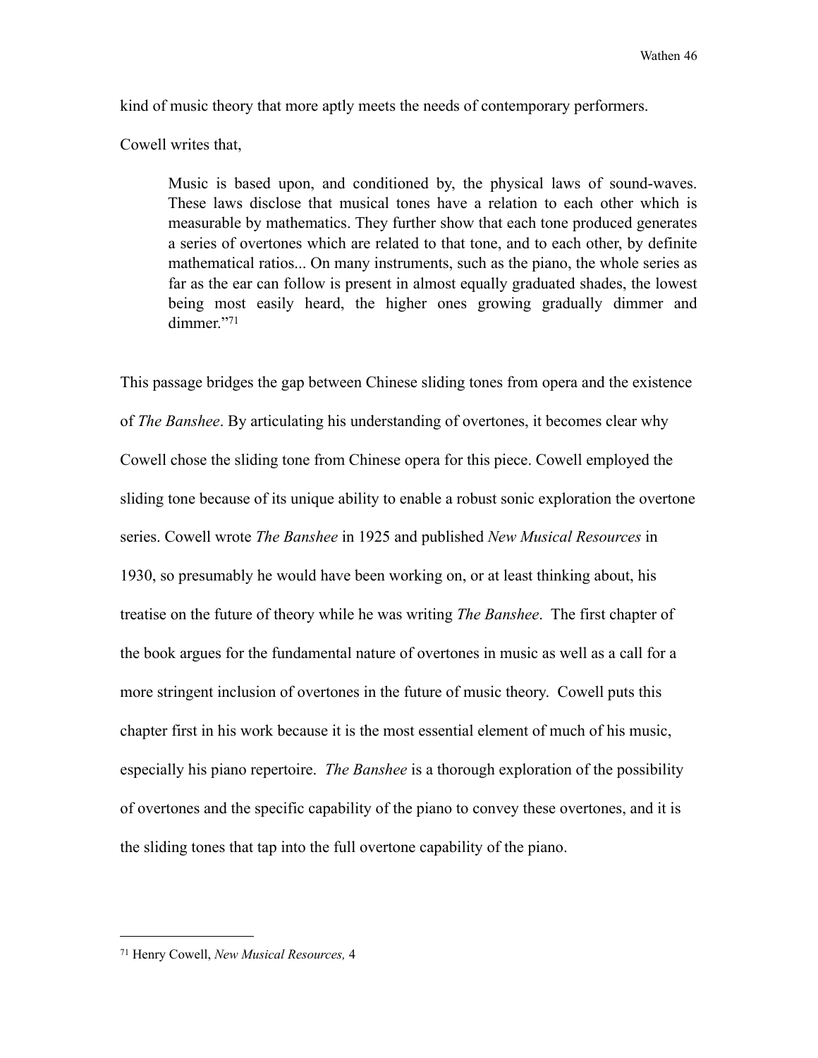kind of music theory that more aptly meets the needs of contemporary performers.

Cowell writes that,

> Music is based upon, and conditioned by, the physical laws of sound-waves. These laws disclose that musical tones have a relation to each other which is measurable by mathematics. They further show that each tone produced generates a series of overtones which are related to that tone, and to each other, by definite mathematical ratios... On many instruments, such as the piano, the whole series as far as the ear can follow is present in almost equally graduated shades, the lowest being most easily heard, the higher ones growing gradually dimmer and dimmer."[71]

This passage bridges the gap between Chinese sliding tones from opera and the existence of *The Banshee*. By articulating his understanding of overtones, it becomes clear why Cowell chose the sliding tone from Chinese opera for this piece. Cowell employed the sliding tone because of its unique ability to enable a robust sonic exploration the overtone series. Cowell wrote *The Banshee* in 1925 and published *New Musical Resources* in 1930, so presumably he would have been working on, or at least thinking about, his treatise on the future of theory while he was writing *The Banshee*. The first chapter of the book argues for the fundamental nature of overtones in music as well as a call for a more stringent inclusion of overtones in the future of music theory. Cowell puts this chapter first in his work because it is the most essential element of much of his music, especially his piano repertoire. *The Banshee* is a thorough exploration of the possibility of overtones and the specific capability of the piano to convey these overtones, and it is the sliding tones that tap into the full overtone capability of the piano.

---

[71] Henry Cowell, *New Musical Resources,* 4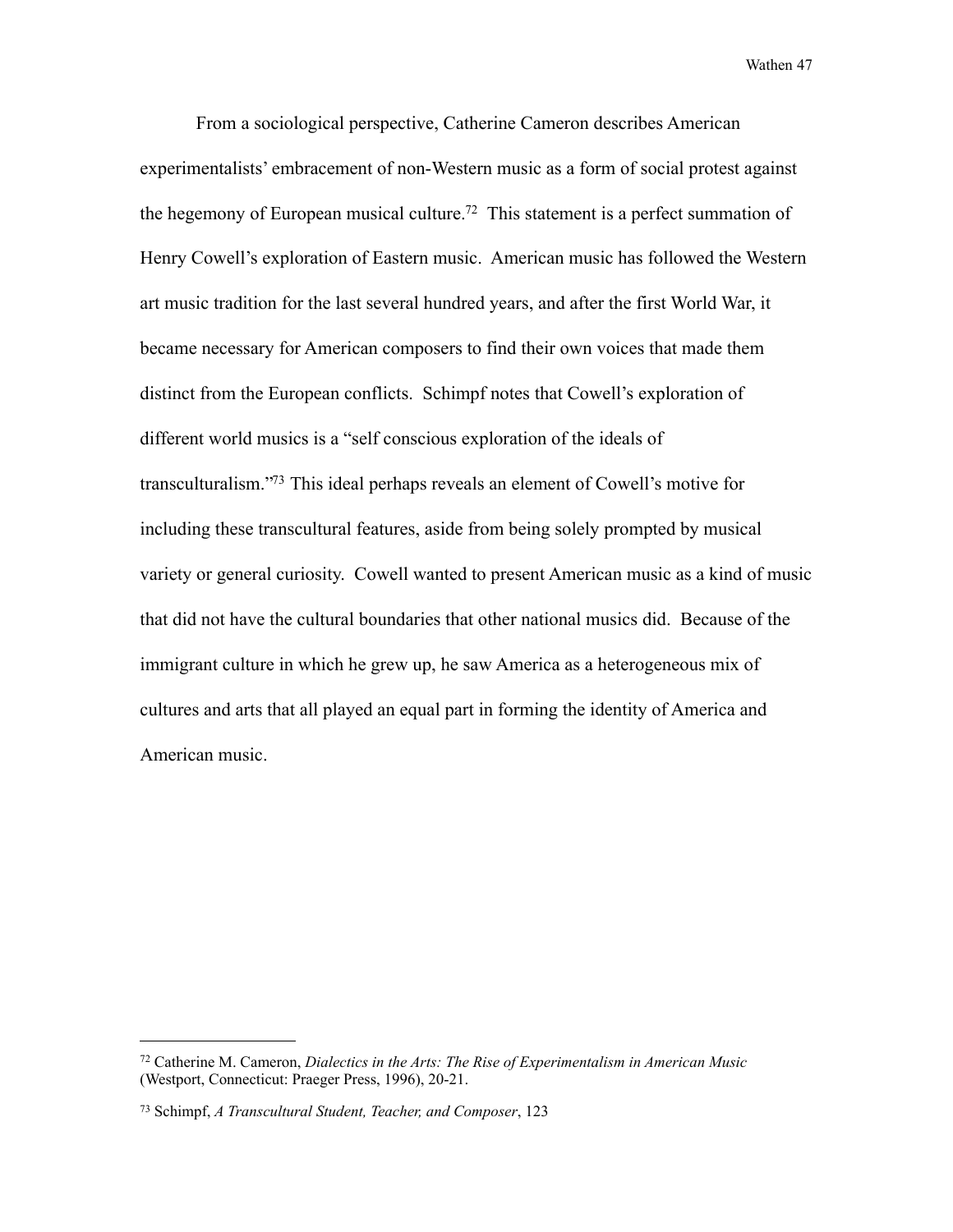From a sociological perspective, Catherine Cameron describes American experimentalists' embracement of non-Western music as a form of social protest against the hegemony of European musical culture.[72] This statement is a perfect summation of Henry Cowell's exploration of Eastern music. American music has followed the Western art music tradition for the last several hundred years, and after the first World War, it became necessary for American composers to find their own voices that made them distinct from the European conflicts. Schimpf notes that Cowell's exploration of different world musics is a "self conscious exploration of the ideals of transculturalism."[73] This ideal perhaps reveals an element of Cowell's motive for including these transcultural features, aside from being solely prompted by musical variety or general curiosity. Cowell wanted to present American music as a kind of music that did not have the cultural boundaries that other national musics did. Because of the immigrant culture in which he grew up, he saw America as a heterogeneous mix of cultures and arts that all played an equal part in forming the identity of America and American music.

---

[72] Catherine M. Cameron, *Dialectics in the Arts: The Rise of Experimentalism in American Music* (Westport, Connecticut: Praeger Press, 1996), 20-21.

[73] Schimpf, *A Transcultural Student, Teacher, and Composer*, 123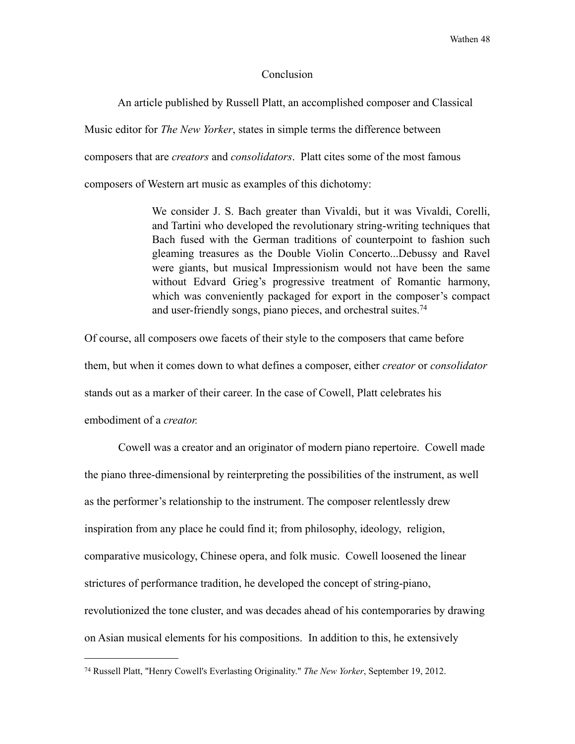## Conclusion

An article published by Russell Platt, an accomplished composer and Classical Music editor for *The New Yorker*, states in simple terms the difference between composers that are *creators* and *consolidators*. Platt cites some of the most famous composers of Western art music as examples of this dichotomy:

> We consider J. S. Bach greater than Vivaldi, but it was Vivaldi, Corelli, and Tartini who developed the revolutionary string-writing techniques that Bach fused with the German traditions of counterpoint to fashion such gleaming treasures as the Double Violin Concerto...Debussy and Ravel were giants, but musical Impressionism would not have been the same without Edvard Grieg's progressive treatment of Romantic harmony, which was conveniently packaged for export in the composer's compact and user-friendly songs, piano pieces, and orchestral suites.[74]

Of course, all composers owe facets of their style to the composers that came before them, but when it comes down to what defines a composer, either *creator* or *consolidator* stands out as a marker of their career. In the case of Cowell, Platt celebrates his embodiment of a *creator.*

Cowell was a creator and an originator of modern piano repertoire. Cowell made the piano three-dimensional by reinterpreting the possibilities of the instrument, as well as the performer's relationship to the instrument. The composer relentlessly drew inspiration from any place he could find it; from philosophy, ideology, religion, comparative musicology, Chinese opera, and folk music. Cowell loosened the linear strictures of performance tradition, he developed the concept of string-piano, revolutionized the tone cluster, and was decades ahead of his contemporaries by drawing on Asian musical elements for his compositions. In addition to this, he extensively

---

[74] Russell Platt, "Henry Cowell's Everlasting Originality." *The New Yorker*, September 19, 2012.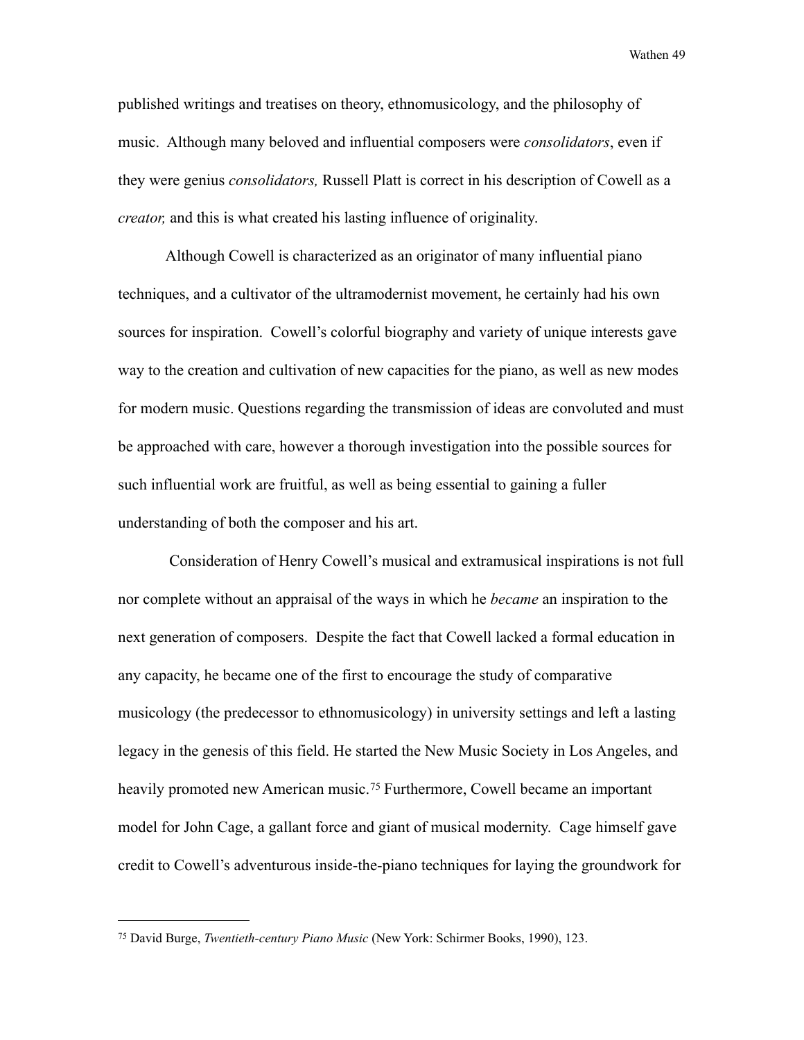published writings and treatises on theory, ethnomusicology, and the philosophy of music. Although many beloved and influential composers were *consolidators*, even if they were genius *consolidators,* Russell Platt is correct in his description of Cowell as a *creator,* and this is what created his lasting influence of originality.

Although Cowell is characterized as an originator of many influential piano techniques, and a cultivator of the ultramodernist movement, he certainly had his own sources for inspiration. Cowell's colorful biography and variety of unique interests gave way to the creation and cultivation of new capacities for the piano, as well as new modes for modern music. Questions regarding the transmission of ideas are convoluted and must be approached with care, however a thorough investigation into the possible sources for such influential work are fruitful, as well as being essential to gaining a fuller understanding of both the composer and his art.

Consideration of Henry Cowell's musical and extramusical inspirations is not full nor complete without an appraisal of the ways in which he *became* an inspiration to the next generation of composers. Despite the fact that Cowell lacked a formal education in any capacity, he became one of the first to encourage the study of comparative musicology (the predecessor to ethnomusicology) in university settings and left a lasting legacy in the genesis of this field. He started the New Music Society in Los Angeles, and heavily promoted new American music.[75] Furthermore, Cowell became an important model for John Cage, a gallant force and giant of musical modernity. Cage himself gave credit to Cowell's adventurous inside-the-piano techniques for laying the groundwork for

[75] David Burge, *Twentieth-century Piano Music* (New York: Schirmer Books, 1990), 123.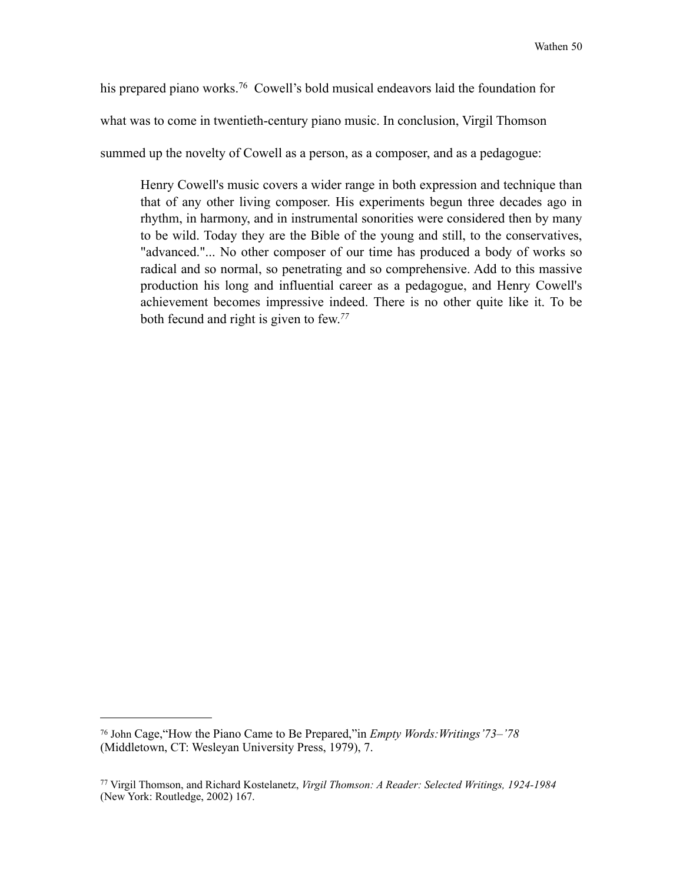his prepared piano works.[76] Cowell's bold musical endeavors laid the foundation for what was to come in twentieth-century piano music. In conclusion, Virgil Thomson summed up the novelty of Cowell as a person, as a composer, and as a pedagogue:

> Henry Cowell's music covers a wider range in both expression and technique than that of any other living composer. His experiments begun three decades ago in rhythm, in harmony, and in instrumental sonorities were considered then by many to be wild. Today they are the Bible of the young and still, to the conservatives, "advanced."... No other composer of our time has produced a body of works so radical and so normal, so penetrating and so comprehensive. Add to this massive production his long and influential career as a pedagogue, and Henry Cowell's achievement becomes impressive indeed. There is no other quite like it. To be both fecund and right is given to few.[77]

---

[76] John Cage,"How the Piano Came to Be Prepared,"in *Empty Words:Writings'73–'78* (Middletown, CT: Wesleyan University Press, 1979), 7.

[77] Virgil Thomson, and Richard Kostelanetz, *Virgil Thomson: A Reader: Selected Writings, 1924-1984* (New York: Routledge, 2002) 167.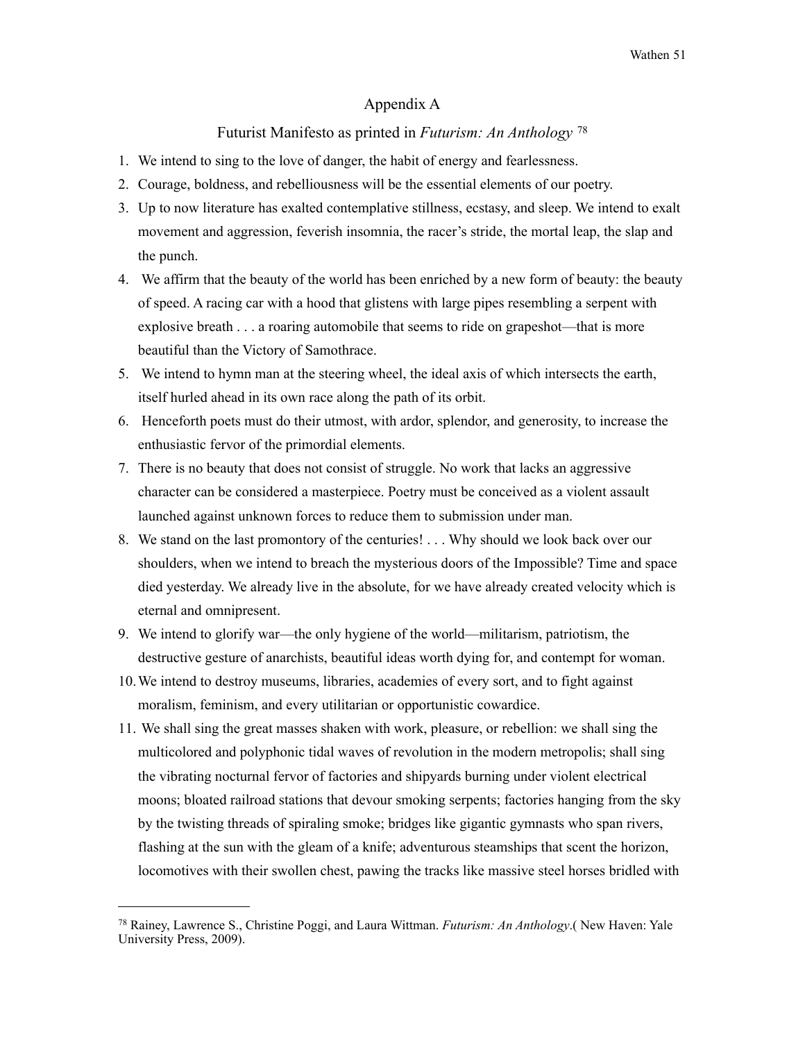# Appendix A

## Futurist Manifesto as printed in *Futurism: An Anthology* [78]

1. We intend to sing to the love of danger, the habit of energy and fearlessness.
2. Courage, boldness, and rebelliousness will be the essential elements of our poetry.
3. Up to now literature has exalted contemplative stillness, ecstasy, and sleep. We intend to exalt movement and aggression, feverish insomnia, the racer's stride, the mortal leap, the slap and the punch.
4. We affirm that the beauty of the world has been enriched by a new form of beauty: the beauty of speed. A racing car with a hood that glistens with large pipes resembling a serpent with explosive breath . . . a roaring automobile that seems to ride on grapeshot—that is more beautiful than the Victory of Samothrace.
5. We intend to hymn man at the steering wheel, the ideal axis of which intersects the earth, itself hurled ahead in its own race along the path of its orbit.
6. Henceforth poets must do their utmost, with ardor, splendor, and generosity, to increase the enthusiastic fervor of the primordial elements.
7. There is no beauty that does not consist of struggle. No work that lacks an aggressive character can be considered a masterpiece. Poetry must be conceived as a violent assault launched against unknown forces to reduce them to submission under man.
8. We stand on the last promontory of the centuries! . . . Why should we look back over our shoulders, when we intend to breach the mysterious doors of the Impossible? Time and space died yesterday. We already live in the absolute, for we have already created velocity which is eternal and omnipresent.
9. We intend to glorify war—the only hygiene of the world—militarism, patriotism, the destructive gesture of anarchists, beautiful ideas worth dying for, and contempt for woman.
10. We intend to destroy museums, libraries, academies of every sort, and to fight against moralism, feminism, and every utilitarian or opportunistic cowardice.
11. We shall sing the great masses shaken with work, pleasure, or rebellion: we shall sing the multicolored and polyphonic tidal waves of revolution in the modern metropolis; shall sing the vibrating nocturnal fervor of factories and shipyards burning under violent electrical moons; bloated railroad stations that devour smoking serpents; factories hanging from the sky by the twisting threads of spiraling smoke; bridges like gigantic gymnasts who span rivers, flashing at the sun with the gleam of a knife; adventurous steamships that scent the horizon, locomotives with their swollen chest, pawing the tracks like massive steel horses bridled with

---

[78] Rainey, Lawrence S., Christine Poggi, and Laura Wittman. *Futurism: An Anthology*.( New Haven: Yale University Press, 2009).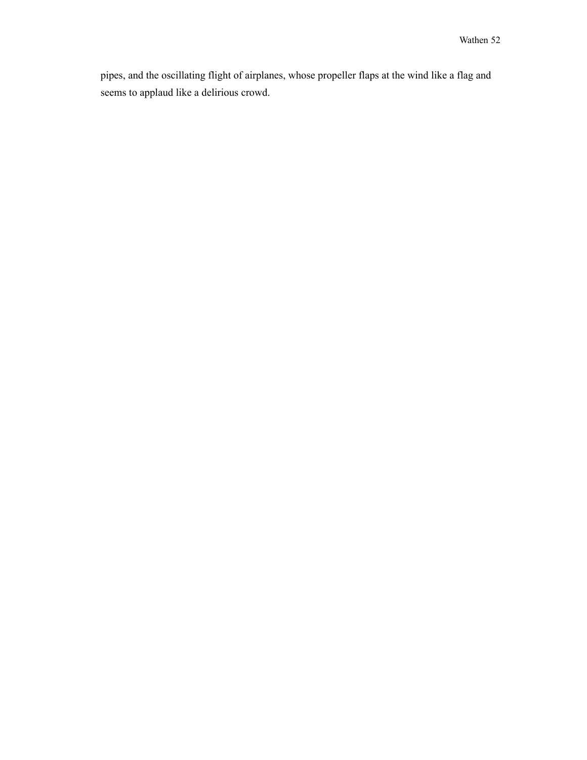pipes, and the oscillating flight of airplanes, whose propeller flaps at the wind like a flag and seems to applaud like a delirious crowd.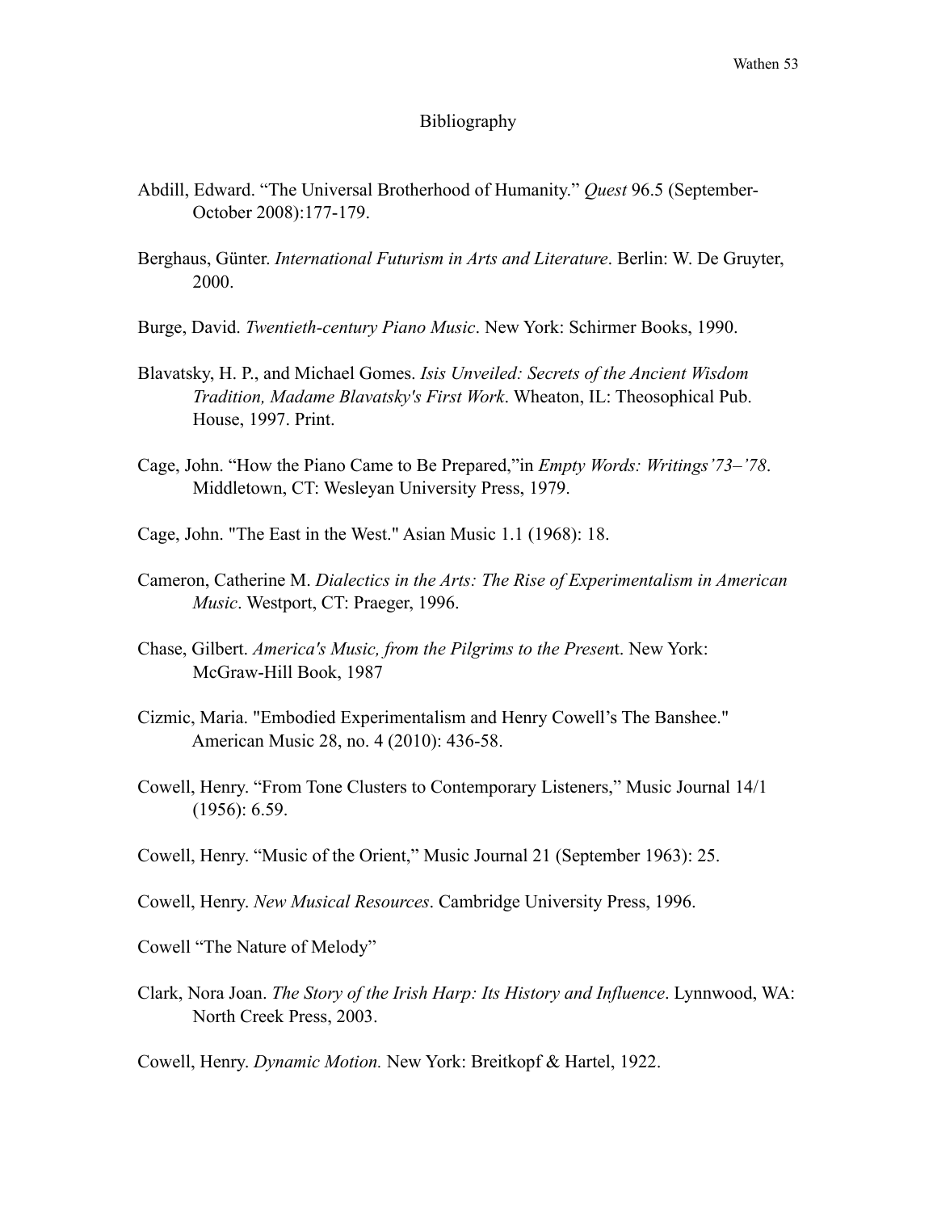# Bibliography

Abdill, Edward. "The Universal Brotherhood of Humanity." *Quest* 96.5 (September-October 2008):177-179.

Berghaus, Günter. *International Futurism in Arts and Literature*. Berlin: W. De Gruyter, 2000.

Burge, David. *Twentieth-century Piano Music*. New York: Schirmer Books, 1990.

Blavatsky, H. P., and Michael Gomes. *Isis Unveiled: Secrets of the Ancient Wisdom Tradition, Madame Blavatsky's First Work*. Wheaton, IL: Theosophical Pub. House, 1997. Print.

Cage, John. "How the Piano Came to Be Prepared,"in *Empty Words: Writings'73–'78*. Middletown, CT: Wesleyan University Press, 1979.

Cage, John. "The East in the West." Asian Music 1.1 (1968): 18.

Cameron, Catherine M. *Dialectics in the Arts: The Rise of Experimentalism in American Music*. Westport, CT: Praeger, 1996.

Chase, Gilbert. *America's Music, from the Pilgrims to the Presen*t. New York: McGraw-Hill Book, 1987

Cizmic, Maria. "Embodied Experimentalism and Henry Cowell's The Banshee." American Music 28, no. 4 (2010): 436-58.

Cowell, Henry. "From Tone Clusters to Contemporary Listeners," Music Journal 14/1 (1956): 6.59.

Cowell, Henry. "Music of the Orient," Music Journal 21 (September 1963): 25.

Cowell, Henry. *New Musical Resources*. Cambridge University Press, 1996.

Cowell "The Nature of Melody"

Clark, Nora Joan. *The Story of the Irish Harp: Its History and Influence*. Lynnwood, WA: North Creek Press, 2003.

Cowell, Henry. *Dynamic Motion.* New York: Breitkopf & Hartel, 1922.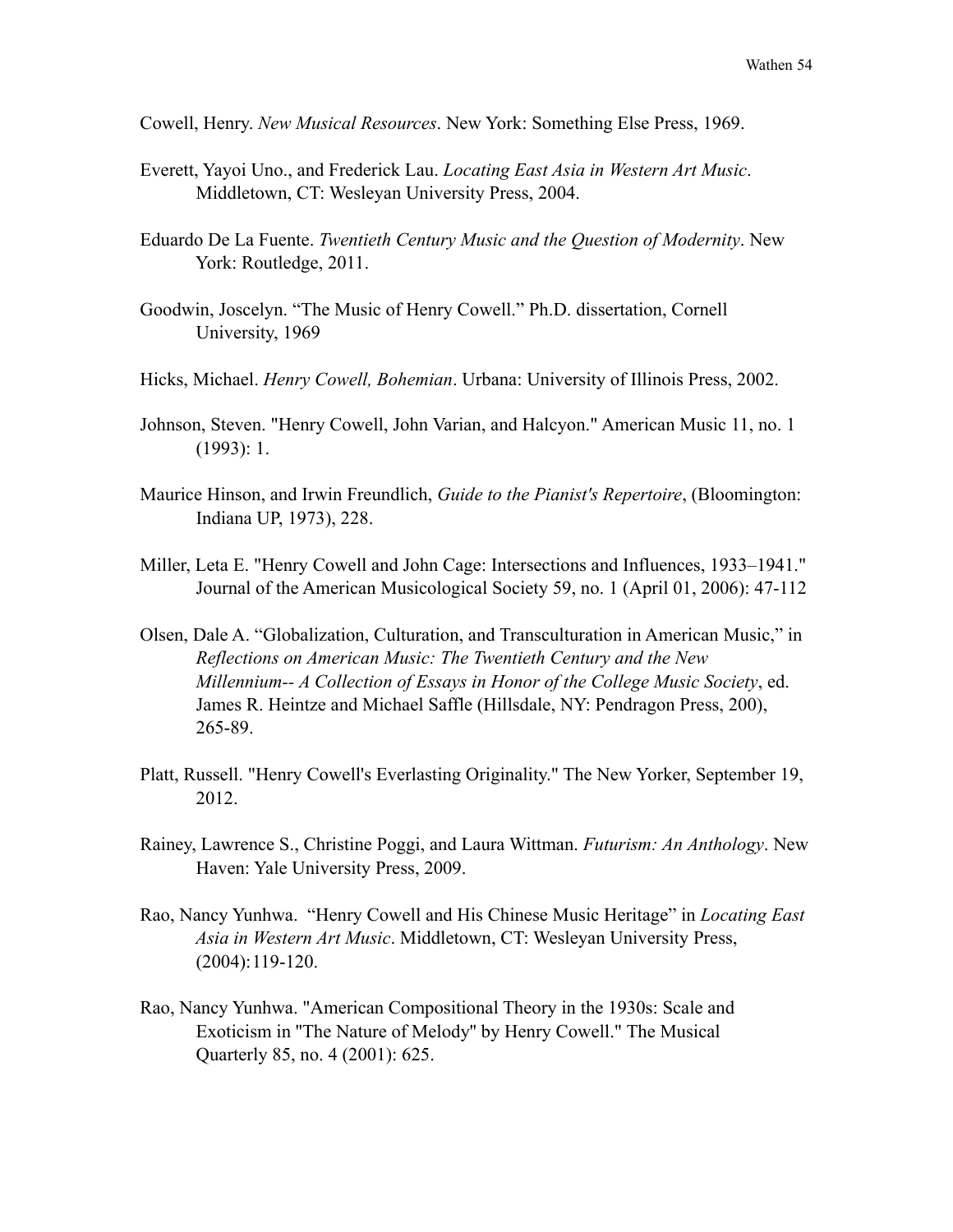Cowell, Henry. *New Musical Resources*. New York: Something Else Press, 1969.

Everett, Yayoi Uno., and Frederick Lau. *Locating East Asia in Western Art Music*. Middletown, CT: Wesleyan University Press, 2004.

Eduardo De La Fuente. *Twentieth Century Music and the Question of Modernity*. New York: Routledge, 2011.

Goodwin, Joscelyn. "The Music of Henry Cowell." Ph.D. dissertation, Cornell University, 1969

Hicks, Michael. *Henry Cowell, Bohemian*. Urbana: University of Illinois Press, 2002.

Johnson, Steven. "Henry Cowell, John Varian, and Halcyon." American Music 11, no. 1 (1993): 1.

Maurice Hinson, and Irwin Freundlich, *Guide to the Pianist's Repertoire*, (Bloomington: Indiana UP, 1973), 228.

Miller, Leta E. "Henry Cowell and John Cage: Intersections and Influences, 1933–1941." Journal of the American Musicological Society 59, no. 1 (April 01, 2006): 47-112

Olsen, Dale A. "Globalization, Culturation, and Transculturation in American Music," in *Reflections on American Music: The Twentieth Century and the New Millennium-- A Collection of Essays in Honor of the College Music Society*, ed. James R. Heintze and Michael Saffle (Hillsdale, NY: Pendragon Press, 200), 265-89.

Platt, Russell. "Henry Cowell's Everlasting Originality." The New Yorker, September 19, 2012.

Rainey, Lawrence S., Christine Poggi, and Laura Wittman. *Futurism: An Anthology*. New Haven: Yale University Press, 2009.

Rao, Nancy Yunhwa. "Henry Cowell and His Chinese Music Heritage" in *Locating East Asia in Western Art Music*. Middletown, CT: Wesleyan University Press, (2004):119-120.

Rao, Nancy Yunhwa. "American Compositional Theory in the 1930s: Scale and Exoticism in "The Nature of Melody" by Henry Cowell." The Musical Quarterly 85, no. 4 (2001): 625.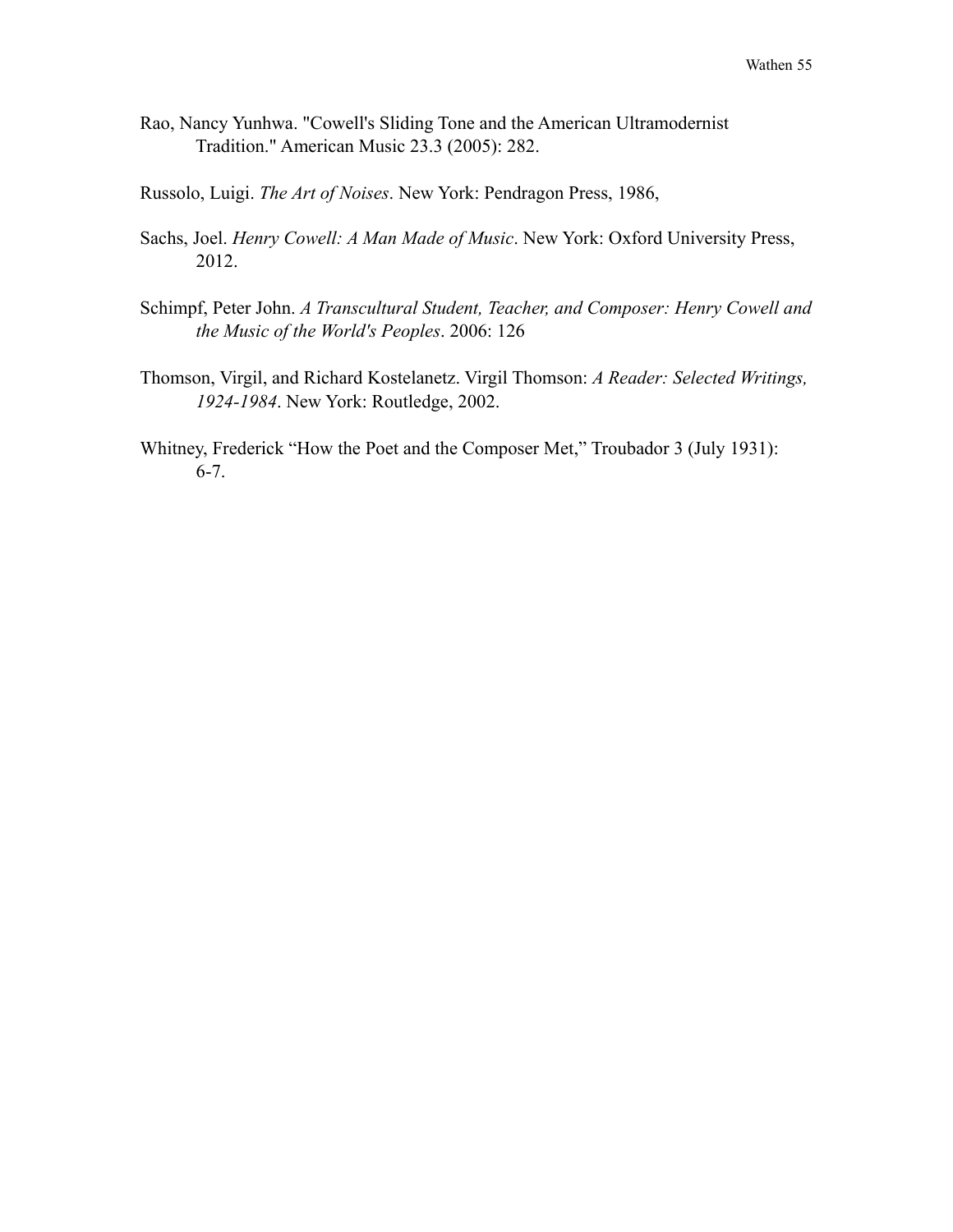Rao, Nancy Yunhwa. "Cowell's Sliding Tone and the American Ultramodernist Tradition." American Music 23.3 (2005): 282.

Russolo, Luigi. *The Art of Noises*. New York: Pendragon Press, 1986,

Sachs, Joel. *Henry Cowell: A Man Made of Music*. New York: Oxford University Press, 2012.

Schimpf, Peter John. *A Transcultural Student, Teacher, and Composer: Henry Cowell and the Music of the World's Peoples*. 2006: 126

Thomson, Virgil, and Richard Kostelanetz. Virgil Thomson: *A Reader: Selected Writings, 1924-1984*. New York: Routledge, 2002.

Whitney, Frederick "How the Poet and the Composer Met," Troubador 3 (July 1931): 6-7.